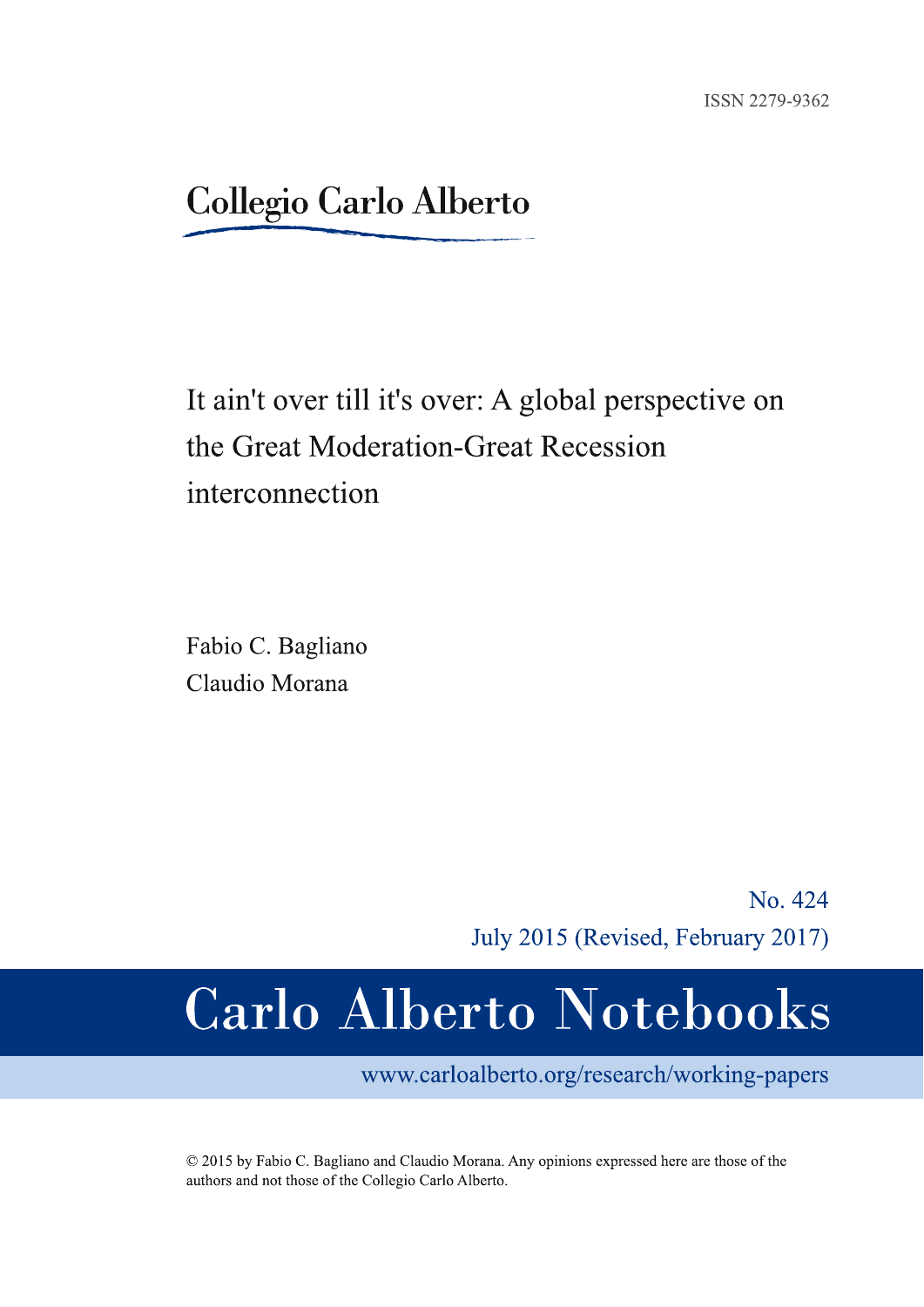ISSN 2279-9362

Collegio Carlo Alberto

# It ain't over till it's over: A global perspective on the Great Moderation-Great Recession interconnection

Fabio C. Bagliano

Claudio Morana

No. 424

July 2015 (Revised, February 2017)

Carlo Alberto Notebooks

www.carloalberto.org/research/working-papers

© 2015 by Fabio C. Bagliano and Claudio Morana. Any opinions expressed here are those of the authors and not those of the Collegio Carlo Alberto.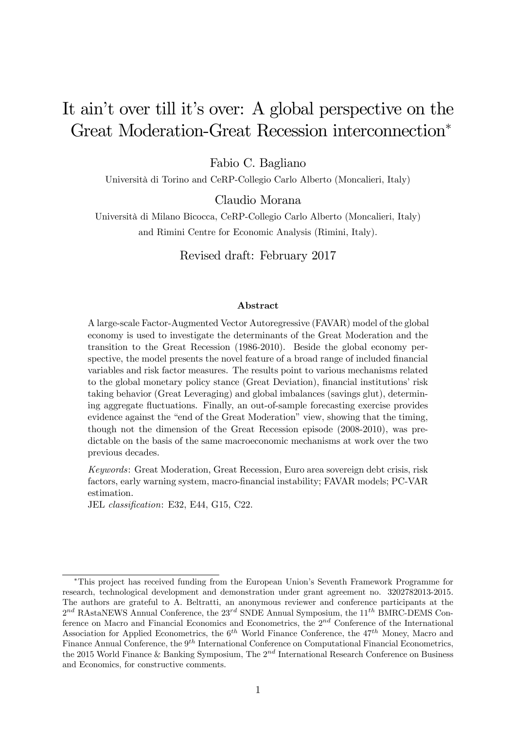# It ain't over till it's over: A global perspective on the Great Moderation-Great Recession interconnection*

Fabio C. Bagliano

Università di Torino and CeRP-Collegio Carlo Alberto (Moncalieri, Italy)

Claudio Morana

Università di Milano Bicocca, CeRP-Collegio Carlo Alberto (Moncalieri, Italy) and Rimini Centre for Economic Analysis (Rimini, Italy).

Revised draft: February 2017

### Abstract

A large-scale Factor-Augmented Vector Autoregressive (FAVAR) model of the global economy is used to investigate the determinants of the Great Moderation and the transition to the Great Recession (1986-2010). Beside the global economy perspective, the model presents the novel feature of a broad range of included financial variables and risk factor measures. The results point to various mechanisms related to the global monetary policy stance (Great Deviation), financial institutions' risk taking behavior (Great Leveraging) and global imbalances (savings glut), determining aggregate fluctuations. Finally, an out-of-sample forecasting exercise provides evidence against the "end of the Great Moderation" view, showing that the timing, though not the dimension of the Great Recession episode (2008-2010), was predictable on the basis of the same macroeconomic mechanisms at work over the two previous decades.

*Keywords*: Great Moderation, Great Recession, Euro area sovereign debt crisis, risk factors, early warning system, macro-financial instability; FAVAR models; PC-VAR estimation.

JEL *classification*: E32, E44, G15, C22.

---

*This project has received funding from the European Union's Seventh Framework Programme for research, technological development and demonstration under grant agreement no. 3202782013-2015. The authors are grateful to A. Beltratti, an anonymous reviewer and conference participants at the $2^{nd}$ RAstaNEWS Annual Conference, the $23^{rd}$ SNDE Annual Symposium, the $11^{th}$ BMRC-DEMS Conference on Macro and Financial Economics and Econometrics, the $2^{nd}$ Conference of the International Association for Applied Econometrics, the $6^{th}$ World Finance Conference, the $47^{th}$ Money, Macro and Finance Annual Conference, the $9^{th}$ International Conference on Computational Financial Econometrics, the 2015 World Finance & Banking Symposium, The $2^{nd}$ International Research Conference on Business and Economics, for constructive comments.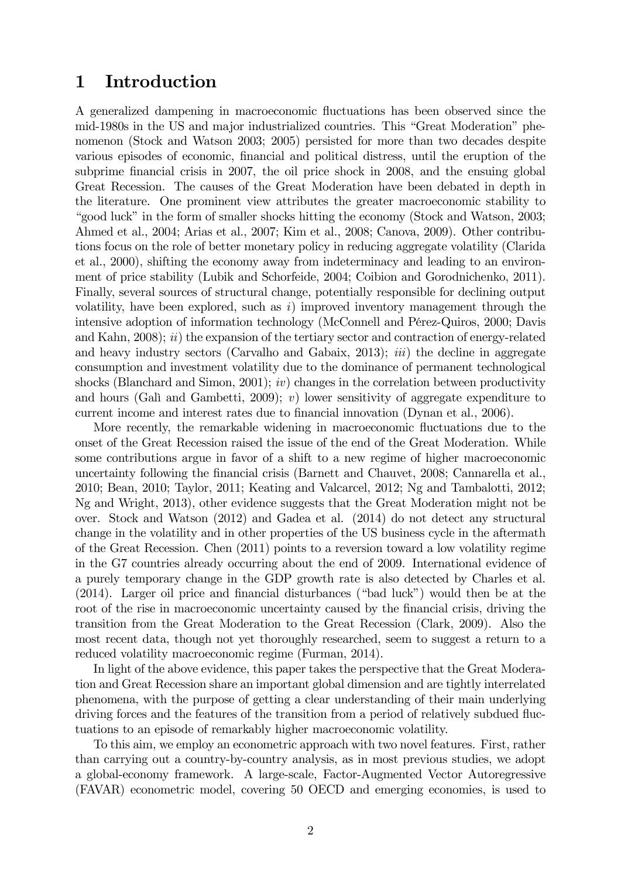# 1 Introduction

A generalized dampening in macroeconomic fluctuations has been observed since the mid-1980s in the US and major industrialized countries. This "Great Moderation" phenomenon (Stock and Watson 2003; 2005) persisted for more than two decades despite various episodes of economic, financial and political distress, until the eruption of the subprime financial crisis in 2007, the oil price shock in 2008, and the ensuing global Great Recession. The causes of the Great Moderation have been debated in depth in the literature. One prominent view attributes the greater macroeconomic stability to "good luck" in the form of smaller shocks hitting the economy (Stock and Watson, 2003; Ahmed et al., 2004; Arias et al., 2007; Kim et al., 2008; Canova, 2009). Other contributions focus on the role of better monetary policy in reducing aggregate volatility (Clarida et al., 2000), shifting the economy away from indeterminacy and leading to an environment of price stability (Lubik and Schorfeide, 2004; Coibion and Gorodnichenko, 2011). Finally, several sources of structural change, potentially responsible for declining output volatility, have been explored, such as *i*) improved inventory management through the intensive adoption of information technology (McConnell and Pérez-Quiros, 2000; Davis and Kahn, 2008); *ii*) the expansion of the tertiary sector and contraction of energy-related and heavy industry sectors (Carvalho and Gabaix, 2013); *iii*) the decline in aggregate consumption and investment volatility due to the dominance of permanent technological shocks (Blanchard and Simon, 2001); *iv*) changes in the correlation between productivity and hours (Galì and Gambetti, 2009); *v*) lower sensitivity of aggregate expenditure to current income and interest rates due to financial innovation (Dynan et al., 2006).

More recently, the remarkable widening in macroeconomic fluctuations due to the onset of the Great Recession raised the issue of the end of the Great Moderation. While some contributions argue in favor of a shift to a new regime of higher macroeconomic uncertainty following the financial crisis (Barnett and Chauvet, 2008; Cannarella et al., 2010; Bean, 2010; Taylor, 2011; Keating and Valcarcel, 2012; Ng and Tambalotti, 2012; Ng and Wright, 2013), other evidence suggests that the Great Moderation might not be over. Stock and Watson (2012) and Gadea et al. (2014) do not detect any structural change in the volatility and in other properties of the US business cycle in the aftermath of the Great Recession. Chen (2011) points to a reversion toward a low volatility regime in the G7 countries already occurring about the end of 2009. International evidence of a purely temporary change in the GDP growth rate is also detected by Charles et al. (2014). Larger oil price and financial disturbances ("bad luck") would then be at the root of the rise in macroeconomic uncertainty caused by the financial crisis, driving the transition from the Great Moderation to the Great Recession (Clark, 2009). Also the most recent data, though not yet thoroughly researched, seem to suggest a return to a reduced volatility macroeconomic regime (Furman, 2014).

In light of the above evidence, this paper takes the perspective that the Great Moderation and Great Recession share an important global dimension and are tightly interrelated phenomena, with the purpose of getting a clear understanding of their main underlying driving forces and the features of the transition from a period of relatively subdued fluctuations to an episode of remarkably higher macroeconomic volatility.

To this aim, we employ an econometric approach with two novel features. First, rather than carrying out a country-by-country analysis, as in most previous studies, we adopt a global-economy framework. A large-scale, Factor-Augmented Vector Autoregressive (FAVAR) econometric model, covering 50 OECD and emerging economies, is used to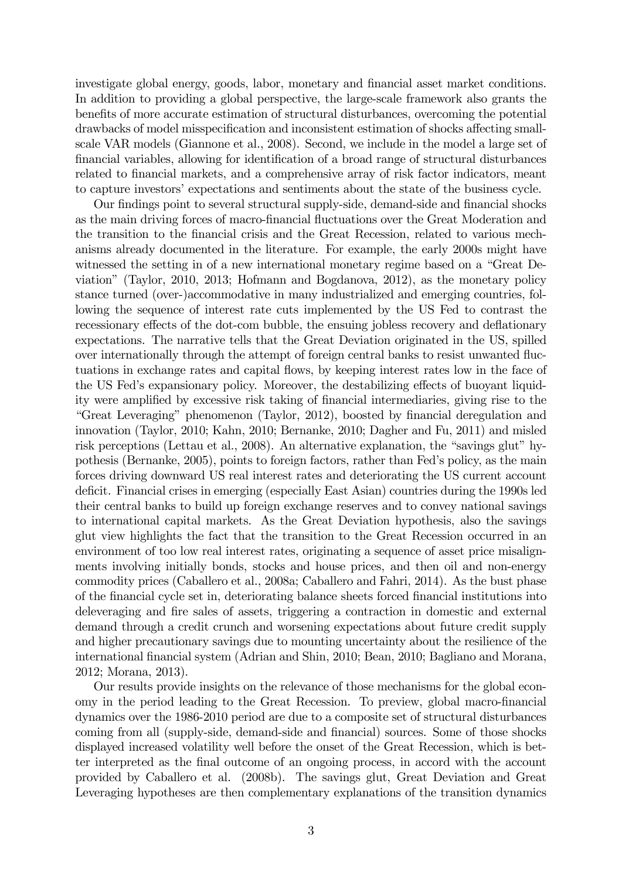investigate global energy, goods, labor, monetary and financial asset market conditions. In addition to providing a global perspective, the large-scale framework also grants the benefits of more accurate estimation of structural disturbances, overcoming the potential drawbacks of model misspecification and inconsistent estimation of shocks affecting small-scale VAR models (Giannone et al., 2008). Second, we include in the model a large set of financial variables, allowing for identification of a broad range of structural disturbances related to financial markets, and a comprehensive array of risk factor indicators, meant to capture investors' expectations and sentiments about the state of the business cycle.

Our findings point to several structural supply-side, demand-side and financial shocks as the main driving forces of macro-financial fluctuations over the Great Moderation and the transition to the financial crisis and the Great Recession, related to various mechanisms already documented in the literature. For example, the early 2000s might have witnessed the setting in of a new international monetary regime based on a "Great Deviation" (Taylor, 2010, 2013; Hofmann and Bogdanova, 2012), as the monetary policy stance turned (over-)accommodative in many industrialized and emerging countries, following the sequence of interest rate cuts implemented by the US Fed to contrast the recessionary effects of the dot-com bubble, the ensuing jobless recovery and deflationary expectations. The narrative tells that the Great Deviation originated in the US, spilled over internationally through the attempt of foreign central banks to resist unwanted fluctuations in exchange rates and capital flows, by keeping interest rates low in the face of the US Fed's expansionary policy. Moreover, the destabilizing effects of buoyant liquidity were amplified by excessive risk taking of financial intermediaries, giving rise to the "Great Leveraging" phenomenon (Taylor, 2012), boosted by financial deregulation and innovation (Taylor, 2010; Kahn, 2010; Bernanke, 2010; Dagher and Fu, 2011) and misled risk perceptions (Lettau et al., 2008). An alternative explanation, the "savings glut" hypothesis (Bernanke, 2005), points to foreign factors, rather than Fed's policy, as the main forces driving downward US real interest rates and deteriorating the US current account deficit. Financial crises in emerging (especially East Asian) countries during the 1990s led their central banks to build up foreign exchange reserves and to convey national savings to international capital markets. As the Great Deviation hypothesis, also the savings glut view highlights the fact that the transition to the Great Recession occurred in an environment of too low real interest rates, originating a sequence of asset price misalignments involving initially bonds, stocks and house prices, and then oil and non-energy commodity prices (Caballero et al., 2008a; Caballero and Fahri, 2014). As the bust phase of the financial cycle set in, deteriorating balance sheets forced financial institutions into deleveraging and fire sales of assets, triggering a contraction in domestic and external demand through a credit crunch and worsening expectations about future credit supply and higher precautionary savings due to mounting uncertainty about the resilience of the international financial system (Adrian and Shin, 2010; Bean, 2010; Bagliano and Morana, 2012; Morana, 2013).

Our results provide insights on the relevance of those mechanisms for the global economy in the period leading to the Great Recession. To preview, global macro-financial dynamics over the 1986-2010 period are due to a composite set of structural disturbances coming from all (supply-side, demand-side and financial) sources. Some of those shocks displayed increased volatility well before the onset of the Great Recession, which is better interpreted as the final outcome of an ongoing process, in accord with the account provided by Caballero et al. (2008b). The savings glut, Great Deviation and Great Leveraging hypotheses are then complementary explanations of the transition dynamics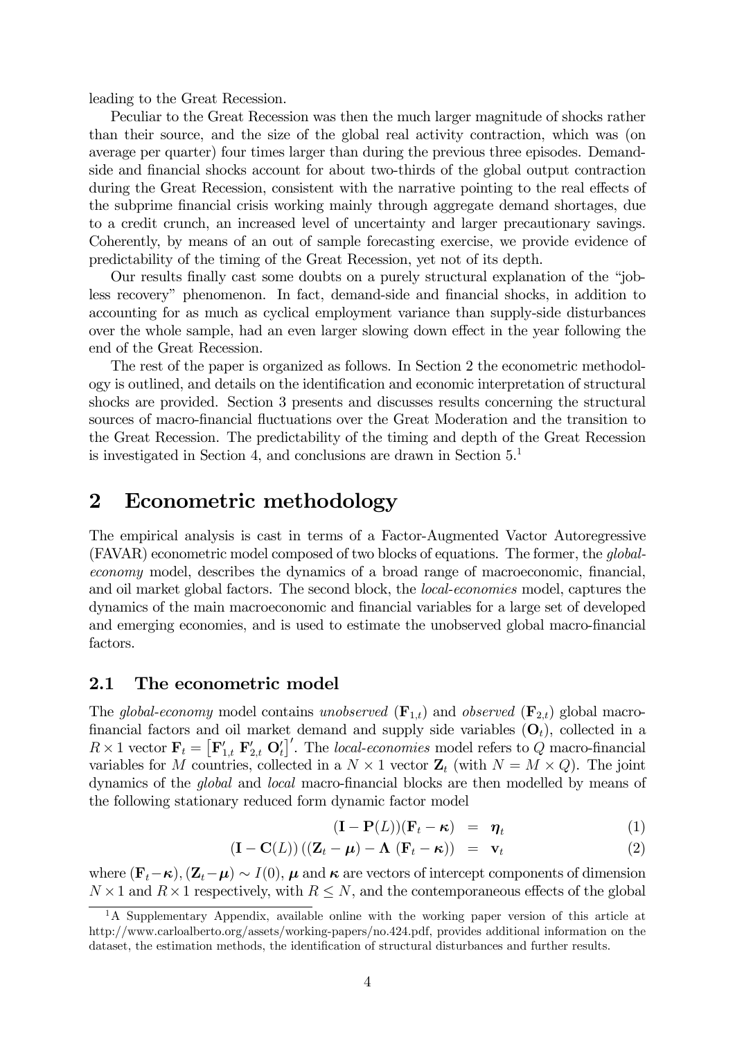leading to the Great Recession.

Peculiar to the Great Recession was then the much larger magnitude of shocks rather than their source, and the size of the global real activity contraction, which was (on average per quarter) four times larger than during the previous three episodes. Demand-side and financial shocks account for about two-thirds of the global output contraction during the Great Recession, consistent with the narrative pointing to the real effects of the subprime financial crisis working mainly through aggregate demand shortages, due to a credit crunch, an increased level of uncertainty and larger precautionary savings. Coherently, by means of an out of sample forecasting exercise, we provide evidence of predictability of the timing of the Great Recession, yet not of its depth.

Our results finally cast some doubts on a purely structural explanation of the "jobless recovery" phenomenon. In fact, demand-side and financial shocks, in addition to accounting for as much as cyclical employment variance than supply-side disturbances over the whole sample, had an even larger slowing down effect in the year following the end of the Great Recession.

The rest of the paper is organized as follows. In Section 2 the econometric methodology is outlined, and details on the identification and economic interpretation of structural shocks are provided. Section 3 presents and discusses results concerning the structural sources of macro-financial fluctuations over the Great Moderation and the transition to the Great Recession. The predictability of the timing and depth of the Great Recession is investigated in Section 4, and conclusions are drawn in Section 5.[1]

# 2 Econometric methodology

The empirical analysis is cast in terms of a Factor-Augmented Vector Autoregressive (FAVAR) econometric model composed of two blocks of equations. The former, the *global-economy* model, describes the dynamics of a broad range of macroeconomic, financial, and oil market global factors. The second block, the *local-economies* model, captures the dynamics of the main macroeconomic and financial variables for a large set of developed and emerging economies, and is used to estimate the unobserved global macro-financial factors.

## 2.1 The econometric model

The *global-economy* model contains *unobserved* ($\mathbf{F}_{1,t}$) and *observed* ($\mathbf{F}_{2,t}$) global macro-financial factors and oil market demand and supply side variables ($\mathbf{O}_t$), collected in a $R \times 1$ vector $\mathbf{F}_t = \left[\mathbf{F}_{1,t}' \; \mathbf{F}_{2,t}' \; \mathbf{O}_t'\right]'$. The *local-economies* model refers to $Q$ macro-financial variables for $M$ countries, collected in a $N \times 1$ vector $\mathbf{Z}_t$ (with $N = M \times Q$). The joint dynamics of the *global* and *local* macro-financial blocks are then modelled by means of the following stationary reduced form dynamic factor model

$$(\mathbf{I} - \mathbf{P}(L))(\mathbf{F}_t - \boldsymbol{\kappa}) = \boldsymbol{\eta}_t \tag{1}$$

$$(\mathbf{I} - \mathbf{C}(L))\left((\mathbf{Z}_t - \boldsymbol{\mu}) - \boldsymbol{\Lambda}\,(\mathbf{F}_t - \boldsymbol{\kappa})\right) = \mathbf{v}_t \tag{2}$$

where $(\mathbf{F}_t - \boldsymbol{\kappa}), (\mathbf{Z}_t - \boldsymbol{\mu}) \sim I(0)$, $\boldsymbol{\mu}$ and $\boldsymbol{\kappa}$ are vectors of intercept components of dimension $N \times 1$ and $R \times 1$ respectively, with $R \leq N$, and the contemporaneous effects of the global

[1] A Supplementary Appendix, available online with the working paper version of this article at http://www.carloalberto.org/assets/working-papers/no.424.pdf, provides additional information on the dataset, the estimation methods, the identification of structural disturbances and further results.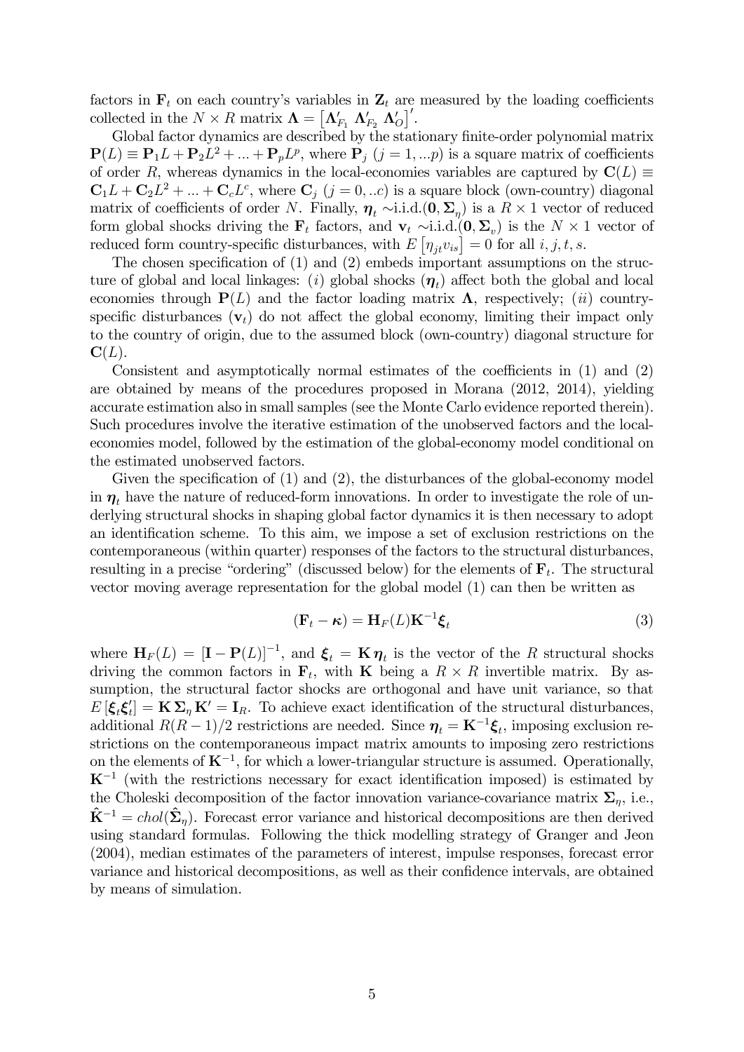factors in $\mathbf{F}_t$ on each country's variables in $\mathbf{Z}_t$ are measured by the loading coefficients collected in the $N \times R$ matrix $\mathbf{\Lambda} = \left[\mathbf{\Lambda}_{F_1}' \ \mathbf{\Lambda}_{F_2}' \ \mathbf{\Lambda}_{O}'\right]'$.

Global factor dynamics are described by the stationary finite-order polynomial matrix $\mathbf{P}(L) \equiv \mathbf{P}_1 L + \mathbf{P}_2 L^2 + ... + \mathbf{P}_p L^p$, where $\mathbf{P}_j$ $(j = 1, ...p)$ is a square matrix of coefficients of order $R$, whereas dynamics in the local-economies variables are captured by $\mathbf{C}(L) \equiv \mathbf{C}_1 L + \mathbf{C}_2 L^2 + ... + \mathbf{C}_c L^c$, where $\mathbf{C}_j$ $(j = 0, ..c)$ is a square block (own-country) diagonal matrix of coefficients of order $N$. Finally, $\boldsymbol{\eta}_t \sim$i.i.d.$(\mathbf{0}, \mathbf{\Sigma}_\eta)$ is a $R \times 1$ vector of reduced form global shocks driving the $\mathbf{F}_t$ factors, and $\mathbf{v}_t \sim$i.i.d.$(\mathbf{0}, \mathbf{\Sigma}_v)$ is the $N \times 1$ vector of reduced form country-specific disturbances, with $E\left[\eta_{jt} v_{is}\right] = 0$ for all $i, j, t, s$.

The chosen specification of (1) and (2) embeds important assumptions on the structure of global and local linkages: ($i$) global shocks ($\boldsymbol{\eta}_t$) affect both the global and local economies through $\mathbf{P}(L)$ and the factor loading matrix $\mathbf{\Lambda}$, respectively; ($ii$) country-specific disturbances ($\mathbf{v}_t$) do not affect the global economy, limiting their impact only to the country of origin, due to the assumed block (own-country) diagonal structure for $\mathbf{C}(L)$.

Consistent and asymptotically normal estimates of the coefficients in (1) and (2) are obtained by means of the procedures proposed in Morana (2012, 2014), yielding accurate estimation also in small samples (see the Monte Carlo evidence reported therein). Such procedures involve the iterative estimation of the unobserved factors and the local-economies model, followed by the estimation of the global-economy model conditional on the estimated unobserved factors.

Given the specification of (1) and (2), the disturbances of the global-economy model in $\boldsymbol{\eta}_t$ have the nature of reduced-form innovations. In order to investigate the role of underlying structural shocks in shaping global factor dynamics it is then necessary to adopt an identification scheme. To this aim, we impose a set of exclusion restrictions on the contemporaneous (within quarter) responses of the factors to the structural disturbances, resulting in a precise "ordering" (discussed below) for the elements of $\mathbf{F}_t$. The structural vector moving average representation for the global model (1) can then be written as

$$(\mathbf{F}_t - \boldsymbol{\kappa}) = \mathbf{H}_F(L)\mathbf{K}^{-1}\boldsymbol{\xi}_t \tag{3}$$

where $\mathbf{H}_F(L) = [\mathbf{I} - \mathbf{P}(L)]^{-1}$, and $\boldsymbol{\xi}_t = \mathbf{K}\,\boldsymbol{\eta}_t$ is the vector of the $R$ structural shocks driving the common factors in $\mathbf{F}_t$, with $\mathbf{K}$ being a $R \times R$ invertible matrix. By assumption, the structural factor shocks are orthogonal and have unit variance, so that $E\left[\boldsymbol{\xi}_t \boldsymbol{\xi}_t'\right] = \mathbf{K}\,\mathbf{\Sigma}_\eta\,\mathbf{K}' = \mathbf{I}_R$. To achieve exact identification of the structural disturbances, additional $R(R-1)/2$ restrictions are needed. Since $\boldsymbol{\eta}_t = \mathbf{K}^{-1}\boldsymbol{\xi}_t$, imposing exclusion restrictions on the contemporaneous impact matrix amounts to imposing zero restrictions on the elements of $\mathbf{K}^{-1}$, for which a lower-triangular structure is assumed. Operationally, $\mathbf{K}^{-1}$ (with the restrictions necessary for exact identification imposed) is estimated by the Choleski decomposition of the factor innovation variance-covariance matrix $\mathbf{\Sigma}_\eta$, i.e., $\hat{\mathbf{K}}^{-1} = chol(\hat{\mathbf{\Sigma}}_\eta)$. Forecast error variance and historical decompositions are then derived using standard formulas. Following the thick modelling strategy of Granger and Jeon (2004), median estimates of the parameters of interest, impulse responses, forecast error variance and historical decompositions, as well as their confidence intervals, are obtained by means of simulation.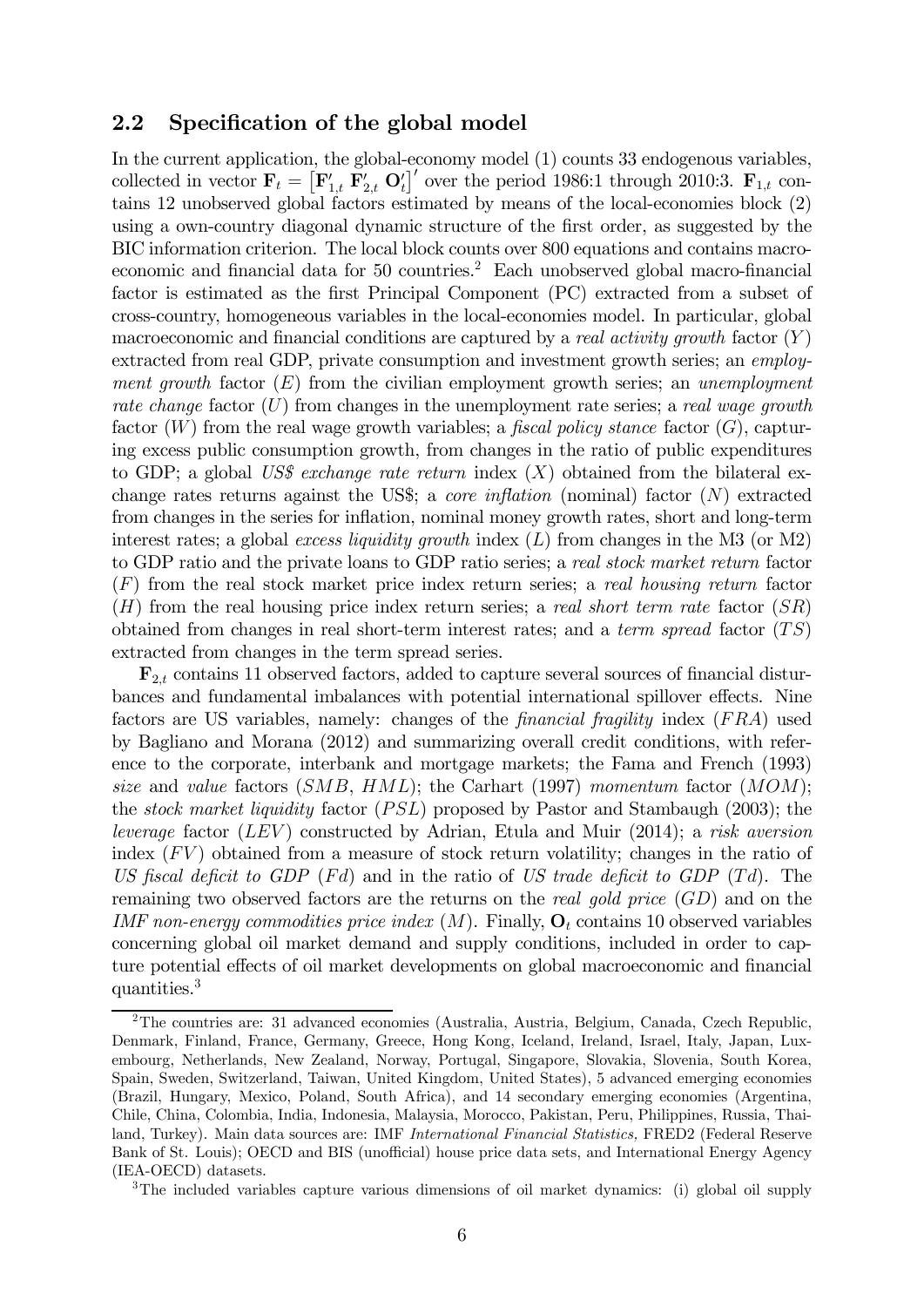## 2.2 Specification of the global model

In the current application, the global-economy model (1) counts 33 endogenous variables, collected in vector $\mathbf{F}_t = \left[\mathbf{F}'_{1,t}\ \mathbf{F}'_{2,t}\ \mathbf{O}'_t\right]'$ over the period 1986:1 through 2010:3. $\mathbf{F}_{1,t}$ contains 12 unobserved global factors estimated by means of the local-economies block (2) using a own-country diagonal dynamic structure of the first order, as suggested by the BIC information criterion. The local block counts over 800 equations and contains macroeconomic and financial data for 50 countries.[2] Each unobserved global macro-financial factor is estimated as the first Principal Component (PC) extracted from a subset of cross-country, homogeneous variables in the local-economies model. In particular, global macroeconomic and financial conditions are captured by a *real activity growth* factor ($Y$) extracted from real GDP, private consumption and investment growth series; an *employment growth* factor ($E$) from the civilian employment growth series; an *unemployment rate change* factor ($U$) from changes in the unemployment rate series; a *real wage growth* factor ($W$) from the real wage growth variables; a *fiscal policy stance* factor ($G$), capturing excess public consumption growth, from changes in the ratio of public expenditures to GDP; a global *US$ exchange rate return* index ($X$) obtained from the bilateral exchange rates returns against the US$; a *core inflation* (nominal) factor ($N$) extracted from changes in the series for inflation, nominal money growth rates, short and long-term interest rates; a global *excess liquidity growth* index ($L$) from changes in the M3 (or M2) to GDP ratio and the private loans to GDP ratio series; a *real stock market return* factor ($F$) from the real stock market price index return series; a *real housing return* factor ($H$) from the real housing price index return series; a *real short term rate* factor ($SR$) obtained from changes in real short-term interest rates; and a *term spread* factor ($TS$) extracted from changes in the term spread series.

$\mathbf{F}_{2,t}$ contains 11 observed factors, added to capture several sources of financial disturbances and fundamental imbalances with potential international spillover effects. Nine factors are US variables, namely: changes of the *financial fragility* index ($FRA$) used by Bagliano and Morana (2012) and summarizing overall credit conditions, with reference to the corporate, interbank and mortgage markets; the Fama and French (1993) *size* and *value* factors ($SMB$, $HML$); the Carhart (1997) *momentum* factor ($MOM$); the *stock market liquidity* factor ($PSL$) proposed by Pastor and Stambaugh (2003); the *leverage* factor ($LEV$) constructed by Adrian, Etula and Muir (2014); a *risk aversion* index ($FV$) obtained from a measure of stock return volatility; changes in the ratio of *US fiscal deficit to GDP* ($Fd$) and in the ratio of *US trade deficit to GDP* ($Td$). The remaining two observed factors are the returns on the *real gold price* ($GD$) and on the *IMF non-energy commodities price index* ($M$). Finally, $\mathbf{O}_t$ contains 10 observed variables concerning global oil market demand and supply conditions, included in order to capture potential effects of oil market developments on global macroeconomic and financial quantities.[3]

---

[2] The countries are: 31 advanced economies (Australia, Austria, Belgium, Canada, Czech Republic, Denmark, Finland, France, Germany, Greece, Hong Kong, Iceland, Ireland, Israel, Italy, Japan, Luxembourg, Netherlands, New Zealand, Norway, Portugal, Singapore, Slovakia, Slovenia, South Korea, Spain, Sweden, Switzerland, Taiwan, United Kingdom, United States), 5 advanced emerging economies (Brazil, Hungary, Mexico, Poland, South Africa), and 14 secondary emerging economies (Argentina, Chile, China, Colombia, India, Indonesia, Malaysia, Morocco, Pakistan, Peru, Philippines, Russia, Thailand, Turkey). Main data sources are: IMF *International Financial Statistics,* FRED2 (Federal Reserve Bank of St. Louis); OECD and BIS (unofficial) house price data sets, and International Energy Agency (IEA-OECD) datasets.

[3] The included variables capture various dimensions of oil market dynamics: (i) global oil supply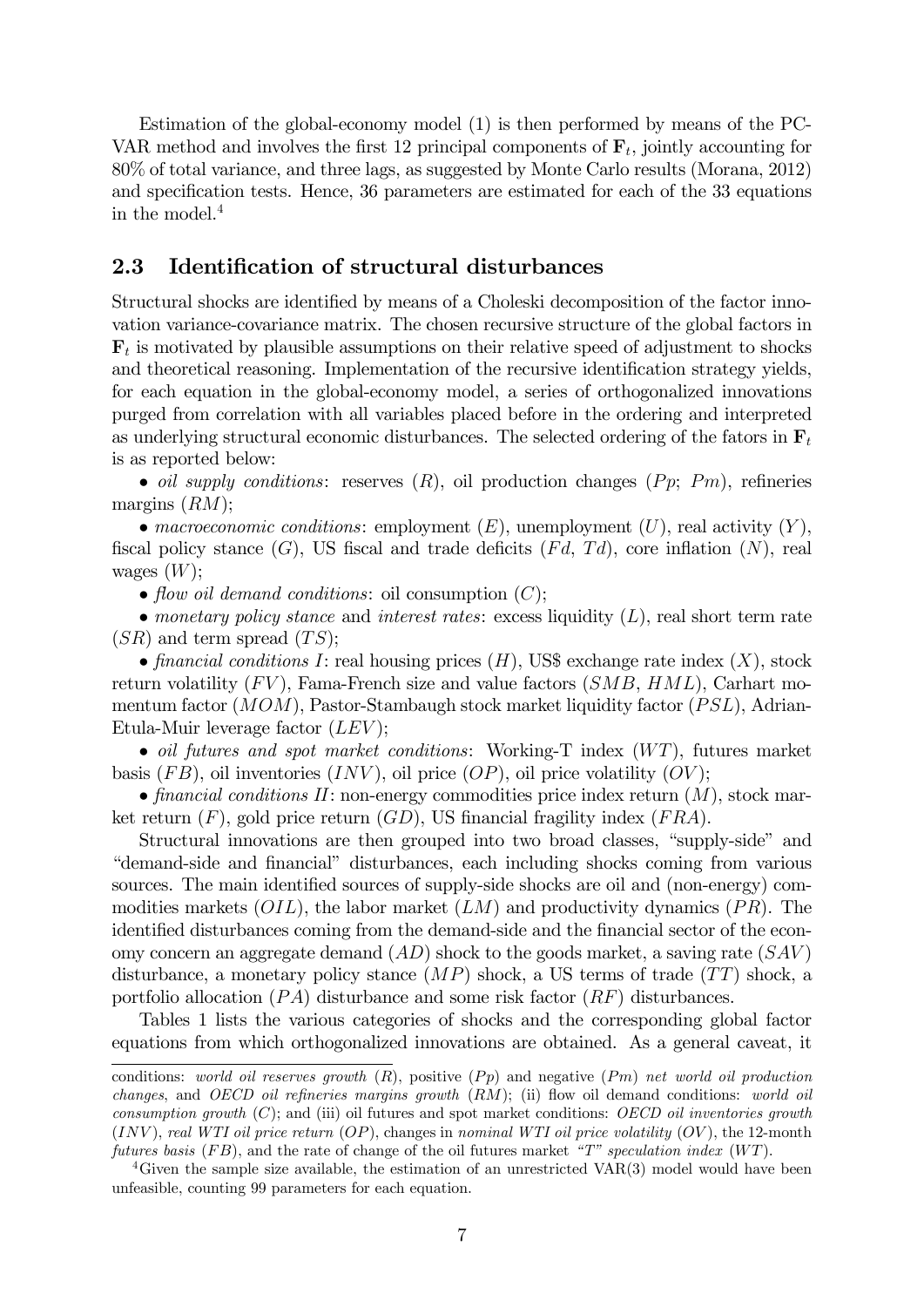Estimation of the global-economy model (1) is then performed by means of the PC-VAR method and involves the first 12 principal components of $\mathbf{F}_t$, jointly accounting for 80% of total variance, and three lags, as suggested by Monte Carlo results (Morana, 2012) and specification tests. Hence, 36 parameters are estimated for each of the 33 equations in the model.[4]

## 2.3 Identification of structural disturbances

Structural shocks are identified by means of a Choleski decomposition of the factor innovation variance-covariance matrix. The chosen recursive structure of the global factors in $\mathbf{F}_t$ is motivated by plausible assumptions on their relative speed of adjustment to shocks and theoretical reasoning. Implementation of the recursive identification strategy yields, for each equation in the global-economy model, a series of orthogonalized innovations purged from correlation with all variables placed before in the ordering and interpreted as underlying structural economic disturbances. The selected ordering of the fators in $\mathbf{F}_t$ is as reported below:

• *oil supply conditions*: reserves ($R$), oil production changes ($Pp$; $Pm$), refineries margins ($RM$);

• *macroeconomic conditions*: employment ($E$), unemployment ($U$), real activity ($Y$), fiscal policy stance ($G$), US fiscal and trade deficits ($Fd$, $Td$), core inflation ($N$), real wages ($W$);

• *flow oil demand conditions*: oil consumption ($C$);

• *monetary policy stance* and *interest rates*: excess liquidity ($L$), real short term rate ($SR$) and term spread ($TS$);

• *financial conditions I*: real housing prices ($H$), US$ exchange rate index ($X$), stock return volatility ($FV$), Fama-French size and value factors ($SMB$, $HML$), Carhart momentum factor ($MOM$), Pastor-Stambaugh stock market liquidity factor ($PSL$), Adrian-Etula-Muir leverage factor ($LEV$);

• *oil futures and spot market conditions*: Working-T index ($WT$), futures market basis ($FB$), oil inventories ($INV$), oil price ($OP$), oil price volatility ($OV$);

• *financial conditions II*: non-energy commodities price index return ($M$), stock market return ($F$), gold price return ($GD$), US financial fragility index ($FRA$).

Structural innovations are then grouped into two broad classes, "supply-side" and "demand-side and financial" disturbances, each including shocks coming from various sources. The main identified sources of supply-side shocks are oil and (non-energy) commodities markets ($OIL$), the labor market ($LM$) and productivity dynamics ($PR$). The identified disturbances coming from the demand-side and the financial sector of the economy concern an aggregate demand ($AD$) shock to the goods market, a saving rate ($SAV$) disturbance, a monetary policy stance ($MP$) shock, a US terms of trade ($TT$) shock, a portfolio allocation ($PA$) disturbance and some risk factor ($RF$) disturbances.

Tables 1 lists the various categories of shocks and the corresponding global factor equations from which orthogonalized innovations are obtained. As a general caveat, it

---

conditions: *world oil reserves growth* ($R$), positive ($Pp$) and negative ($Pm$) *net world oil production changes*, and *OECD oil refineries margins growth* ($RM$); (ii) flow oil demand conditions: *world oil consumption growth* ($C$); and (iii) oil futures and spot market conditions: *OECD oil inventories growth* ($INV$), *real WTI oil price return* ($OP$), changes in *nominal WTI oil price volatility* ($OV$), the 12-month *futures basis* ($FB$), and the rate of change of the oil futures market *"T" speculation index* ($WT$).

[4] Given the sample size available, the estimation of an unrestricted VAR(3) model would have been unfeasible, counting 99 parameters for each equation.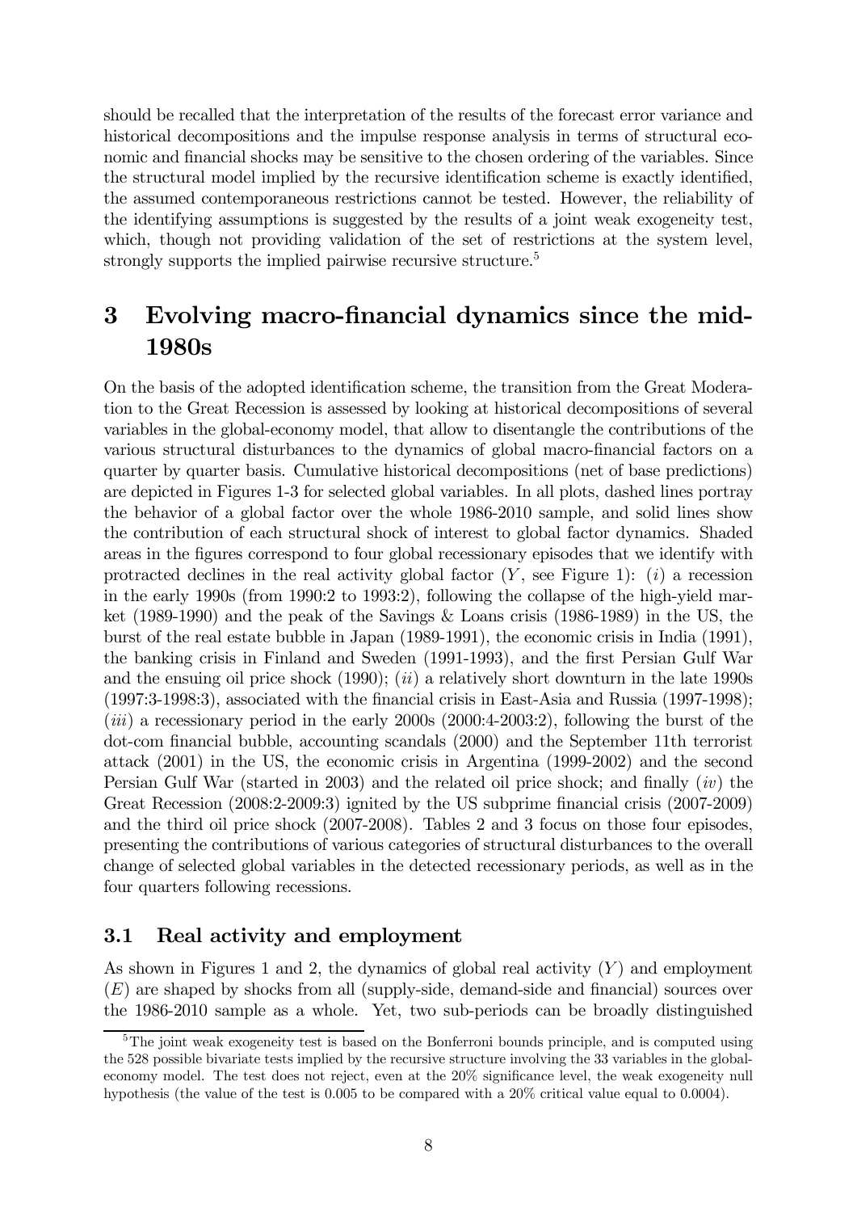should be recalled that the interpretation of the results of the forecast error variance and historical decompositions and the impulse response analysis in terms of structural economic and financial shocks may be sensitive to the chosen ordering of the variables. Since the structural model implied by the recursive identification scheme is exactly identified, the assumed contemporaneous restrictions cannot be tested. However, the reliability of the identifying assumptions is suggested by the results of a joint weak exogeneity test, which, though not providing validation of the set of restrictions at the system level, strongly supports the implied pairwise recursive structure.[5]

# 3 Evolving macro-financial dynamics since the mid-1980s

On the basis of the adopted identification scheme, the transition from the Great Moderation to the Great Recession is assessed by looking at historical decompositions of several variables in the global-economy model, that allow to disentangle the contributions of the various structural disturbances to the dynamics of global macro-financial factors on a quarter by quarter basis. Cumulative historical decompositions (net of base predictions) are depicted in Figures 1-3 for selected global variables. In all plots, dashed lines portray the behavior of a global factor over the whole 1986-2010 sample, and solid lines show the contribution of each structural shock of interest to global factor dynamics. Shaded areas in the figures correspond to four global recessionary episodes that we identify with protracted declines in the real activity global factor ($Y$, see Figure 1): ($i$) a recession in the early 1990s (from 1990:2 to 1993:2), following the collapse of the high-yield market (1989-1990) and the peak of the Savings & Loans crisis (1986-1989) in the US, the burst of the real estate bubble in Japan (1989-1991), the economic crisis in India (1991), the banking crisis in Finland and Sweden (1991-1993), and the first Persian Gulf War and the ensuing oil price shock (1990); ($ii$) a relatively short downturn in the late 1990s (1997:3-1998:3), associated with the financial crisis in East-Asia and Russia (1997-1998); ($iii$) a recessionary period in the early 2000s (2000:4-2003:2), following the burst of the dot-com financial bubble, accounting scandals (2000) and the September 11th terrorist attack (2001) in the US, the economic crisis in Argentina (1999-2002) and the second Persian Gulf War (started in 2003) and the related oil price shock; and finally ($iv$) the Great Recession (2008:2-2009:3) ignited by the US subprime financial crisis (2007-2009) and the third oil price shock (2007-2008). Tables 2 and 3 focus on those four episodes, presenting the contributions of various categories of structural disturbances to the overall change of selected global variables in the detected recessionary periods, as well as in the four quarters following recessions.

## 3.1 Real activity and employment

As shown in Figures 1 and 2, the dynamics of global real activity ($Y$) and employment ($E$) are shaped by shocks from all (supply-side, demand-side and financial) sources over the 1986-2010 sample as a whole. Yet, two sub-periods can be broadly distinguished

[5] The joint weak exogeneity test is based on the Bonferroni bounds principle, and is computed using the 528 possible bivariate tests implied by the recursive structure involving the 33 variables in the global-economy model. The test does not reject, even at the 20% significance level, the weak exogeneity null hypothesis (the value of the test is 0.005 to be compared with a 20% critical value equal to 0.0004).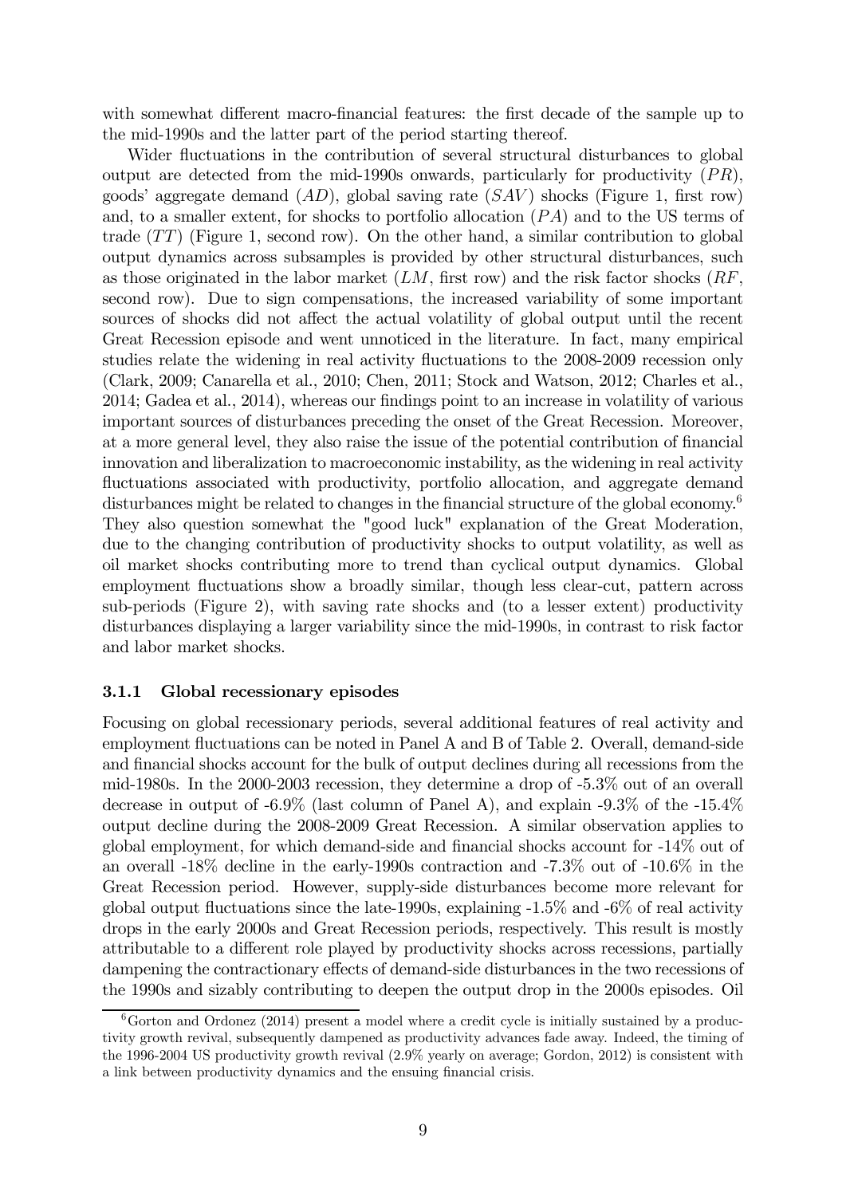with somewhat different macro-financial features: the first decade of the sample up to the mid-1990s and the latter part of the period starting thereof.

Wider fluctuations in the contribution of several structural disturbances to global output are detected from the mid-1990s onwards, particularly for productivity ($PR$), goods' aggregate demand ($AD$), global saving rate ($SAV$) shocks (Figure 1, first row) and, to a smaller extent, for shocks to portfolio allocation ($PA$) and to the US terms of trade ($TT$) (Figure 1, second row). On the other hand, a similar contribution to global output dynamics across subsamples is provided by other structural disturbances, such as those originated in the labor market ($LM$, first row) and the risk factor shocks ($RF$, second row). Due to sign compensations, the increased variability of some important sources of shocks did not affect the actual volatility of global output until the recent Great Recession episode and went unnoticed in the literature. In fact, many empirical studies relate the widening in real activity fluctuations to the 2008-2009 recession only (Clark, 2009; Canarella et al., 2010; Chen, 2011; Stock and Watson, 2012; Charles et al., 2014; Gadea et al., 2014), whereas our findings point to an increase in volatility of various important sources of disturbances preceding the onset of the Great Recession. Moreover, at a more general level, they also raise the issue of the potential contribution of financial innovation and liberalization to macroeconomic instability, as the widening in real activity fluctuations associated with productivity, portfolio allocation, and aggregate demand disturbances might be related to changes in the financial structure of the global economy.[6] They also question somewhat the "good luck" explanation of the Great Moderation, due to the changing contribution of productivity shocks to output volatility, as well as oil market shocks contributing more to trend than cyclical output dynamics. Global employment fluctuations show a broadly similar, though less clear-cut, pattern across sub-periods (Figure 2), with saving rate shocks and (to a lesser extent) productivity disturbances displaying a larger variability since the mid-1990s, in contrast to risk factor and labor market shocks.

### 3.1.1 Global recessionary episodes

Focusing on global recessionary periods, several additional features of real activity and employment fluctuations can be noted in Panel A and B of Table 2. Overall, demand-side and financial shocks account for the bulk of output declines during all recessions from the mid-1980s. In the 2000-2003 recession, they determine a drop of -5.3% out of an overall decrease in output of -6.9% (last column of Panel A), and explain -9.3% of the -15.4% output decline during the 2008-2009 Great Recession. A similar observation applies to global employment, for which demand-side and financial shocks account for -14% out of an overall -18% decline in the early-1990s contraction and -7.3% out of -10.6% in the Great Recession period. However, supply-side disturbances become more relevant for global output fluctuations since the late-1990s, explaining -1.5% and -6% of real activity drops in the early 2000s and Great Recession periods, respectively. This result is mostly attributable to a different role played by productivity shocks across recessions, partially dampening the contractionary effects of demand-side disturbances in the two recessions of the 1990s and sizably contributing to deepen the output drop in the 2000s episodes. Oil

[6] Gorton and Ordonez (2014) present a model where a credit cycle is initially sustained by a productivity growth revival, subsequently dampened as productivity advances fade away. Indeed, the timing of the 1996-2004 US productivity growth revival (2.9% yearly on average; Gordon, 2012) is consistent with a link between productivity dynamics and the ensuing financial crisis.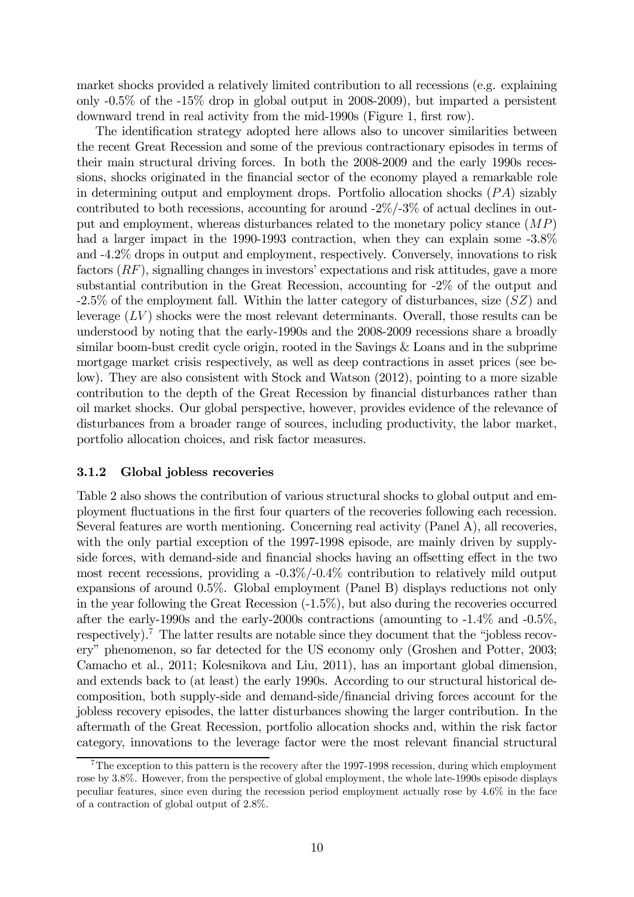market shocks provided a relatively limited contribution to all recessions (e.g. explaining only -0.5% of the -15% drop in global output in 2008-2009), but imparted a persistent downward trend in real activity from the mid-1990s (Figure 1, first row).

The identification strategy adopted here allows also to uncover similarities between the recent Great Recession and some of the previous contractionary episodes in terms of their main structural driving forces. In both the 2008-2009 and the early 1990s recessions, shocks originated in the financial sector of the economy played a remarkable role in determining output and employment drops. Portfolio allocation shocks ($PA$) sizably contributed to both recessions, accounting for around -2%/-3% of actual declines in output and employment, whereas disturbances related to the monetary policy stance ($MP$) had a larger impact in the 1990-1993 contraction, when they can explain some -3.8% and -4.2% drops in output and employment, respectively. Conversely, innovations to risk factors ($RF$), signalling changes in investors' expectations and risk attitudes, gave a more substantial contribution in the Great Recession, accounting for -2% of the output and -2.5% of the employment fall. Within the latter category of disturbances, size ($SZ$) and leverage ($LV$) shocks were the most relevant determinants. Overall, those results can be understood by noting that the early-1990s and the 2008-2009 recessions share a broadly similar boom-bust credit cycle origin, rooted in the Savings & Loans and in the subprime mortgage market crisis respectively, as well as deep contractions in asset prices (see below). They are also consistent with Stock and Watson (2012), pointing to a more sizable contribution to the depth of the Great Recession by financial disturbances rather than oil market shocks. Our global perspective, however, provides evidence of the relevance of disturbances from a broader range of sources, including productivity, the labor market, portfolio allocation choices, and risk factor measures.

### 3.1.2 Global jobless recoveries

Table 2 also shows the contribution of various structural shocks to global output and employment fluctuations in the first four quarters of the recoveries following each recession. Several features are worth mentioning. Concerning real activity (Panel A), all recoveries, with the only partial exception of the 1997-1998 episode, are mainly driven by supply-side forces, with demand-side and financial shocks having an offsetting effect in the two most recent recessions, providing a -0.3%/-0.4% contribution to relatively mild output expansions of around 0.5%. Global employment (Panel B) displays reductions not only in the year following the Great Recession (-1.5%), but also during the recoveries occurred after the early-1990s and the early-2000s contractions (amounting to -1.4% and -0.5%, respectively).[7] The latter results are notable since they document that the "jobless recovery" phenomenon, so far detected for the US economy only (Groshen and Potter, 2003; Camacho et al., 2011; Kolesnikova and Liu, 2011), has an important global dimension, and extends back to (at least) the early 1990s. According to our structural historical decomposition, both supply-side and demand-side/financial driving forces account for the jobless recovery episodes, the latter disturbances showing the larger contribution. In the aftermath of the Great Recession, portfolio allocation shocks and, within the risk factor category, innovations to the leverage factor were the most relevant financial structural

[7] The exception to this pattern is the recovery after the 1997-1998 recession, during which employment rose by 3.8%. However, from the perspective of global employment, the whole late-1990s episode displays peculiar features, since even during the recession period employment actually rose by 4.6% in the face of a contraction of global output of 2.8%.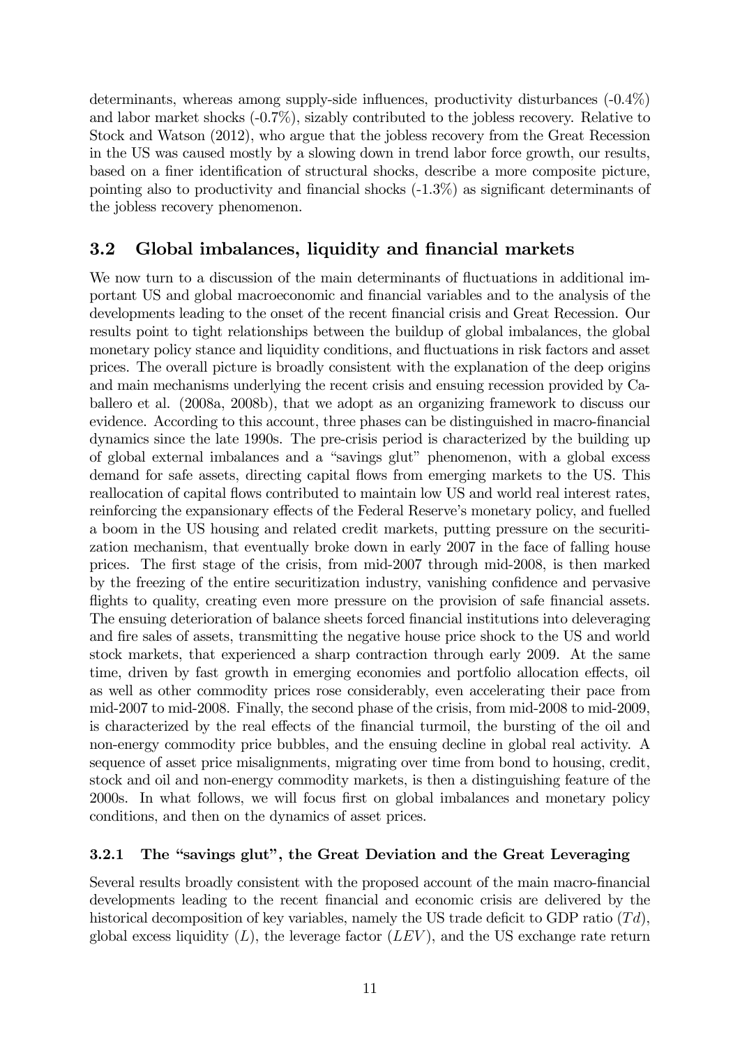determinants, whereas among supply-side influences, productivity disturbances (-0.4%) and labor market shocks (-0.7%), sizably contributed to the jobless recovery. Relative to Stock and Watson (2012), who argue that the jobless recovery from the Great Recession in the US was caused mostly by a slowing down in trend labor force growth, our results, based on a finer identification of structural shocks, describe a more composite picture, pointing also to productivity and financial shocks (-1.3%) as significant determinants of the jobless recovery phenomenon.

## 3.2 Global imbalances, liquidity and financial markets

We now turn to a discussion of the main determinants of fluctuations in additional important US and global macroeconomic and financial variables and to the analysis of the developments leading to the onset of the recent financial crisis and Great Recession. Our results point to tight relationships between the buildup of global imbalances, the global monetary policy stance and liquidity conditions, and fluctuations in risk factors and asset prices. The overall picture is broadly consistent with the explanation of the deep origins and main mechanisms underlying the recent crisis and ensuing recession provided by Caballero et al. (2008a, 2008b), that we adopt as an organizing framework to discuss our evidence. According to this account, three phases can be distinguished in macro-financial dynamics since the late 1990s. The pre-crisis period is characterized by the building up of global external imbalances and a "savings glut" phenomenon, with a global excess demand for safe assets, directing capital flows from emerging markets to the US. This reallocation of capital flows contributed to maintain low US and world real interest rates, reinforcing the expansionary effects of the Federal Reserve's monetary policy, and fuelled a boom in the US housing and related credit markets, putting pressure on the securitization mechanism, that eventually broke down in early 2007 in the face of falling house prices. The first stage of the crisis, from mid-2007 through mid-2008, is then marked by the freezing of the entire securitization industry, vanishing confidence and pervasive flights to quality, creating even more pressure on the provision of safe financial assets. The ensuing deterioration of balance sheets forced financial institutions into deleveraging and fire sales of assets, transmitting the negative house price shock to the US and world stock markets, that experienced a sharp contraction through early 2009. At the same time, driven by fast growth in emerging economies and portfolio allocation effects, oil as well as other commodity prices rose considerably, even accelerating their pace from mid-2007 to mid-2008. Finally, the second phase of the crisis, from mid-2008 to mid-2009, is characterized by the real effects of the financial turmoil, the bursting of the oil and non-energy commodity price bubbles, and the ensuing decline in global real activity. A sequence of asset price misalignments, migrating over time from bond to housing, credit, stock and oil and non-energy commodity markets, is then a distinguishing feature of the 2000s. In what follows, we will focus first on global imbalances and monetary policy conditions, and then on the dynamics of asset prices.

### 3.2.1 The "savings glut", the Great Deviation and the Great Leveraging

Several results broadly consistent with the proposed account of the main macro-financial developments leading to the recent financial and economic crisis are delivered by the historical decomposition of key variables, namely the US trade deficit to GDP ratio ($Td$), global excess liquidity ($L$), the leverage factor ($LEV$), and the US exchange rate return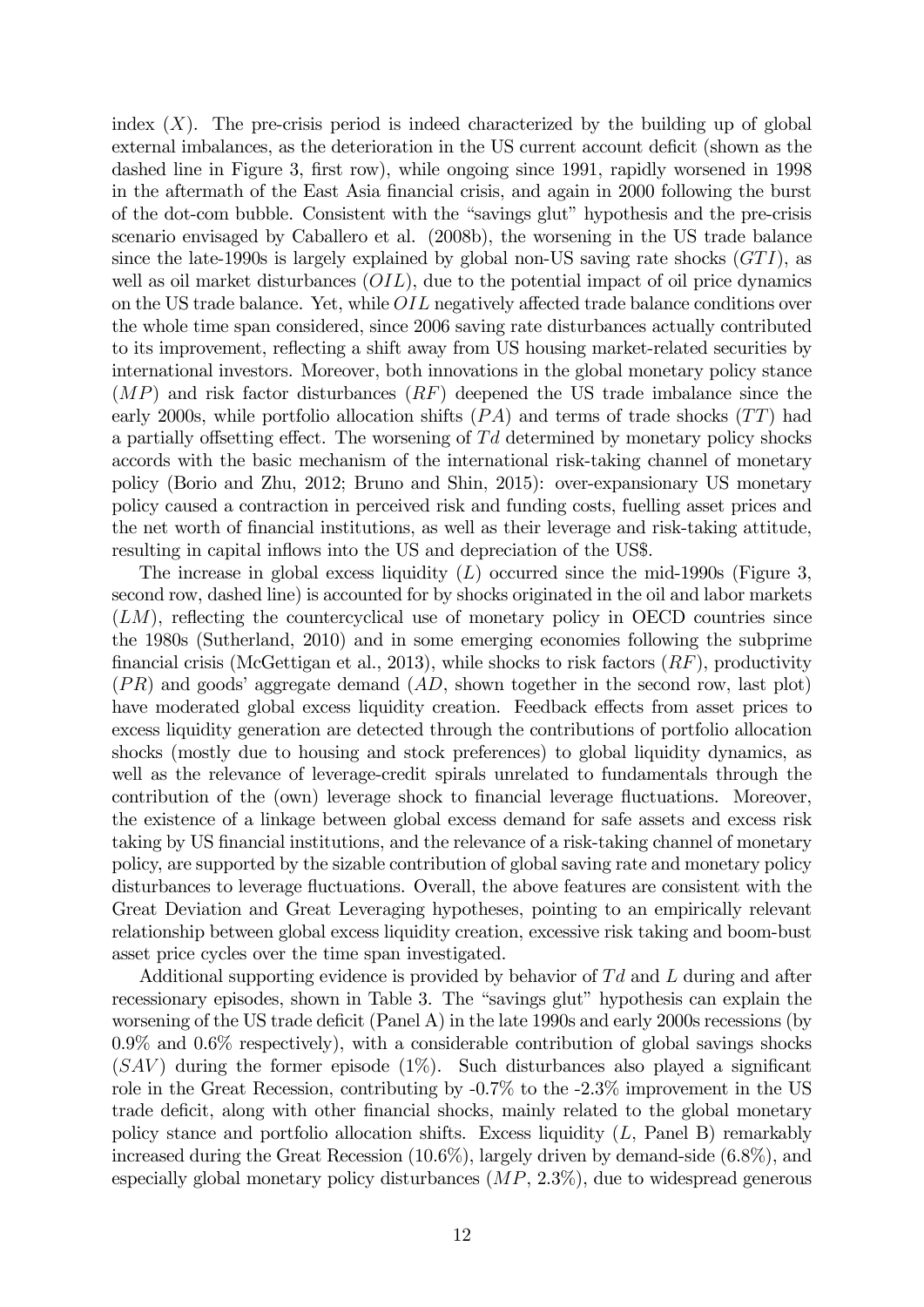index ($X$). The pre-crisis period is indeed characterized by the building up of global external imbalances, as the deterioration in the US current account deficit (shown as the dashed line in Figure 3, first row), while ongoing since 1991, rapidly worsened in 1998 in the aftermath of the East Asia financial crisis, and again in 2000 following the burst of the dot-com bubble. Consistent with the "savings glut" hypothesis and the pre-crisis scenario envisaged by Caballero et al. (2008b), the worsening in the US trade balance since the late-1990s is largely explained by global non-US saving rate shocks ($GTI$), as well as oil market disturbances ($OIL$), due to the potential impact of oil price dynamics on the US trade balance. Yet, while $OIL$ negatively affected trade balance conditions over the whole time span considered, since 2006 saving rate disturbances actually contributed to its improvement, reflecting a shift away from US housing market-related securities by international investors. Moreover, both innovations in the global monetary policy stance ($MP$) and risk factor disturbances ($RF$) deepened the US trade imbalance since the early 2000s, while portfolio allocation shifts ($PA$) and terms of trade shocks ($TT$) had a partially offsetting effect. The worsening of $Td$ determined by monetary policy shocks accords with the basic mechanism of the international risk-taking channel of monetary policy (Borio and Zhu, 2012; Bruno and Shin, 2015): over-expansionary US monetary policy caused a contraction in perceived risk and funding costs, fuelling asset prices and the net worth of financial institutions, as well as their leverage and risk-taking attitude, resulting in capital inflows into the US and depreciation of the US$.

The increase in global excess liquidity ($L$) occurred since the mid-1990s (Figure 3, second row, dashed line) is accounted for by shocks originated in the oil and labor markets ($LM$), reflecting the countercyclical use of monetary policy in OECD countries since the 1980s (Sutherland, 2010) and in some emerging economies following the subprime financial crisis (McGettigan et al., 2013), while shocks to risk factors ($RF$), productivity ($PR$) and goods' aggregate demand ($AD$, shown together in the second row, last plot) have moderated global excess liquidity creation. Feedback effects from asset prices to excess liquidity generation are detected through the contributions of portfolio allocation shocks (mostly due to housing and stock preferences) to global liquidity dynamics, as well as the relevance of leverage-credit spirals unrelated to fundamentals through the contribution of the (own) leverage shock to financial leverage fluctuations. Moreover, the existence of a linkage between global excess demand for safe assets and excess risk taking by US financial institutions, and the relevance of a risk-taking channel of monetary policy, are supported by the sizable contribution of global saving rate and monetary policy disturbances to leverage fluctuations. Overall, the above features are consistent with the Great Deviation and Great Leveraging hypotheses, pointing to an empirically relevant relationship between global excess liquidity creation, excessive risk taking and boom-bust asset price cycles over the time span investigated.

Additional supporting evidence is provided by behavior of $Td$ and $L$ during and after recessionary episodes, shown in Table 3. The "savings glut" hypothesis can explain the worsening of the US trade deficit (Panel A) in the late 1990s and early 2000s recessions (by 0.9% and 0.6% respectively), with a considerable contribution of global savings shocks ($SAV$) during the former episode (1%). Such disturbances also played a significant role in the Great Recession, contributing by -0.7% to the -2.3% improvement in the US trade deficit, along with other financial shocks, mainly related to the global monetary policy stance and portfolio allocation shifts. Excess liquidity ($L$, Panel B) remarkably increased during the Great Recession (10.6%), largely driven by demand-side (6.8%), and especially global monetary policy disturbances ($MP$, 2.3%), due to widespread generous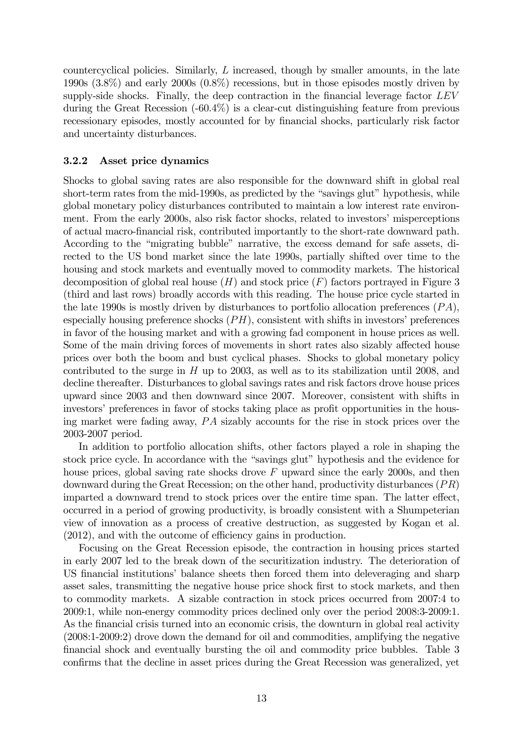countercyclical policies. Similarly, $L$ increased, though by smaller amounts, in the late 1990s (3.8%) and early 2000s (0.8%) recessions, but in those episodes mostly driven by supply-side shocks. Finally, the deep contraction in the financial leverage factor $LEV$ during the Great Recession (-60.4%) is a clear-cut distinguishing feature from previous recessionary episodes, mostly accounted for by financial shocks, particularly risk factor and uncertainty disturbances.

### 3.2.2 Asset price dynamics

Shocks to global saving rates are also responsible for the downward shift in global real short-term rates from the mid-1990s, as predicted by the "savings glut" hypothesis, while global monetary policy disturbances contributed to maintain a low interest rate environment. From the early 2000s, also risk factor shocks, related to investors' misperceptions of actual macro-financial risk, contributed importantly to the short-rate downward path. According to the "migrating bubble" narrative, the excess demand for safe assets, directed to the US bond market since the late 1990s, partially shifted over time to the housing and stock markets and eventually moved to commodity markets. The historical decomposition of global real house ($H$) and stock price ($F$) factors portrayed in Figure 3 (third and last rows) broadly accords with this reading. The house price cycle started in the late 1990s is mostly driven by disturbances to portfolio allocation preferences ($PA$), especially housing preference shocks ($PH$), consistent with shifts in investors' preferences in favor of the housing market and with a growing fad component in house prices as well. Some of the main driving forces of movements in short rates also sizably affected house prices over both the boom and bust cyclical phases. Shocks to global monetary policy contributed to the surge in $H$ up to 2003, as well as to its stabilization until 2008, and decline thereafter. Disturbances to global savings rates and risk factors drove house prices upward since 2003 and then downward since 2007. Moreover, consistent with shifts in investors' preferences in favor of stocks taking place as profit opportunities in the housing market were fading away, $PA$ sizably accounts for the rise in stock prices over the 2003-2007 period.

In addition to portfolio allocation shifts, other factors played a role in shaping the stock price cycle. In accordance with the "savings glut" hypothesis and the evidence for house prices, global saving rate shocks drove $F$ upward since the early 2000s, and then downward during the Great Recession; on the other hand, productivity disturbances ($PR$) imparted a downward trend to stock prices over the entire time span. The latter effect, occurred in a period of growing productivity, is broadly consistent with a Shumpeterian view of innovation as a process of creative destruction, as suggested by Kogan et al. (2012), and with the outcome of efficiency gains in production.

Focusing on the Great Recession episode, the contraction in housing prices started in early 2007 led to the break down of the securitization industry. The deterioration of US financial institutions' balance sheets then forced them into deleveraging and sharp asset sales, transmitting the negative house price shock first to stock markets, and then to commodity markets. A sizable contraction in stock prices occurred from 2007:4 to 2009:1, while non-energy commodity prices declined only over the period 2008:3-2009:1. As the financial crisis turned into an economic crisis, the downturn in global real activity (2008:1-2009:2) drove down the demand for oil and commodities, amplifying the negative financial shock and eventually bursting the oil and commodity price bubbles. Table 3 confirms that the decline in asset prices during the Great Recession was generalized, yet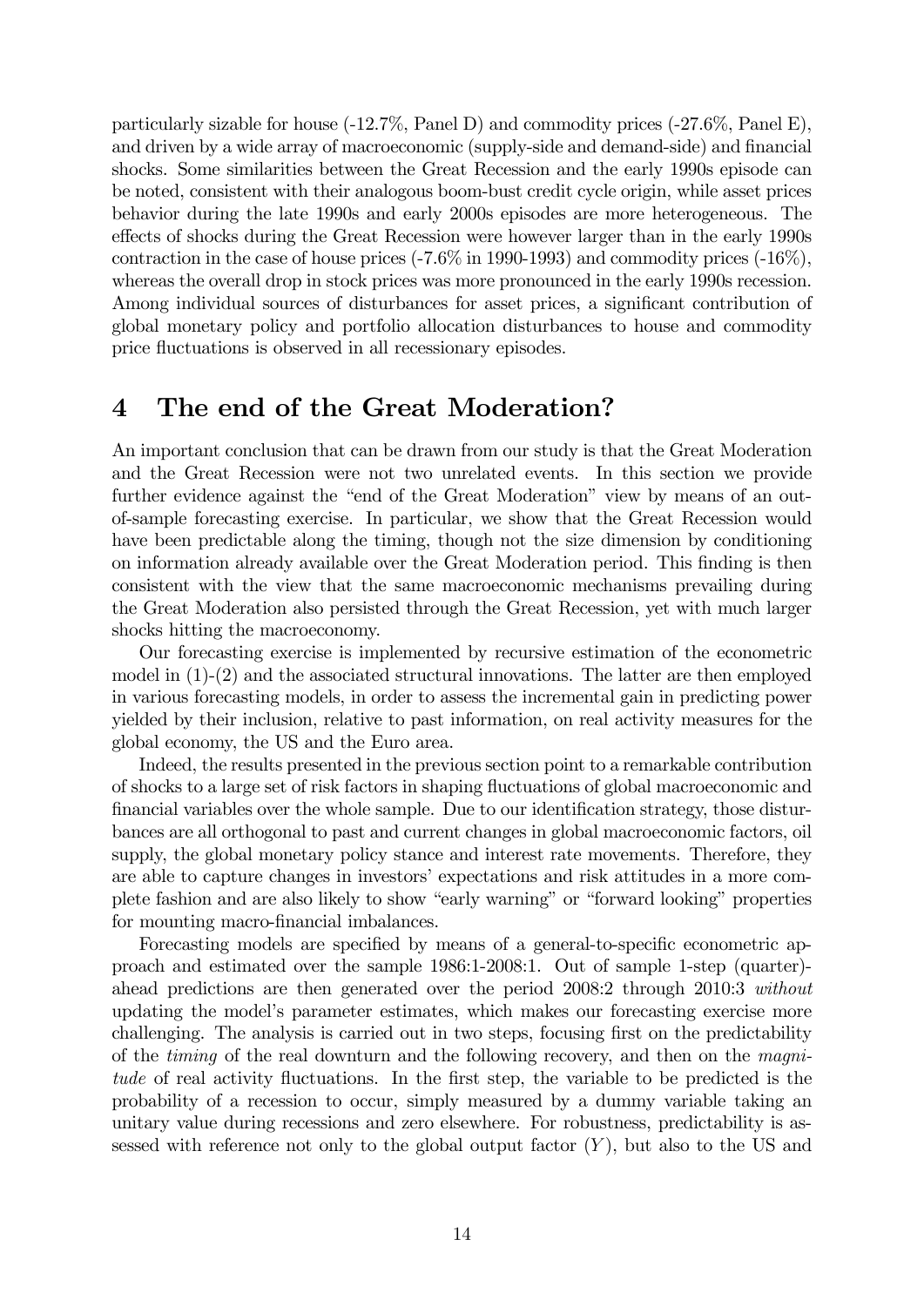particularly sizable for house (-12.7%, Panel D) and commodity prices (-27.6%, Panel E), and driven by a wide array of macroeconomic (supply-side and demand-side) and financial shocks. Some similarities between the Great Recession and the early 1990s episode can be noted, consistent with their analogous boom-bust credit cycle origin, while asset prices behavior during the late 1990s and early 2000s episodes are more heterogeneous. The effects of shocks during the Great Recession were however larger than in the early 1990s contraction in the case of house prices (-7.6% in 1990-1993) and commodity prices (-16%), whereas the overall drop in stock prices was more pronounced in the early 1990s recession. Among individual sources of disturbances for asset prices, a significant contribution of global monetary policy and portfolio allocation disturbances to house and commodity price fluctuations is observed in all recessionary episodes.

# 4 The end of the Great Moderation?

An important conclusion that can be drawn from our study is that the Great Moderation and the Great Recession were not two unrelated events. In this section we provide further evidence against the "end of the Great Moderation" view by means of an out-of-sample forecasting exercise. In particular, we show that the Great Recession would have been predictable along the timing, though not the size dimension by conditioning on information already available over the Great Moderation period. This finding is then consistent with the view that the same macroeconomic mechanisms prevailing during the Great Moderation also persisted through the Great Recession, yet with much larger shocks hitting the macroeconomy.

Our forecasting exercise is implemented by recursive estimation of the econometric model in (1)-(2) and the associated structural innovations. The latter are then employed in various forecasting models, in order to assess the incremental gain in predicting power yielded by their inclusion, relative to past information, on real activity measures for the global economy, the US and the Euro area.

Indeed, the results presented in the previous section point to a remarkable contribution of shocks to a large set of risk factors in shaping fluctuations of global macroeconomic and financial variables over the whole sample. Due to our identification strategy, those disturbances are all orthogonal to past and current changes in global macroeconomic factors, oil supply, the global monetary policy stance and interest rate movements. Therefore, they are able to capture changes in investors' expectations and risk attitudes in a more complete fashion and are also likely to show "early warning" or "forward looking" properties for mounting macro-financial imbalances.

Forecasting models are specified by means of a general-to-specific econometric approach and estimated over the sample 1986:1-2008:1. Out of sample 1-step (quarter)-ahead predictions are then generated over the period 2008:2 through 2010:3 *without* updating the model's parameter estimates, which makes our forecasting exercise more challenging. The analysis is carried out in two steps, focusing first on the predictability of the *timing* of the real downturn and the following recovery, and then on the *magnitude* of real activity fluctuations. In the first step, the variable to be predicted is the probability of a recession to occur, simply measured by a dummy variable taking an unitary value during recessions and zero elsewhere. For robustness, predictability is assessed with reference not only to the global output factor ($Y$), but also to the US and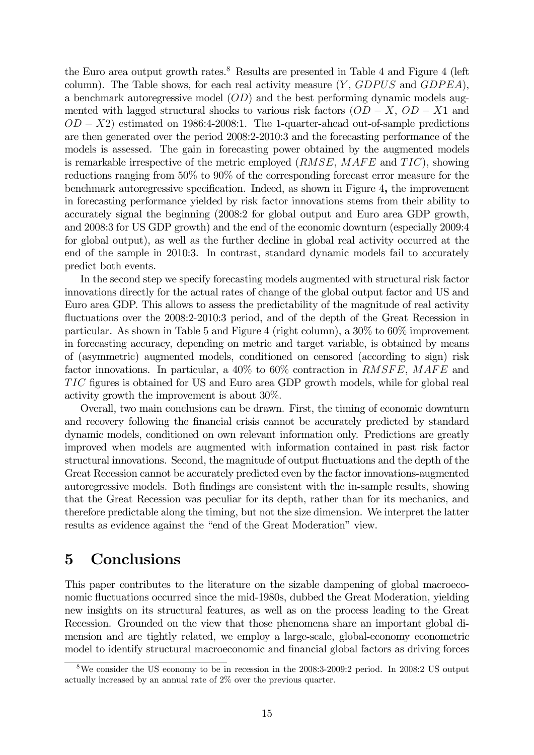the Euro area output growth rates.[8] Results are presented in Table 4 and Figure 4 (left column). The Table shows, for each real activity measure ($Y$, $GDPUS$ and $GDPEA$), a benchmark autoregressive model ($OD$) and the best performing dynamic models augmented with lagged structural shocks to various risk factors ($OD - X$, $OD - X1$ and $OD - X2$) estimated on 1986:4-2008:1. The 1-quarter-ahead out-of-sample predictions are then generated over the period 2008:2-2010:3 and the forecasting performance of the models is assessed. The gain in forecasting power obtained by the augmented models is remarkable irrespective of the metric employed ($RMSE$, $MAFE$ and $TIC$), showing reductions ranging from 50% to 90% of the corresponding forecast error measure for the benchmark autoregressive specification. Indeed, as shown in Figure 4**,** the improvement in forecasting performance yielded by risk factor innovations stems from their ability to accurately signal the beginning (2008:2 for global output and Euro area GDP growth, and 2008:3 for US GDP growth) and the end of the economic downturn (especially 2009:4 for global output), as well as the further decline in global real activity occurred at the end of the sample in 2010:3. In contrast, standard dynamic models fail to accurately predict both events.

In the second step we specify forecasting models augmented with structural risk factor innovations directly for the actual rates of change of the global output factor and US and Euro area GDP. This allows to assess the predictability of the magnitude of real activity fluctuations over the 2008:2-2010:3 period, and of the depth of the Great Recession in particular. As shown in Table 5 and Figure 4 (right column), a 30% to 60% improvement in forecasting accuracy, depending on metric and target variable, is obtained by means of (asymmetric) augmented models, conditioned on censored (according to sign) risk factor innovations. In particular, a 40% to 60% contraction in $RMSFE$, $MAFE$ and $TIC$ figures is obtained for US and Euro area GDP growth models, while for global real activity growth the improvement is about 30%.

Overall, two main conclusions can be drawn. First, the timing of economic downturn and recovery following the financial crisis cannot be accurately predicted by standard dynamic models, conditioned on own relevant information only. Predictions are greatly improved when models are augmented with information contained in past risk factor structural innovations. Second, the magnitude of output fluctuations and the depth of the Great Recession cannot be accurately predicted even by the factor innovations-augmented autoregressive models. Both findings are consistent with the in-sample results, showing that the Great Recession was peculiar for its depth, rather than for its mechanics, and therefore predictable along the timing, but not the size dimension. We interpret the latter results as evidence against the "end of the Great Moderation" view.

# 5 Conclusions

This paper contributes to the literature on the sizable dampening of global macroeconomic fluctuations occurred since the mid-1980s, dubbed the Great Moderation, yielding new insights on its structural features, as well as on the process leading to the Great Recession. Grounded on the view that those phenomena share an important global dimension and are tightly related, we employ a large-scale, global-economy econometric model to identify structural macroeconomic and financial global factors as driving forces

[8] We consider the US economy to be in recession in the 2008:3-2009:2 period. In 2008:2 US output actually increased by an annual rate of 2% over the previous quarter.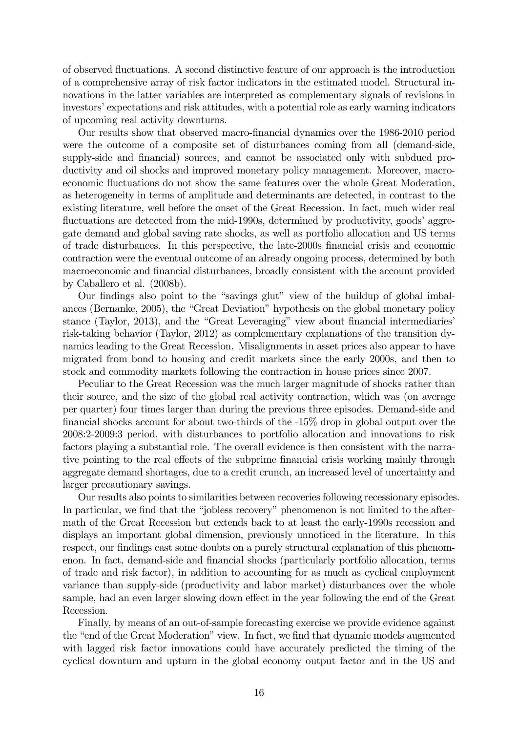of observed fluctuations. A second distinctive feature of our approach is the introduction of a comprehensive array of risk factor indicators in the estimated model. Structural innovations in the latter variables are interpreted as complementary signals of revisions in investors' expectations and risk attitudes, with a potential role as early warning indicators of upcoming real activity downturns.

Our results show that observed macro-financial dynamics over the 1986-2010 period were the outcome of a composite set of disturbances coming from all (demand-side, supply-side and financial) sources, and cannot be associated only with subdued productivity and oil shocks and improved monetary policy management. Moreover, macroeconomic fluctuations do not show the same features over the whole Great Moderation, as heterogeneity in terms of amplitude and determinants are detected, in contrast to the existing literature, well before the onset of the Great Recession. In fact, much wider real fluctuations are detected from the mid-1990s, determined by productivity, goods' aggregate demand and global saving rate shocks, as well as portfolio allocation and US terms of trade disturbances. In this perspective, the late-2000s financial crisis and economic contraction were the eventual outcome of an already ongoing process, determined by both macroeconomic and financial disturbances, broadly consistent with the account provided by Caballero et al. (2008b).

Our findings also point to the "savings glut" view of the buildup of global imbalances (Bernanke, 2005), the "Great Deviation" hypothesis on the global monetary policy stance (Taylor, 2013), and the "Great Leveraging" view about financial intermediaries' risk-taking behavior (Taylor, 2012) as complementary explanations of the transition dynamics leading to the Great Recession. Misalignments in asset prices also appear to have migrated from bond to housing and credit markets since the early 2000s, and then to stock and commodity markets following the contraction in house prices since 2007.

Peculiar to the Great Recession was the much larger magnitude of shocks rather than their source, and the size of the global real activity contraction, which was (on average per quarter) four times larger than during the previous three episodes. Demand-side and financial shocks account for about two-thirds of the -15% drop in global output over the 2008:2-2009:3 period, with disturbances to portfolio allocation and innovations to risk factors playing a substantial role. The overall evidence is then consistent with the narrative pointing to the real effects of the subprime financial crisis working mainly through aggregate demand shortages, due to a credit crunch, an increased level of uncertainty and larger precautionary savings.

Our results also points to similarities between recoveries following recessionary episodes. In particular, we find that the "jobless recovery" phenomenon is not limited to the aftermath of the Great Recession but extends back to at least the early-1990s recession and displays an important global dimension, previously unnoticed in the literature. In this respect, our findings cast some doubts on a purely structural explanation of this phenomenon. In fact, demand-side and financial shocks (particularly portfolio allocation, terms of trade and risk factor), in addition to accounting for as much as cyclical employment variance than supply-side (productivity and labor market) disturbances over the whole sample, had an even larger slowing down effect in the year following the end of the Great Recession.

Finally, by means of an out-of-sample forecasting exercise we provide evidence against the "end of the Great Moderation" view. In fact, we find that dynamic models augmented with lagged risk factor innovations could have accurately predicted the timing of the cyclical downturn and upturn in the global economy output factor and in the US and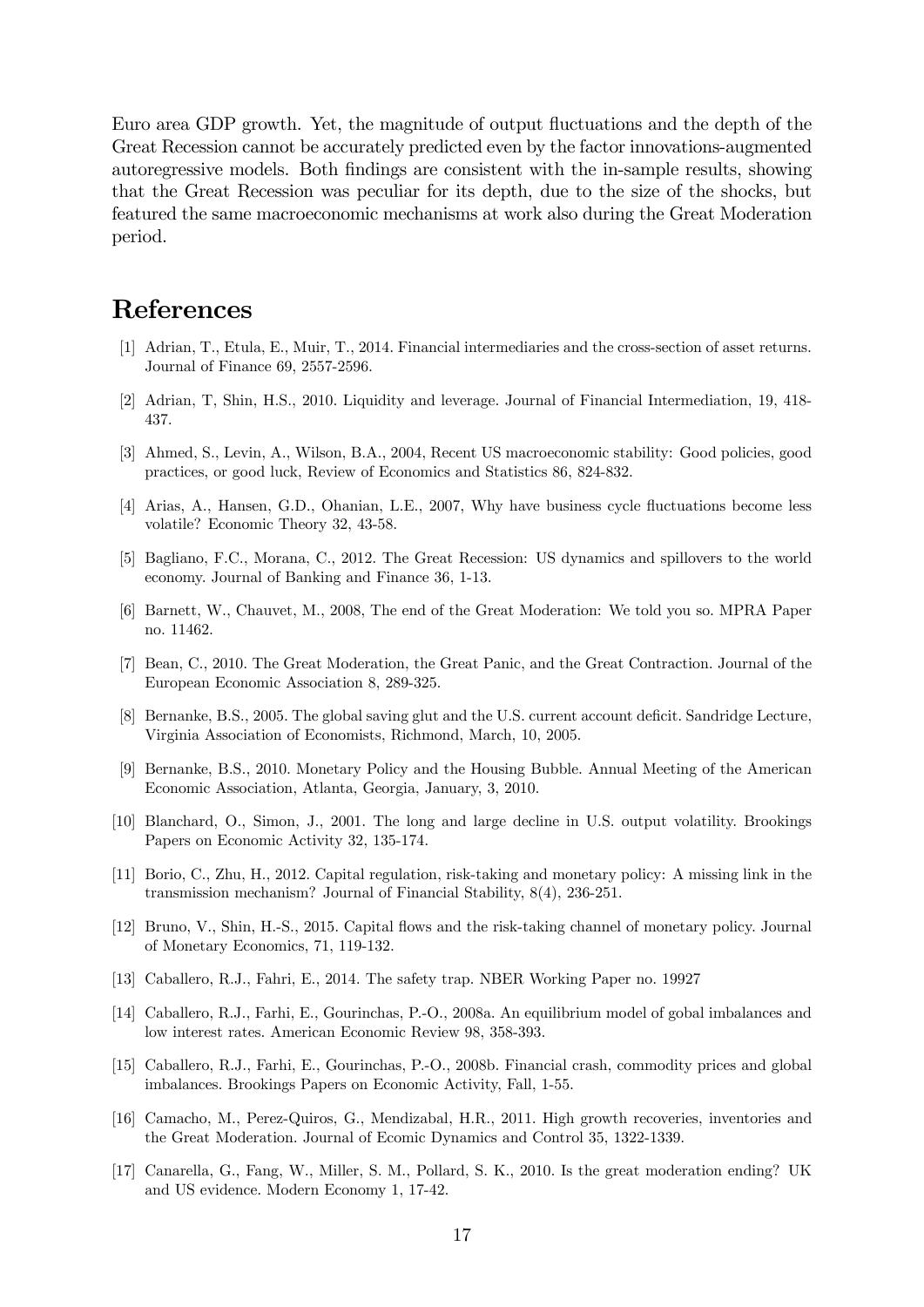Euro area GDP growth. Yet, the magnitude of output fluctuations and the depth of the Great Recession cannot be accurately predicted even by the factor innovations-augmented autoregressive models. Both findings are consistent with the in-sample results, showing that the Great Recession was peculiar for its depth, due to the size of the shocks, but featured the same macroeconomic mechanisms at work also during the Great Moderation period.

# References

[1] Adrian, T., Etula, E., Muir, T., 2014. Financial intermediaries and the cross-section of asset returns. Journal of Finance 69, 2557-2596.

[2] Adrian, T, Shin, H.S., 2010. Liquidity and leverage. Journal of Financial Intermediation, 19, 418-437.

[3] Ahmed, S., Levin, A., Wilson, B.A., 2004, Recent US macroeconomic stability: Good policies, good practices, or good luck, Review of Economics and Statistics 86, 824-832.

[4] Arias, A., Hansen, G.D., Ohanian, L.E., 2007, Why have business cycle fluctuations become less volatile? Economic Theory 32, 43-58.

[5] Bagliano, F.C., Morana, C., 2012. The Great Recession: US dynamics and spillovers to the world economy. Journal of Banking and Finance 36, 1-13.

[6] Barnett, W., Chauvet, M., 2008, The end of the Great Moderation: We told you so. MPRA Paper no. 11462.

[7] Bean, C., 2010. The Great Moderation, the Great Panic, and the Great Contraction. Journal of the European Economic Association 8, 289-325.

[8] Bernanke, B.S., 2005. The global saving glut and the U.S. current account deficit. Sandridge Lecture, Virginia Association of Economists, Richmond, March, 10, 2005.

[9] Bernanke, B.S., 2010. Monetary Policy and the Housing Bubble. Annual Meeting of the American Economic Association, Atlanta, Georgia, January, 3, 2010.

[10] Blanchard, O., Simon, J., 2001. The long and large decline in U.S. output volatility. Brookings Papers on Economic Activity 32, 135-174.

[11] Borio, C., Zhu, H., 2012. Capital regulation, risk-taking and monetary policy: A missing link in the transmission mechanism? Journal of Financial Stability, 8(4), 236-251.

[12] Bruno, V., Shin, H.-S., 2015. Capital flows and the risk-taking channel of monetary policy. Journal of Monetary Economics, 71, 119-132.

[13] Caballero, R.J., Fahri, E., 2014. The safety trap. NBER Working Paper no. 19927

[14] Caballero, R.J., Farhi, E., Gourinchas, P.-O., 2008a. An equilibrium model of gobal imbalances and low interest rates. American Economic Review 98, 358-393.

[15] Caballero, R.J., Farhi, E., Gourinchas, P.-O., 2008b. Financial crash, commodity prices and global imbalances. Brookings Papers on Economic Activity, Fall, 1-55.

[16] Camacho, M., Perez-Quiros, G., Mendizabal, H.R., 2011. High growth recoveries, inventories and the Great Moderation. Journal of Ecomic Dynamics and Control 35, 1322-1339.

[17] Canarella, G., Fang, W., Miller, S. M., Pollard, S. K., 2010. Is the great moderation ending? UK and US evidence. Modern Economy 1, 17-42.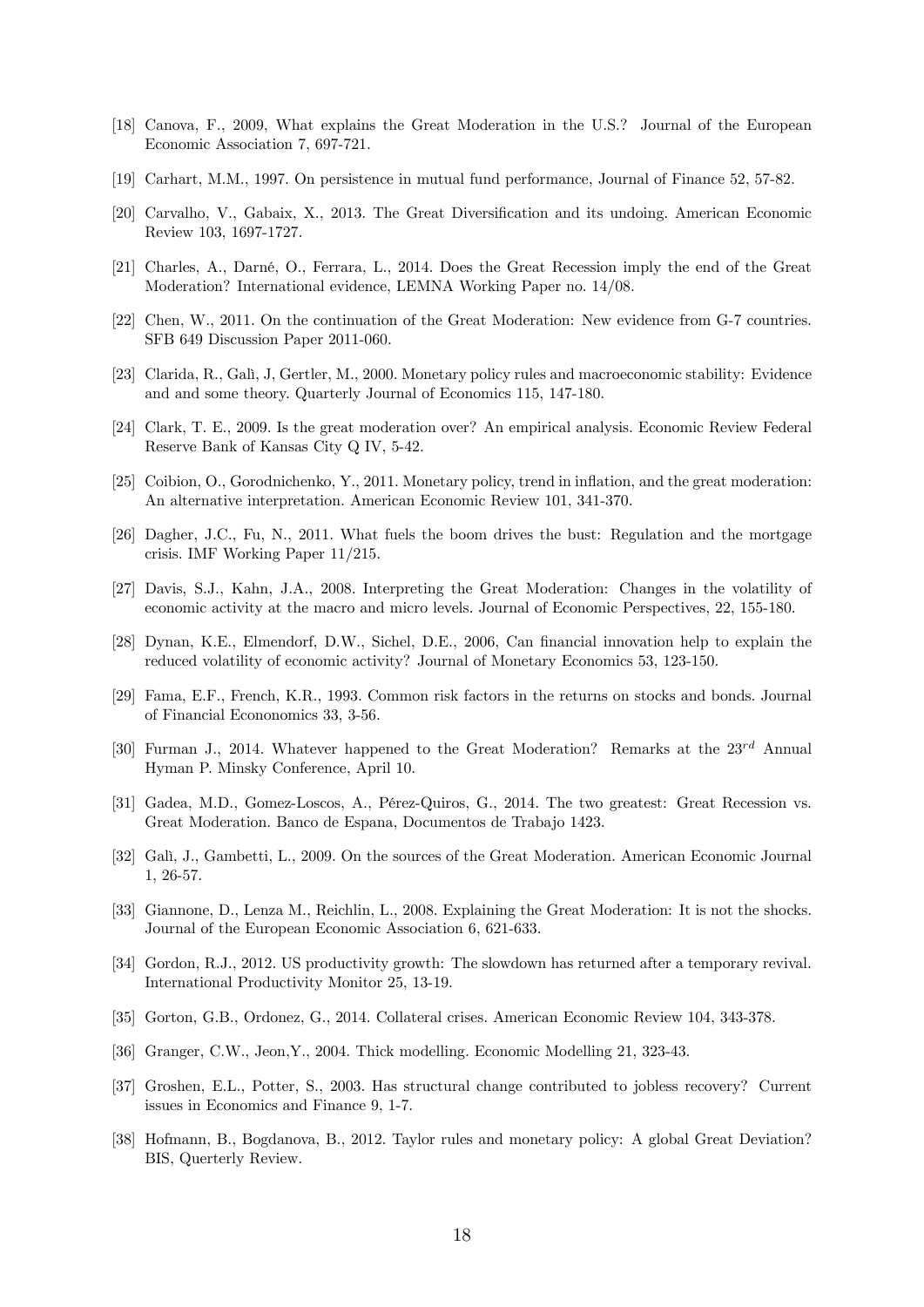[18] Canova, F., 2009, What explains the Great Moderation in the U.S.? Journal of the European Economic Association 7, 697-721.

[19] Carhart, M.M., 1997. On persistence in mutual fund performance, Journal of Finance 52, 57-82.

[20] Carvalho, V., Gabaix, X., 2013. The Great Diversification and its undoing. American Economic Review 103, 1697-1727.

[21] Charles, A., Darné, O., Ferrara, L., 2014. Does the Great Recession imply the end of the Great Moderation? International evidence, LEMNA Working Paper no. 14/08.

[22] Chen, W., 2011. On the continuation of the Great Moderation: New evidence from G-7 countries. SFB 649 Discussion Paper 2011-060.

[23] Clarida, R., Galì, J, Gertler, M., 2000. Monetary policy rules and macroeconomic stability: Evidence and and some theory. Quarterly Journal of Economics 115, 147-180.

[24] Clark, T. E., 2009. Is the great moderation over? An empirical analysis. Economic Review Federal Reserve Bank of Kansas City Q IV, 5-42.

[25] Coibion, O., Gorodnichenko, Y., 2011. Monetary policy, trend in inflation, and the great moderation: An alternative interpretation. American Economic Review 101, 341-370.

[26] Dagher, J.C., Fu, N., 2011. What fuels the boom drives the bust: Regulation and the mortgage crisis. IMF Working Paper 11/215.

[27] Davis, S.J., Kahn, J.A., 2008. Interpreting the Great Moderation: Changes in the volatility of economic activity at the macro and micro levels. Journal of Economic Perspectives, 22, 155-180.

[28] Dynan, K.E., Elmendorf, D.W., Sichel, D.E., 2006, Can financial innovation help to explain the reduced volatility of economic activity? Journal of Monetary Economics 53, 123-150.

[29] Fama, E.F., French, K.R., 1993. Common risk factors in the returns on stocks and bonds. Journal of Financial Econonomics 33, 3-56.

[30] Furman J., 2014. Whatever happened to the Great Moderation? Remarks at the 23$^{rd}$ Annual Hyman P. Minsky Conference, April 10.

[31] Gadea, M.D., Gomez-Loscos, A., Pérez-Quiros, G., 2014. The two greatest: Great Recession vs. Great Moderation. Banco de Espana, Documentos de Trabajo 1423.

[32] Galì, J., Gambetti, L., 2009. On the sources of the Great Moderation. American Economic Journal 1, 26-57.

[33] Giannone, D., Lenza M., Reichlin, L., 2008. Explaining the Great Moderation: It is not the shocks. Journal of the European Economic Association 6, 621-633.

[34] Gordon, R.J., 2012. US productivity growth: The slowdown has returned after a temporary revival. International Productivity Monitor 25, 13-19.

[35] Gorton, G.B., Ordonez, G., 2014. Collateral crises. American Economic Review 104, 343-378.

[36] Granger, C.W., Jeon,Y., 2004. Thick modelling. Economic Modelling 21, 323-43.

[37] Groshen, E.L., Potter, S., 2003. Has structural change contributed to jobless recovery? Current issues in Economics and Finance 9, 1-7.

[38] Hofmann, B., Bogdanova, B., 2012. Taylor rules and monetary policy: A global Great Deviation? BIS, Querterly Review.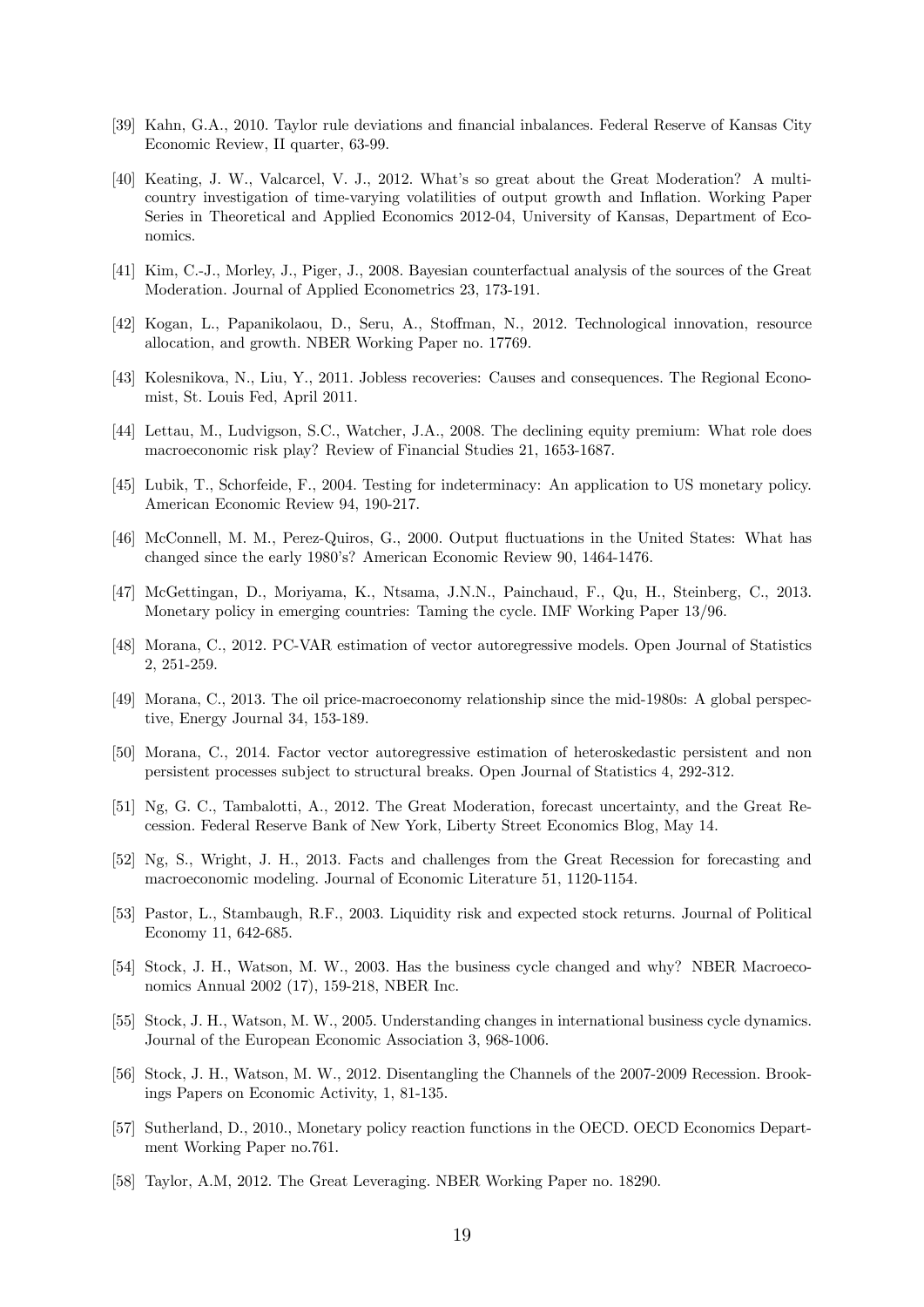[39] Kahn, G.A., 2010. Taylor rule deviations and financial inbalances. Federal Reserve of Kansas City Economic Review, II quarter, 63-99.

[40] Keating, J. W., Valcarcel, V. J., 2012. What's so great about the Great Moderation? A multi-country investigation of time-varying volatilities of output growth and Inflation. Working Paper Series in Theoretical and Applied Economics 2012-04, University of Kansas, Department of Economics.

[41] Kim, C.-J., Morley, J., Piger, J., 2008. Bayesian counterfactual analysis of the sources of the Great Moderation. Journal of Applied Econometrics 23, 173-191.

[42] Kogan, L., Papanikolaou, D., Seru, A., Stoffman, N., 2012. Technological innovation, resource allocation, and growth. NBER Working Paper no. 17769.

[43] Kolesnikova, N., Liu, Y., 2011. Jobless recoveries: Causes and consequences. The Regional Economist, St. Louis Fed, April 2011.

[44] Lettau, M., Ludvigson, S.C., Watcher, J.A., 2008. The declining equity premium: What role does macroeconomic risk play? Review of Financial Studies 21, 1653-1687.

[45] Lubik, T., Schorfeide, F., 2004. Testing for indeterminacy: An application to US monetary policy. American Economic Review 94, 190-217.

[46] McConnell, M. M., Perez-Quiros, G., 2000. Output fluctuations in the United States: What has changed since the early 1980's? American Economic Review 90, 1464-1476.

[47] McGettingan, D., Moriyama, K., Ntsama, J.N.N., Painchaud, F., Qu, H., Steinberg, C., 2013. Monetary policy in emerging countries: Taming the cycle. IMF Working Paper 13/96.

[48] Morana, C., 2012. PC-VAR estimation of vector autoregressive models. Open Journal of Statistics 2, 251-259.

[49] Morana, C., 2013. The oil price-macroeconomy relationship since the mid-1980s: A global perspective, Energy Journal 34, 153-189.

[50] Morana, C., 2014. Factor vector autoregressive estimation of heteroskedastic persistent and non persistent processes subject to structural breaks. Open Journal of Statistics 4, 292-312.

[51] Ng, G. C., Tambalotti, A., 2012. The Great Moderation, forecast uncertainty, and the Great Recession. Federal Reserve Bank of New York, Liberty Street Economics Blog, May 14.

[52] Ng, S., Wright, J. H., 2013. Facts and challenges from the Great Recession for forecasting and macroeconomic modeling. Journal of Economic Literature 51, 1120-1154.

[53] Pastor, L., Stambaugh, R.F., 2003. Liquidity risk and expected stock returns. Journal of Political Economy 11, 642-685.

[54] Stock, J. H., Watson, M. W., 2003. Has the business cycle changed and why? NBER Macroeconomics Annual 2002 (17), 159-218, NBER Inc.

[55] Stock, J. H., Watson, M. W., 2005. Understanding changes in international business cycle dynamics. Journal of the European Economic Association 3, 968-1006.

[56] Stock, J. H., Watson, M. W., 2012. Disentangling the Channels of the 2007-2009 Recession. Brookings Papers on Economic Activity, 1, 81-135.

[57] Sutherland, D., 2010., Monetary policy reaction functions in the OECD. OECD Economics Department Working Paper no.761.

[58] Taylor, A.M, 2012. The Great Leveraging. NBER Working Paper no. 18290.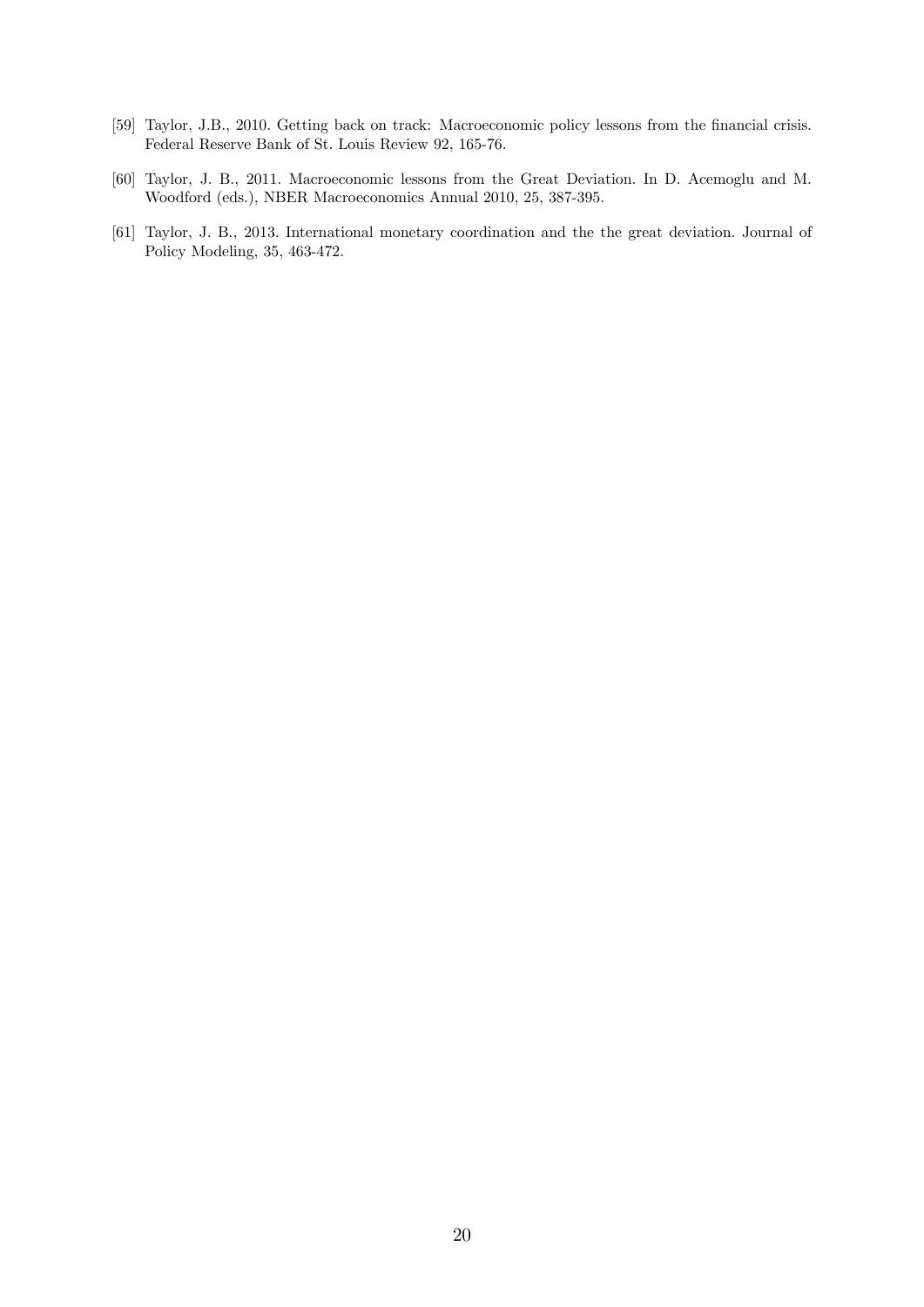[59] Taylor, J.B., 2010. Getting back on track: Macroeconomic policy lessons from the financial crisis. Federal Reserve Bank of St. Louis Review 92, 165-76.

[60] Taylor, J. B., 2011. Macroeconomic lessons from the Great Deviation. In D. Acemoglu and M. Woodford (eds.), NBER Macroeconomics Annual 2010, 25, 387-395.

[61] Taylor, J. B., 2013. International monetary coordination and the the great deviation. Journal of Policy Modeling, 35, 463-472.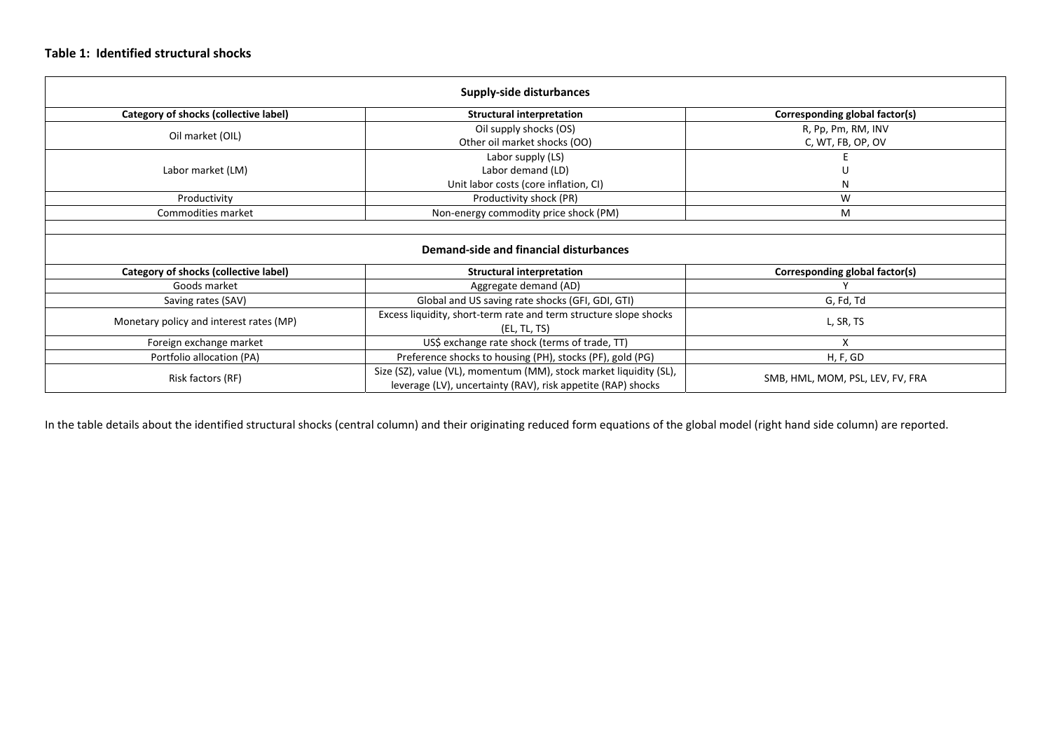**Table 1: Identified structural shocks**

| Supply-side disturbances | | |
|---|---|---|
| **Category of shocks (collective label)** | **Structural interpretation** | **Corresponding global factor(s)** |
| Oil market (OIL) | Oil supply shocks (OS)<br>Other oil market shocks (OO) | R, Pp, Pm, RM, INV<br>C, WT, FB, OP, OV |
| Labor market (LM) | Labor supply (LS)<br>Labor demand (LD)<br>Unit labor costs (core inflation, CI) | E<br>U<br>N |
| Productivity | Productivity shock (PR) | W |
| Commodities market | Non-energy commodity price shock (PM) | M |
| | | |
| **Demand-side and financial disturbances** | | |
| **Category of shocks (collective label)** | **Structural interpretation** | **Corresponding global factor(s)** |
| Goods market | Aggregate demand (AD) | Y |
| Saving rates (SAV) | Global and US saving rate shocks (GFI, GDI, GTI) | G, Fd, Td |
| Monetary policy and interest rates (MP) | Excess liquidity, short-term rate and term structure slope shocks (EL, TL, TS) | L, SR, TS |
| Foreign exchange market | US$ exchange rate shock (terms of trade, TT) | X |
| Portfolio allocation (PA) | Preference shocks to housing (PH), stocks (PF), gold (PG) | H, F, GD |
| Risk factors (RF) | Size (SZ), value (VL), momentum (MM), stock market liquidity (SL), leverage (LV), uncertainty (RAV), risk appetite (RAP) shocks | SMB, HML, MOM, PSL, LEV, FV, FRA |

In the table details about the identified structural shocks (central column) and their originating reduced form equations of the global model (right hand side column) are reported.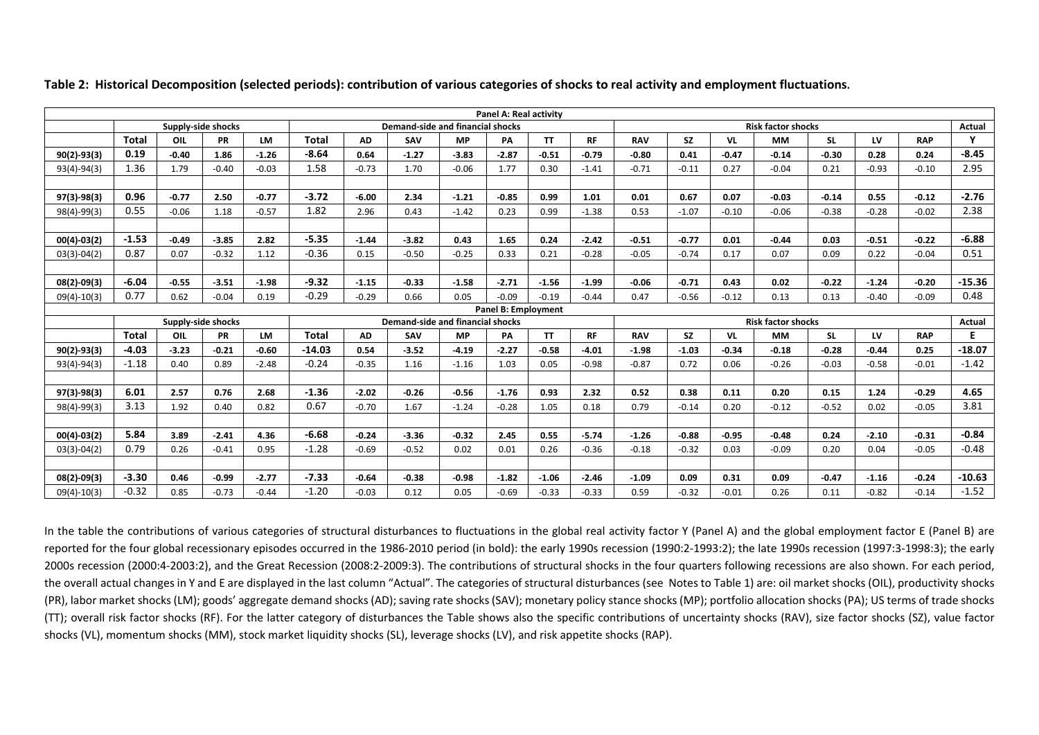**Table 2: Historical Decomposition (selected periods): contribution of various categories of shocks to real activity and employment fluctuations.**

| Panel A: Real activity | | | | | | | | | | | | | | | | | | | | |
|---|---|---|---|---|---|---|---|---|---|---|---|---|---|---|---|---|---|---|---|---|
| | Supply-side shocks | | | | Demand-side and financial shocks | | | | | | | | Risk factor shocks | | | | | | | Actual |
| | **Total** | **OIL** | **PR** | **LM** | **Total** | **AD** | **SAV** | **MP** | **PA** | **TT** | **RF** | **RAV** | **SZ** | **VL** | **MM** | **SL** | **LV** | **RAP** | | **Y** |
| **90(2)-93(3)** | **0.19** | **-0.40** | **1.86** | **-1.26** | **-8.64** | **0.64** | **-1.27** | **-3.83** | **-2.87** | **-0.51** | **-0.79** | **-0.80** | **0.41** | **-0.47** | **-0.14** | **-0.30** | **0.28** | **0.24** | | **-8.45** |
| 93(4)-94(3) | 1.36 | 1.79 | -0.40 | -0.03 | 1.58 | -0.73 | 1.70 | -0.06 | 1.77 | 0.30 | -1.41 | -0.71 | -0.11 | 0.27 | -0.04 | 0.21 | -0.93 | -0.10 | | 2.95 |
| **97(3)-98(3)** | **0.96** | **-0.77** | **2.50** | **-0.77** | **-3.72** | **-6.00** | **2.34** | **-1.21** | **-0.85** | **0.99** | **1.01** | **0.01** | **0.67** | **0.07** | **-0.03** | **-0.14** | **0.55** | **-0.12** | | **-2.76** |
| 98(4)-99(3) | 0.55 | -0.06 | 1.18 | -0.57 | 1.82 | 2.96 | 0.43 | -1.42 | 0.23 | 0.99 | -1.38 | 0.53 | -1.07 | -0.10 | -0.06 | -0.38 | -0.28 | -0.02 | | 2.38 |
| **00(4)-03(2)** | **-1.53** | **-0.49** | **-3.85** | **2.82** | **-5.35** | **-1.44** | **-3.82** | **0.43** | **1.65** | **0.24** | **-2.42** | **-0.51** | **-0.77** | **0.01** | **-0.44** | **0.03** | **-0.51** | **-0.22** | | **-6.88** |
| 03(3)-04(2) | 0.87 | 0.07 | -0.32 | 1.12 | -0.36 | 0.15 | -0.50 | -0.25 | 0.33 | 0.21 | -0.28 | -0.05 | -0.74 | 0.17 | 0.07 | 0.09 | 0.22 | -0.04 | | 0.51 |
| **08(2)-09(3)** | **-6.04** | **-0.55** | **-3.51** | **-1.98** | **-9.32** | **-1.15** | **-0.33** | **-1.58** | **-2.71** | **-1.56** | **-1.99** | **-0.06** | **-0.71** | **0.43** | **0.02** | **-0.22** | **-1.24** | **-0.20** | | **-15.36** |
| 09(4)-10(3) | 0.77 | 0.62 | -0.04 | 0.19 | -0.29 | -0.29 | 0.66 | 0.05 | -0.09 | -0.19 | -0.44 | 0.47 | -0.56 | -0.12 | 0.13 | 0.13 | -0.40 | -0.09 | | 0.48 |
| **Panel B: Employment** | | | | | | | | | | | | | | | | | | | | |
| | Supply-side shocks | | | | Demand-side and financial shocks | | | | | | | | Risk factor shocks | | | | | | | Actual |
| | **Total** | **OIL** | **PR** | **LM** | **Total** | **AD** | **SAV** | **MP** | **PA** | **TT** | **RF** | **RAV** | **SZ** | **VL** | **MM** | **SL** | **LV** | **RAP** | | **E** |
| **90(2)-93(3)** | **-4.03** | **-3.23** | **-0.21** | **-0.60** | **-14.03** | **0.54** | **-3.52** | **-4.19** | **-2.27** | **-0.58** | **-4.01** | **-1.98** | **-1.03** | **-0.34** | **-0.18** | **-0.28** | **-0.44** | **0.25** | | **-18.07** |
| 93(4)-94(3) | -1.18 | 0.40 | 0.89 | -2.48 | -0.24 | -0.35 | 1.16 | -1.16 | 1.03 | 0.05 | -0.98 | -0.87 | 0.72 | 0.06 | -0.26 | -0.03 | -0.58 | -0.01 | | -1.42 |
| **97(3)-98(3)** | **6.01** | **2.57** | **0.76** | **2.68** | **-1.36** | **-2.02** | **-0.26** | **-0.56** | **-1.76** | **0.93** | **2.32** | **0.52** | **0.38** | **0.11** | **0.20** | **0.15** | **1.24** | **-0.29** | | **4.65** |
| 98(4)-99(3) | 3.13 | 1.92 | 0.40 | 0.82 | 0.67 | -0.70 | 1.67 | -1.24 | -0.28 | 1.05 | 0.18 | 0.79 | -0.14 | 0.20 | -0.12 | -0.52 | 0.02 | -0.05 | | 3.81 |
| **00(4)-03(2)** | **5.84** | **3.89** | **-2.41** | **4.36** | **-6.68** | **-0.24** | **-3.36** | **-0.32** | **2.45** | **0.55** | **-5.74** | **-1.26** | **-0.88** | **-0.95** | **-0.48** | **0.24** | **-2.10** | **-0.31** | | **-0.84** |
| 03(3)-04(2) | 0.79 | 0.26 | -0.41 | 0.95 | -1.28 | -0.69 | -0.52 | 0.02 | 0.01 | 0.26 | -0.36 | -0.18 | -0.32 | 0.03 | -0.09 | 0.20 | 0.04 | -0.05 | | -0.48 |
| **08(2)-09(3)** | **-3.30** | **0.46** | **-0.99** | **-2.77** | **-7.33** | **-0.64** | **-0.38** | **-0.98** | **-1.82** | **-1.06** | **-2.46** | **-1.09** | **0.09** | **0.31** | **0.09** | **-0.47** | **-1.16** | **-0.24** | | **-10.63** |
| 09(4)-10(3) | -0.32 | 0.85 | -0.73 | -0.44 | -1.20 | -0.03 | 0.12 | 0.05 | -0.69 | -0.33 | -0.33 | 0.59 | -0.32 | -0.01 | 0.26 | 0.11 | -0.82 | -0.14 | | -1.52 |

In the table the contributions of various categories of structural disturbances to fluctuations in the global real activity factor Y (Panel A) and the global employment factor E (Panel B) are reported for the four global recessionary episodes occurred in the 1986-2010 period (in bold): the early 1990s recession (1990:2-1993:2); the late 1990s recession (1997:3-1998:3); the early 2000s recession (2000:4-2003:2), and the Great Recession (2008:2-2009:3). The contributions of structural shocks in the four quarters following recessions are also shown. For each period, the overall actual changes in Y and E are displayed in the last column "Actual". The categories of structural disturbances (see Notes to Table 1) are: oil market shocks (OIL), productivity shocks (PR), labor market shocks (LM); goods' aggregate demand shocks (AD); saving rate shocks (SAV); monetary policy stance shocks (MP); portfolio allocation shocks (PA); US terms of trade shocks (TT); overall risk factor shocks (RF). For the latter category of disturbances the Table shows also the specific contributions of uncertainty shocks (RAV), size factor shocks (SZ), value factor shocks (VL), momentum shocks (MM), stock market liquidity shocks (SL), leverage shocks (LV), and risk appetite shocks (RAP).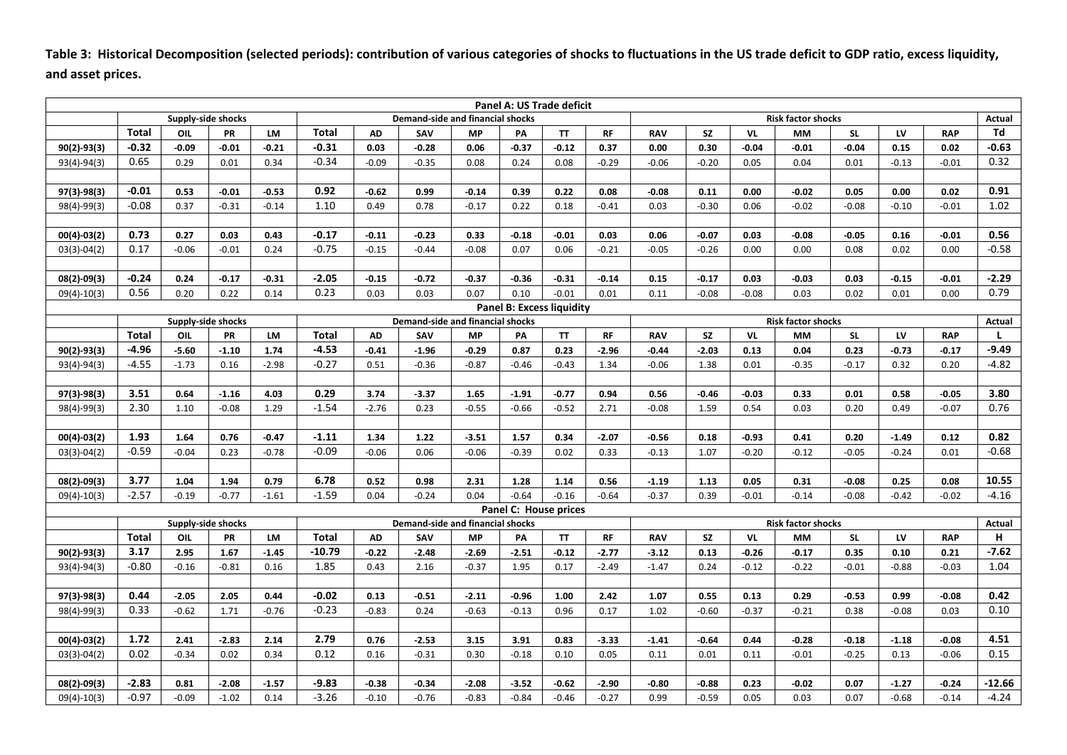**Table 3: Historical Decomposition (selected periods): contribution of various categories of shocks to fluctuations in the US trade deficit to GDP ratio, excess liquidity, and asset prices.**

| Panel A: US Trade deficit | | | | | | | | | | | | | | | | | | | |
|---|---|---|---|---|---|---|---|---|---|---|---|---|---|---|---|---|---|---|---|
| | Supply-side shocks | | | | Demand-side and financial shocks | | | | | | | Risk factor shocks | | | | | | | Actual |
| | Total | OIL | PR | LM | Total | AD | SAV | MP | PA | TT | RF | RAV | SZ | VL | MM | SL | LV | RAP | Td |
| **90(2)-93(3)** | **-0.32** | **-0.09** | **-0.01** | **-0.21** | **-0.31** | **0.03** | **-0.28** | **0.06** | **-0.37** | **-0.12** | **0.37** | **0.00** | **0.30** | **-0.04** | **-0.01** | **-0.04** | **0.15** | **0.02** | **-0.63** |
| 93(4)-94(3) | 0.65 | 0.29 | 0.01 | 0.34 | -0.34 | -0.09 | -0.35 | 0.08 | 0.24 | 0.08 | -0.29 | -0.06 | -0.20 | 0.05 | 0.04 | 0.01 | -0.13 | -0.01 | 0.32 |
| | | | | | | | | | | | | | | | | | | | |
| **97(3)-98(3)** | **-0.01** | **0.53** | **-0.01** | **-0.53** | **0.92** | **-0.62** | **0.99** | **-0.14** | **0.39** | **0.22** | **0.08** | **-0.08** | **0.11** | **0.00** | **-0.02** | **0.05** | **0.00** | **0.02** | **0.91** |
| 98(4)-99(3) | -0.08 | 0.37 | -0.31 | -0.14 | 1.10 | 0.49 | 0.78 | -0.17 | 0.22 | 0.18 | -0.41 | 0.03 | -0.30 | 0.06 | -0.02 | -0.08 | -0.10 | -0.01 | 1.02 |
| | | | | | | | | | | | | | | | | | | | |
| **00(4)-03(2)** | **0.73** | **0.27** | **0.03** | **0.43** | **-0.17** | **-0.11** | **-0.23** | **0.33** | **-0.18** | **-0.01** | **0.03** | **0.06** | **-0.07** | **0.03** | **-0.08** | **-0.05** | **0.16** | **-0.01** | **0.56** |
| 03(3)-04(2) | 0.17 | -0.06 | -0.01 | 0.24 | -0.75 | -0.15 | -0.44 | -0.08 | 0.07 | 0.06 | -0.21 | -0.05 | -0.26 | 0.00 | 0.00 | 0.08 | 0.02 | 0.00 | -0.58 |
| | | | | | | | | | | | | | | | | | | | |
| **08(2)-09(3)** | **-0.24** | **0.24** | **-0.17** | **-0.31** | **-2.05** | **-0.15** | **-0.72** | **-0.37** | **-0.36** | **-0.31** | **-0.14** | **0.15** | **-0.17** | **0.03** | **-0.03** | **0.03** | **-0.15** | **-0.01** | **-2.29** |
| 09(4)-10(3) | 0.56 | 0.20 | 0.22 | 0.14 | 0.23 | 0.03 | 0.03 | 0.07 | 0.10 | -0.01 | 0.01 | 0.11 | -0.08 | -0.08 | 0.03 | 0.02 | 0.01 | 0.00 | 0.79 |
| **Panel B: Excess liquidity** | | | | | | | | | | | | | | | | | | | |
| | Supply-side shocks | | | | Demand-side and financial shocks | | | | | | | Risk factor shocks | | | | | | | Actual |
| | Total | OIL | PR | LM | Total | AD | SAV | MP | PA | TT | RF | RAV | SZ | VL | MM | SL | LV | RAP | L |
| **90(2)-93(3)** | **-4.96** | **-5.60** | **-1.10** | **1.74** | **-4.53** | **-0.41** | **-1.96** | **-0.29** | **0.87** | **0.23** | **-2.96** | **-0.44** | **-2.03** | **0.13** | **0.04** | **0.23** | **-0.73** | **-0.17** | **-9.49** |
| 93(4)-94(3) | -4.55 | -1.73 | 0.16 | -2.98 | -0.27 | 0.51 | -0.36 | -0.87 | -0.46 | -0.43 | 1.34 | -0.06 | 1.38 | 0.01 | -0.35 | -0.17 | 0.32 | 0.20 | -4.82 |
| | | | | | | | | | | | | | | | | | | | |
| **97(3)-98(3)** | **3.51** | **0.64** | **-1.16** | **4.03** | **0.29** | **3.74** | **-3.37** | **1.65** | **-1.91** | **-0.77** | **0.94** | **0.56** | **-0.46** | **-0.03** | **0.33** | **0.01** | **0.58** | **-0.05** | **3.80** |
| 98(4)-99(3) | 2.30 | 1.10 | -0.08 | 1.29 | -1.54 | -2.76 | 0.23 | -0.55 | -0.66 | -0.52 | 2.71 | -0.08 | 1.59 | 0.54 | 0.03 | 0.20 | 0.49 | -0.07 | 0.76 |
| | | | | | | | | | | | | | | | | | | | |
| **00(4)-03(2)** | **1.93** | **1.64** | **0.76** | **-0.47** | **-1.11** | **1.34** | **1.22** | **-3.51** | **1.57** | **0.34** | **-2.07** | **-0.56** | **0.18** | **-0.93** | **0.41** | **0.20** | **-1.49** | **0.12** | **0.82** |
| 03(3)-04(2) | -0.59 | -0.04 | 0.23 | -0.78 | -0.09 | -0.06 | 0.06 | -0.06 | -0.39 | 0.02 | 0.33 | -0.13 | 1.07 | -0.20 | -0.12 | -0.05 | -0.24 | 0.01 | -0.68 |
| | | | | | | | | | | | | | | | | | | | |
| **08(2)-09(3)** | **3.77** | **1.04** | **1.94** | **0.79** | **6.78** | **0.52** | **0.98** | **2.31** | **1.28** | **1.14** | **0.56** | **-1.19** | **1.13** | **0.05** | **0.31** | **-0.08** | **0.25** | **0.08** | **10.55** |
| 09(4)-10(3) | -2.57 | -0.19 | -0.77 | -1.61 | -1.59 | 0.04 | -0.24 | 0.04 | -0.64 | -0.16 | -0.64 | -0.37 | 0.39 | -0.01 | -0.14 | -0.08 | -0.42 | -0.02 | -4.16 |
| **Panel C: House prices** | | | | | | | | | | | | | | | | | | | |
| | Supply-side shocks | | | | Demand-side and financial shocks | | | | | | | Risk factor shocks | | | | | | | Actual |
| | Total | OIL | PR | LM | Total | AD | SAV | MP | PA | TT | RF | RAV | SZ | VL | MM | SL | LV | RAP | H |
| **90(2)-93(3)** | **3.17** | **2.95** | **1.67** | **-1.45** | **-10.79** | **-0.22** | **-2.48** | **-2.69** | **-2.51** | **-0.12** | **-2.77** | **-3.12** | **0.13** | **-0.26** | **-0.17** | **0.35** | **0.10** | **0.21** | **-7.62** |
| 93(4)-94(3) | -0.80 | -0.16 | -0.81 | 0.16 | 1.85 | 0.43 | 2.16 | -0.37 | 1.95 | 0.17 | -2.49 | -1.47 | 0.24 | -0.12 | -0.22 | -0.01 | -0.88 | -0.03 | 1.04 |
| | | | | | | | | | | | | | | | | | | | |
| **97(3)-98(3)** | **0.44** | **-2.05** | **2.05** | **0.44** | **-0.02** | **0.13** | **-0.51** | **-2.11** | **-0.96** | **1.00** | **2.42** | **1.07** | **0.55** | **0.13** | **0.29** | **-0.53** | **0.99** | **-0.08** | **0.42** |
| 98(4)-99(3) | 0.33 | -0.62 | 1.71 | -0.76 | -0.23 | -0.83 | 0.24 | -0.63 | -0.13 | 0.96 | 0.17 | 1.02 | -0.60 | -0.37 | -0.21 | 0.38 | -0.08 | 0.03 | 0.10 |
| | | | | | | | | | | | | | | | | | | | |
| **00(4)-03(2)** | **1.72** | **2.41** | **-2.83** | **2.14** | **2.79** | **0.76** | **-2.53** | **3.15** | **3.91** | **0.83** | **-3.33** | **-1.41** | **-0.64** | **0.44** | **-0.28** | **-0.18** | **-1.18** | **-0.08** | **4.51** |
| 03(3)-04(2) | 0.02 | -0.34 | 0.02 | 0.34 | 0.12 | 0.16 | -0.31 | 0.30 | -0.18 | 0.10 | 0.05 | 0.11 | 0.01 | 0.11 | -0.01 | -0.25 | 0.13 | -0.06 | 0.15 |
| | | | | | | | | | | | | | | | | | | | |
| **08(2)-09(3)** | **-2.83** | **0.81** | **-2.08** | **-1.57** | **-9.83** | **-0.38** | **-0.34** | **-2.08** | **-3.52** | **-0.62** | **-2.90** | **-0.80** | **-0.88** | **0.23** | **-0.02** | **0.07** | **-1.27** | **-0.24** | **-12.66** |
| 09(4)-10(3) | -0.97 | -0.09 | -1.02 | 0.14 | -3.26 | -0.10 | -0.76 | -0.83 | -0.84 | -0.46 | -0.27 | 0.99 | -0.59 | 0.05 | 0.03 | 0.07 | -0.68 | -0.14 | -4.24 |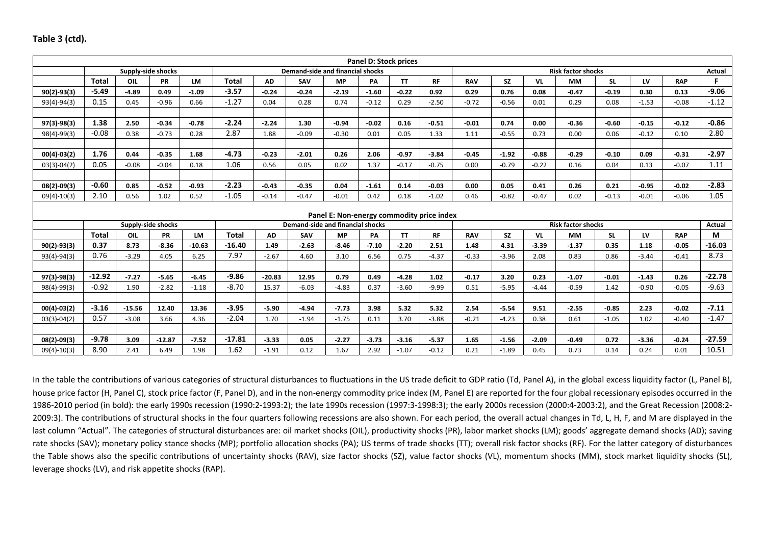**Table 3 (ctd).**

**Panel D: Stock prices**

| | Supply-side shocks | | | | Demand-side and financial shocks | | | | | | | Risk factor shocks | | | | | | | Actual |
|---|---|---|---|---|---|---|---|---|---|---|---|---|---|---|---|---|---|---|---|
| | **Total** | **OIL** | **PR** | **LM** | **Total** | **AD** | **SAV** | **MP** | **PA** | **TT** | **RF** | **RAV** | **SZ** | **VL** | **MM** | **SL** | **LV** | **RAP** | **F** |
| **90(2)-93(3)** | **-5.49** | **-4.89** | **0.49** | **-1.09** | **-3.57** | **-0.24** | **-0.24** | **-2.19** | **-1.60** | **-0.22** | **0.92** | **0.29** | **0.76** | **0.08** | **-0.47** | **-0.19** | **0.30** | **0.13** | **-9.06** |
| 93(4)-94(3) | 0.15 | 0.45 | -0.96 | 0.66 | -1.27 | 0.04 | 0.28 | 0.74 | -0.12 | 0.29 | -2.50 | -0.72 | -0.56 | 0.01 | 0.29 | 0.08 | -1.53 | -0.08 | -1.12 |
| | | | | | | | | | | | | | | | | | | | |
| **97(3)-98(3)** | **1.38** | **2.50** | **-0.34** | **-0.78** | **-2.24** | **-2.24** | **1.30** | **-0.94** | **-0.02** | **0.16** | **-0.51** | **-0.01** | **0.74** | **0.00** | **-0.36** | **-0.60** | **-0.15** | **-0.12** | **-0.86** |
| 98(4)-99(3) | -0.08 | 0.38 | -0.73 | 0.28 | 2.87 | 1.88 | -0.09 | -0.30 | 0.01 | 0.05 | 1.33 | 1.11 | -0.55 | 0.73 | 0.00 | 0.06 | -0.12 | 0.10 | 2.80 |
| | | | | | | | | | | | | | | | | | | | |
| **00(4)-03(2)** | **1.76** | **0.44** | **-0.35** | **1.68** | **-4.73** | **-0.23** | **-2.01** | **0.26** | **2.06** | **-0.97** | **-3.84** | **-0.45** | **-1.92** | **-0.88** | **-0.29** | **-0.10** | **0.09** | **-0.31** | **-2.97** |
| 03(3)-04(2) | 0.05 | -0.08 | -0.04 | 0.18 | 1.06 | 0.56 | 0.05 | 0.02 | 1.37 | -0.17 | -0.75 | 0.00 | -0.79 | -0.22 | 0.16 | 0.04 | 0.13 | -0.07 | 1.11 |
| | | | | | | | | | | | | | | | | | | | |
| **08(2)-09(3)** | **-0.60** | **0.85** | **-0.52** | **-0.93** | **-2.23** | **-0.43** | **-0.35** | **0.04** | **-1.61** | **0.14** | **-0.03** | **0.00** | **0.05** | **0.41** | **0.26** | **0.21** | **-0.95** | **-0.02** | **-2.83** |
| 09(4)-10(3) | 2.10 | 0.56 | 1.02 | 0.52 | -1.05 | -0.14 | -0.47 | -0.01 | 0.42 | 0.18 | -1.02 | 0.46 | -0.82 | -0.47 | 0.02 | -0.13 | -0.01 | -0.06 | 1.05 |

**Panel E: Non-energy commodity price index**

| | Supply-side shocks | | | | Demand-side and financial shocks | | | | | | | Risk factor shocks | | | | | | | Actual |
|---|---|---|---|---|---|---|---|---|---|---|---|---|---|---|---|---|---|---|---|
| | **Total** | **OIL** | **PR** | **LM** | **Total** | **AD** | **SAV** | **MP** | **PA** | **TT** | **RF** | **RAV** | **SZ** | **VL** | **MM** | **SL** | **LV** | **RAP** | **M** |
| **90(2)-93(3)** | **0.37** | **8.73** | **-8.36** | **-10.63** | **-16.40** | **1.49** | **-2.63** | **-8.46** | **-7.10** | **-2.20** | **2.51** | **1.48** | **4.31** | **-3.39** | **-1.37** | **0.35** | **1.18** | **-0.05** | **-16.03** |
| 93(4)-94(3) | 0.76 | -3.29 | 4.05 | 6.25 | 7.97 | -2.67 | 4.60 | 3.10 | 6.56 | 0.75 | -4.37 | -0.33 | -3.96 | 2.08 | 0.83 | 0.86 | -3.44 | -0.41 | 8.73 |
| | | | | | | | | | | | | | | | | | | | |
| **97(3)-98(3)** | **-12.92** | **-7.27** | **-5.65** | **-6.45** | **-9.86** | **-20.83** | **12.95** | **0.79** | **0.49** | **-4.28** | **1.02** | **-0.17** | **3.20** | **0.23** | **-1.07** | **-0.01** | **-1.43** | **0.26** | **-22.78** |
| 98(4)-99(3) | -0.92 | 1.90 | -2.82 | -1.18 | -8.70 | 15.37 | -6.03 | -4.83 | 0.37 | -3.60 | -9.99 | 0.51 | -5.95 | -4.44 | -0.59 | 1.42 | -0.90 | -0.05 | -9.63 |
| | | | | | | | | | | | | | | | | | | | |
| **00(4)-03(2)** | **-3.16** | **-15.56** | **12.40** | **13.36** | **-3.95** | **-5.90** | **-4.94** | **-7.73** | **3.98** | **5.32** | **5.32** | **2.54** | **-5.54** | **9.51** | **-2.55** | **-0.85** | **2.23** | **-0.02** | **-7.11** |
| 03(3)-04(2) | 0.57 | -3.08 | 3.66 | 4.36 | -2.04 | 1.70 | -1.94 | -1.75 | 0.11 | 3.70 | -3.88 | -0.21 | -4.23 | 0.38 | 0.61 | -1.05 | 1.02 | -0.40 | -1.47 |
| | | | | | | | | | | | | | | | | | | | |
| **08(2)-09(3)** | **-9.78** | **3.09** | **-12.87** | **-7.52** | **-17.81** | **-3.33** | **0.05** | **-2.27** | **-3.73** | **-3.16** | **-5.37** | **1.65** | **-1.56** | **-2.09** | **-0.49** | **0.72** | **-3.36** | **-0.24** | **-27.59** |
| 09(4)-10(3) | 8.90 | 2.41 | 6.49 | 1.98 | 1.62 | -1.91 | 0.12 | 1.67 | 2.92 | -1.07 | -0.12 | 0.21 | -1.89 | 0.45 | 0.73 | 0.14 | 0.24 | 0.01 | 10.51 |

In the table the contributions of various categories of structural disturbances to fluctuations in the US trade deficit to GDP ratio (Td, Panel A), in the global excess liquidity factor (L, Panel B), house price factor (H, Panel C), stock price factor (F, Panel D), and in the non-energy commodity price index (M, Panel E) are reported for the four global recessionary episodes occurred in the 1986-2010 period (in bold): the early 1990s recession (1990:2-1993:2); the late 1990s recession (1997:3-1998:3); the early 2000s recession (2000:4-2003:2), and the Great Recession (2008:2-2009:3). The contributions of structural shocks in the four quarters following recessions are also shown. For each period, the overall actual changes in Td, L, H, F, and M are displayed in the last column "Actual". The categories of structural disturbances are: oil market shocks (OIL), productivity shocks (PR), labor market shocks (LM); goods' aggregate demand shocks (AD); saving rate shocks (SAV); monetary policy stance shocks (MP); portfolio allocation shocks (PA); US terms of trade shocks (TT); overall risk factor shocks (RF). For the latter category of disturbances the Table shows also the specific contributions of uncertainty shocks (RAV), size factor shocks (SZ), value factor shocks (VL), momentum shocks (MM), stock market liquidity shocks (SL), leverage shocks (LV), and risk appetite shocks (RAP).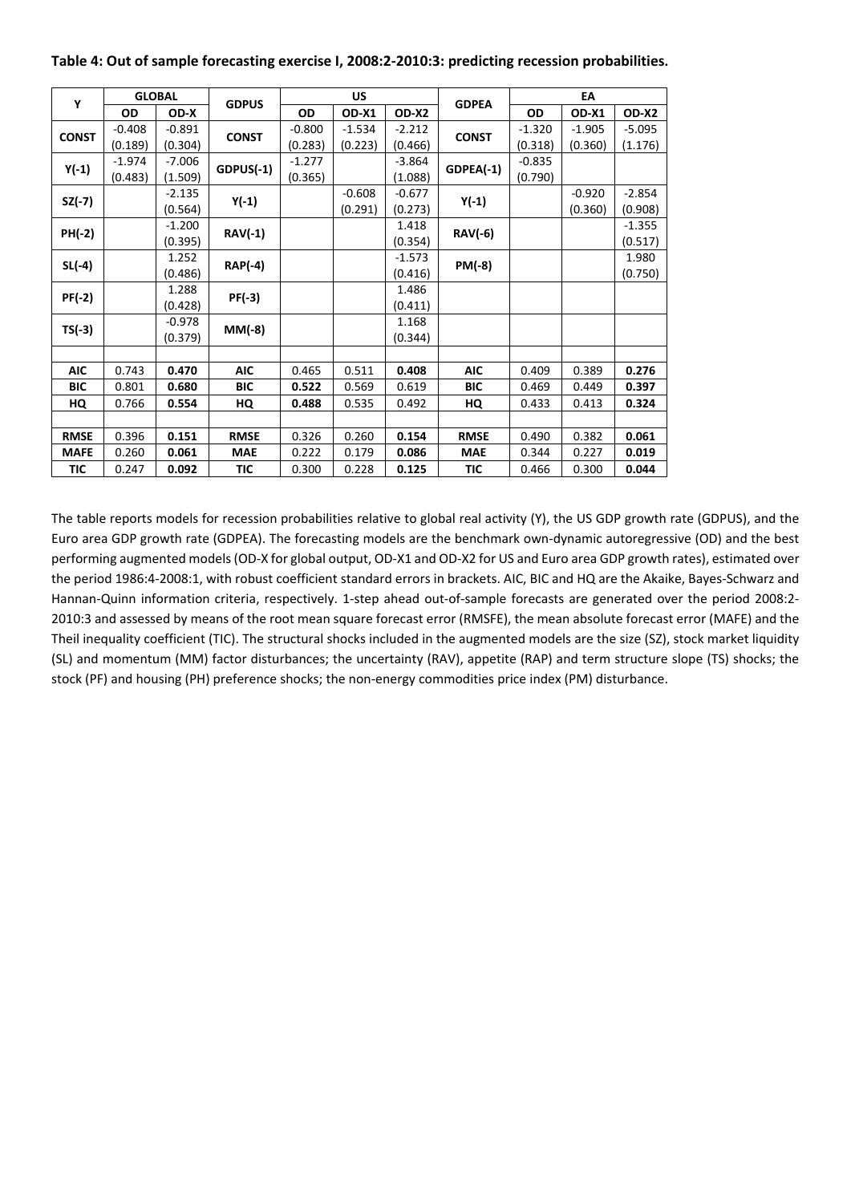**Table 4: Out of sample forecasting exercise I, 2008:2-2010:3: predicting recession probabilities.**

| Y | GLOBAL | | GDPUS | US | | | GDPEA | EA | | |
|---|---|---|---|---|---|---|---|---|---|---|
| | OD | OD-X | | OD | OD-X1 | OD-X2 | | OD | OD-X1 | OD-X2 |
| CONST | -0.408 (0.189) | -0.891 (0.304) | CONST | -0.800 (0.283) | -1.534 (0.223) | -2.212 (0.466) | CONST | -1.320 (0.318) | -1.905 (0.360) | -5.095 (1.176) |
| Y(-1) | -1.974 (0.483) | -7.006 (1.509) | GDPUS(-1) | -1.277 (0.365) | | -3.864 (1.088) | GDPEA(-1) | -0.835 (0.790) | | |
| SZ(-7) | | -2.135 (0.564) | Y(-1) | | -0.608 (0.291) | -0.677 (0.273) | Y(-1) | | -0.920 (0.360) | -2.854 (0.908) |
| PH(-2) | | -1.200 (0.395) | RAV(-1) | | | 1.418 (0.354) | RAV(-6) | | | -1.355 (0.517) |
| SL(-4) | | 1.252 (0.486) | RAP(-4) | | | -1.573 (0.416) | PM(-8) | | | 1.980 (0.750) |
| PF(-2) | | 1.288 (0.428) | PF(-3) | | | 1.486 (0.411) | | | | |
| TS(-3) | | -0.978 (0.379) | MM(-8) | | | 1.168 (0.344) | | | | |
| | | | | | | | | | | |
| AIC | 0.743 | **0.470** | AIC | 0.465 | 0.511 | **0.408** | AIC | 0.409 | 0.389 | **0.276** |
| BIC | 0.801 | **0.680** | BIC | **0.522** | 0.569 | 0.619 | BIC | 0.469 | 0.449 | **0.397** |
| HQ | 0.766 | **0.554** | HQ | **0.488** | 0.535 | 0.492 | HQ | 0.433 | 0.413 | **0.324** |
| | | | | | | | | | | |
| RMSE | 0.396 | **0.151** | RMSE | 0.326 | 0.260 | **0.154** | RMSE | 0.490 | 0.382 | **0.061** |
| MAFE | 0.260 | **0.061** | MAE | 0.222 | 0.179 | **0.086** | MAE | 0.344 | 0.227 | **0.019** |
| TIC | 0.247 | **0.092** | TIC | 0.300 | 0.228 | **0.125** | TIC | 0.466 | 0.300 | **0.044** |

The table reports models for recession probabilities relative to global real activity (Y), the US GDP growth rate (GDPUS), and the Euro area GDP growth rate (GDPEA). The forecasting models are the benchmark own-dynamic autoregressive (OD) and the best performing augmented models (OD-X for global output, OD-X1 and OD-X2 for US and Euro area GDP growth rates), estimated over the period 1986:4-2008:1, with robust coefficient standard errors in brackets. AIC, BIC and HQ are the Akaike, Bayes-Schwarz and Hannan-Quinn information criteria, respectively. 1-step ahead out-of-sample forecasts are generated over the period 2008:2-2010:3 and assessed by means of the root mean square forecast error (RMSFE), the mean absolute forecast error (MAFE) and the Theil inequality coefficient (TIC). The structural shocks included in the augmented models are the size (SZ), stock market liquidity (SL) and momentum (MM) factor disturbances; the uncertainty (RAV), appetite (RAP) and term structure slope (TS) shocks; the stock (PF) and housing (PH) preference shocks; the non-energy commodities price index (PM) disturbance.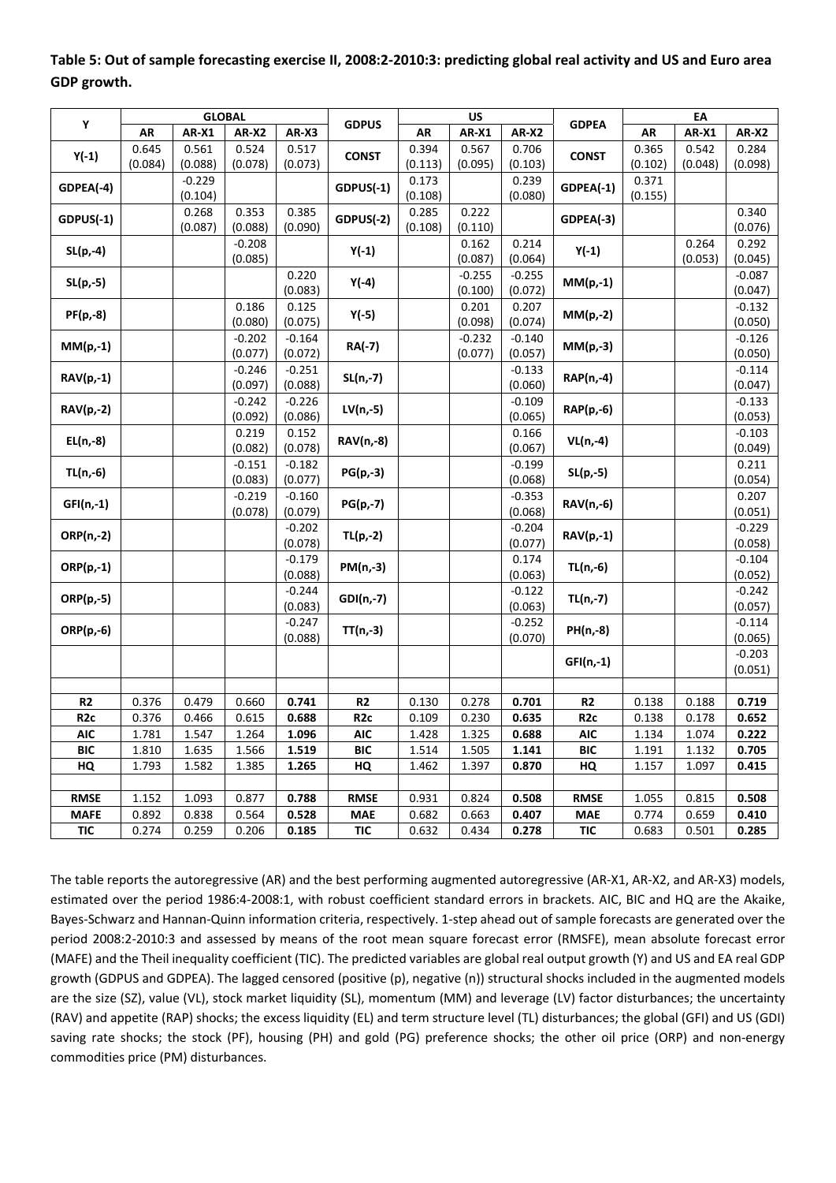**Table 5: Out of sample forecasting exercise II, 2008:2-2010:3: predicting global real activity and US and Euro area GDP growth.**

| Y | GLOBAL | | | | GDPUS | US | | | GDPEA | EA | | |
|---|---|---|---|---|---|---|---|---|---|---|---|---|
| | AR | AR-X1 | AR-X2 | AR-X3 | | AR | AR-X1 | AR-X2 | | AR | AR-X1 | AR-X2 |
| Y(-1) | 0.645 (0.084) | 0.561 (0.088) | 0.524 (0.078) | 0.517 (0.073) | CONST | 0.394 (0.113) | 0.567 (0.095) | 0.706 (0.103) | CONST | 0.365 (0.102) | 0.542 (0.048) | 0.284 (0.098) |
| GDPEA(-4) | | -0.229 (0.104) | | | GDPUS(-1) | 0.173 (0.108) | | 0.239 (0.080) | GDPEA(-1) | 0.371 (0.155) | | |
| GDPUS(-1) | | 0.268 (0.087) | 0.353 (0.088) | 0.385 (0.090) | GDPUS(-2) | 0.285 (0.108) | 0.222 (0.110) | | GDPEA(-3) | | | 0.340 (0.076) |
| SL(p,-4) | | | -0.208 (0.085) | | Y(-1) | | 0.162 (0.087) | 0.214 (0.064) | Y(-1) | | 0.264 (0.053) | 0.292 (0.045) |
| SL(p,-5) | | | | 0.220 (0.083) | Y(-4) | | -0.255 (0.100) | -0.255 (0.072) | MM(p,-1) | | | -0.087 (0.047) |
| PF(p,-8) | | | 0.186 (0.080) | 0.125 (0.075) | Y(-5) | | 0.201 (0.098) | 0.207 (0.074) | MM(p,-2) | | | -0.132 (0.050) |
| MM(p,-1) | | | -0.202 (0.077) | -0.164 (0.072) | RA(-7) | | -0.232 (0.077) | -0.140 (0.057) | MM(p,-3) | | | -0.126 (0.050) |
| RAV(p,-1) | | | -0.246 (0.097) | -0.251 (0.088) | SL(n,-7) | | | -0.133 (0.060) | RAP(n,-4) | | | -0.114 (0.047) |
| RAV(p,-2) | | | -0.242 (0.092) | -0.226 (0.086) | LV(n,-5) | | | -0.109 (0.065) | RAP(p,-6) | | | -0.133 (0.053) |
| EL(n,-8) | | | 0.219 (0.082) | 0.152 (0.078) | RAV(n,-8) | | | 0.166 (0.067) | VL(n,-4) | | | -0.103 (0.049) |
| TL(n,-6) | | | -0.151 (0.083) | -0.182 (0.077) | PG(p,-3) | | | -0.199 (0.068) | SL(p,-5) | | | 0.211 (0.054) |
| GFI(n,-1) | | | -0.219 (0.078) | -0.160 (0.079) | PG(p,-7) | | | -0.353 (0.068) | RAV(n,-6) | | | 0.207 (0.051) |
| ORP(n,-2) | | | | -0.202 (0.078) | TL(p,-2) | | | -0.204 (0.077) | RAV(p,-1) | | | -0.229 (0.058) |
| ORP(p,-1) | | | | -0.179 (0.088) | PM(n,-3) | | | 0.174 (0.063) | TL(n,-6) | | | -0.104 (0.052) |
| ORP(p,-5) | | | | -0.244 (0.083) | GDI(n,-7) | | | -0.122 (0.063) | TL(n,-7) | | | -0.242 (0.057) |
| ORP(p,-6) | | | | -0.247 (0.088) | TT(n,-3) | | | -0.252 (0.070) | PH(n,-8) | | | -0.114 (0.065) |
| | | | | | | | | | GFI(n,-1) | | | -0.203 (0.051) |
| | | | | | | | | | | | | |
| R2 | 0.376 | 0.479 | 0.660 | **0.741** | R2 | 0.130 | 0.278 | **0.701** | R2 | 0.138 | 0.188 | **0.719** |
| R2c | 0.376 | 0.466 | 0.615 | **0.688** | R2c | 0.109 | 0.230 | **0.635** | R2c | 0.138 | 0.178 | **0.652** |
| AIC | 1.781 | 1.547 | 1.264 | **1.096** | AIC | 1.428 | 1.325 | **0.688** | AIC | 1.134 | 1.074 | **0.222** |
| BIC | 1.810 | 1.635 | 1.566 | **1.519** | BIC | 1.514 | 1.505 | **1.141** | BIC | 1.191 | 1.132 | **0.705** |
| HQ | 1.793 | 1.582 | 1.385 | **1.265** | HQ | 1.462 | 1.397 | **0.870** | HQ | 1.157 | 1.097 | **0.415** |
| | | | | | | | | | | | | |
| RMSE | 1.152 | 1.093 | 0.877 | **0.788** | RMSE | 0.931 | 0.824 | **0.508** | RMSE | 1.055 | 0.815 | **0.508** |
| MAFE | 0.892 | 0.838 | 0.564 | **0.528** | MAE | 0.682 | 0.663 | **0.407** | MAE | 0.774 | 0.659 | **0.410** |
| TIC | 0.274 | 0.259 | 0.206 | **0.185** | TIC | 0.632 | 0.434 | **0.278** | TIC | 0.683 | 0.501 | **0.285** |

The table reports the autoregressive (AR) and the best performing augmented autoregressive (AR-X1, AR-X2, and AR-X3) models, estimated over the period 1986:4-2008:1, with robust coefficient standard errors in brackets. AIC, BIC and HQ are the Akaike, Bayes-Schwarz and Hannan-Quinn information criteria, respectively. 1-step ahead out of sample forecasts are generated over the period 2008:2-2010:3 and assessed by means of the root mean square forecast error (RMSFE), mean absolute forecast error (MAFE) and the Theil inequality coefficient (TIC). The predicted variables are global real output growth (Y) and US and EA real GDP growth (GDPUS and GDPEA). The lagged censored (positive (p), negative (n)) structural shocks included in the augmented models are the size (SZ), value (VL), stock market liquidity (SL), momentum (MM) and leverage (LV) factor disturbances; the uncertainty (RAV) and appetite (RAP) shocks; the excess liquidity (EL) and term structure level (TL) disturbances; the global (GFI) and US (GDI) saving rate shocks; the stock (PF), housing (PH) and gold (PG) preference shocks; the other oil price (ORP) and non-energy commodities price (PM) disturbances.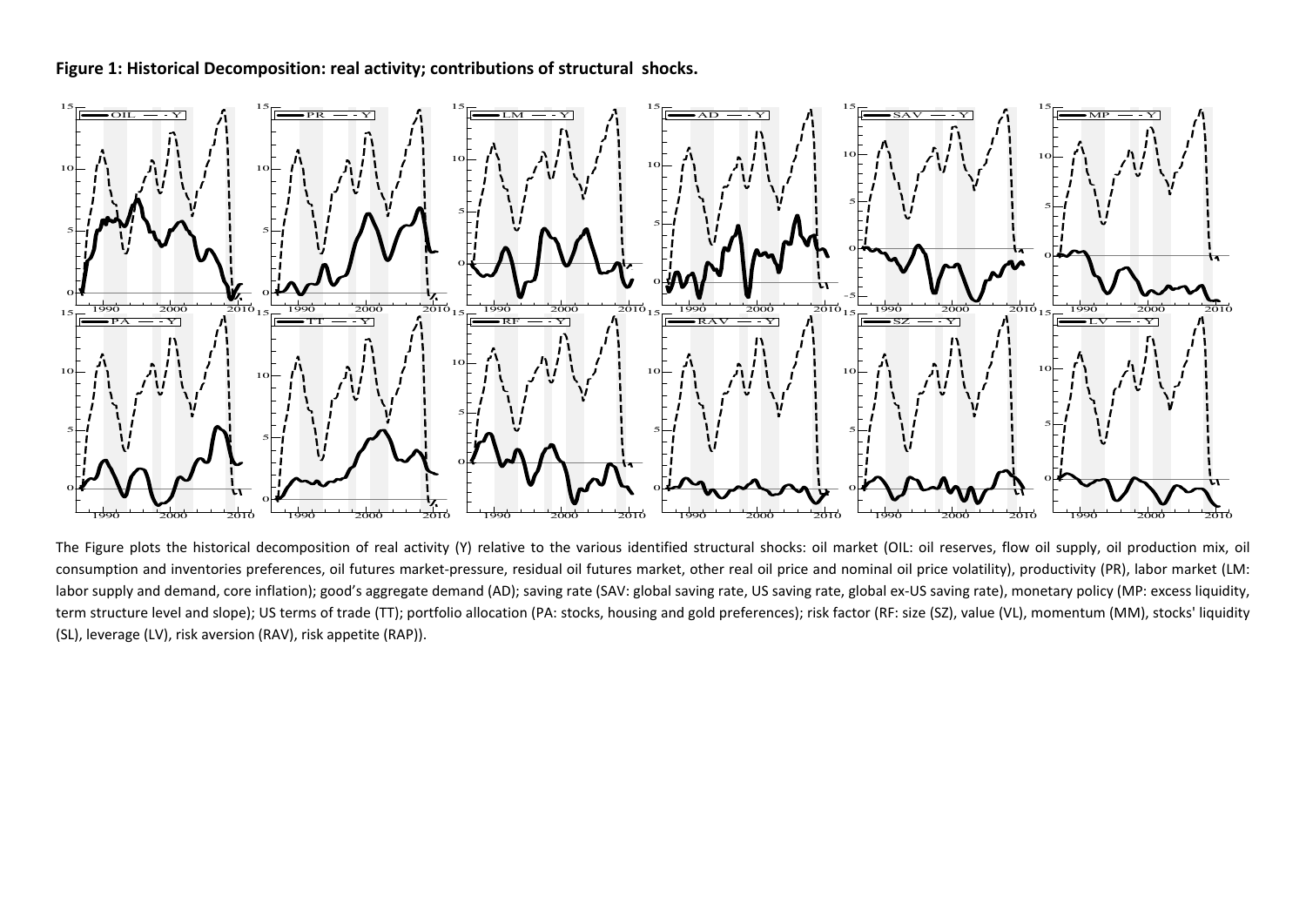**Figure 1: Historical Decomposition: real activity; contributions of structural shocks.**

The Figure plots the historical decomposition of real activity (Y) relative to the various identified structural shocks: oil market (OIL: oil reserves, flow oil supply, oil production mix, oil consumption and inventories preferences, oil futures market-pressure, residual oil futures market, other real oil price and nominal oil price volatility), productivity (PR), labor market (LM: labor supply and demand, core inflation); good's aggregate demand (AD); saving rate (SAV: global saving rate, US saving rate, global ex-US saving rate), monetary policy (MP: excess liquidity, term structure level and slope); US terms of trade (TT); portfolio allocation (PA: stocks, housing and gold preferences); risk factor (RF: size (SZ), value (VL), momentum (MM), stocks' liquidity (SL), leverage (LV), risk aversion (RAV), risk appetite (RAP)).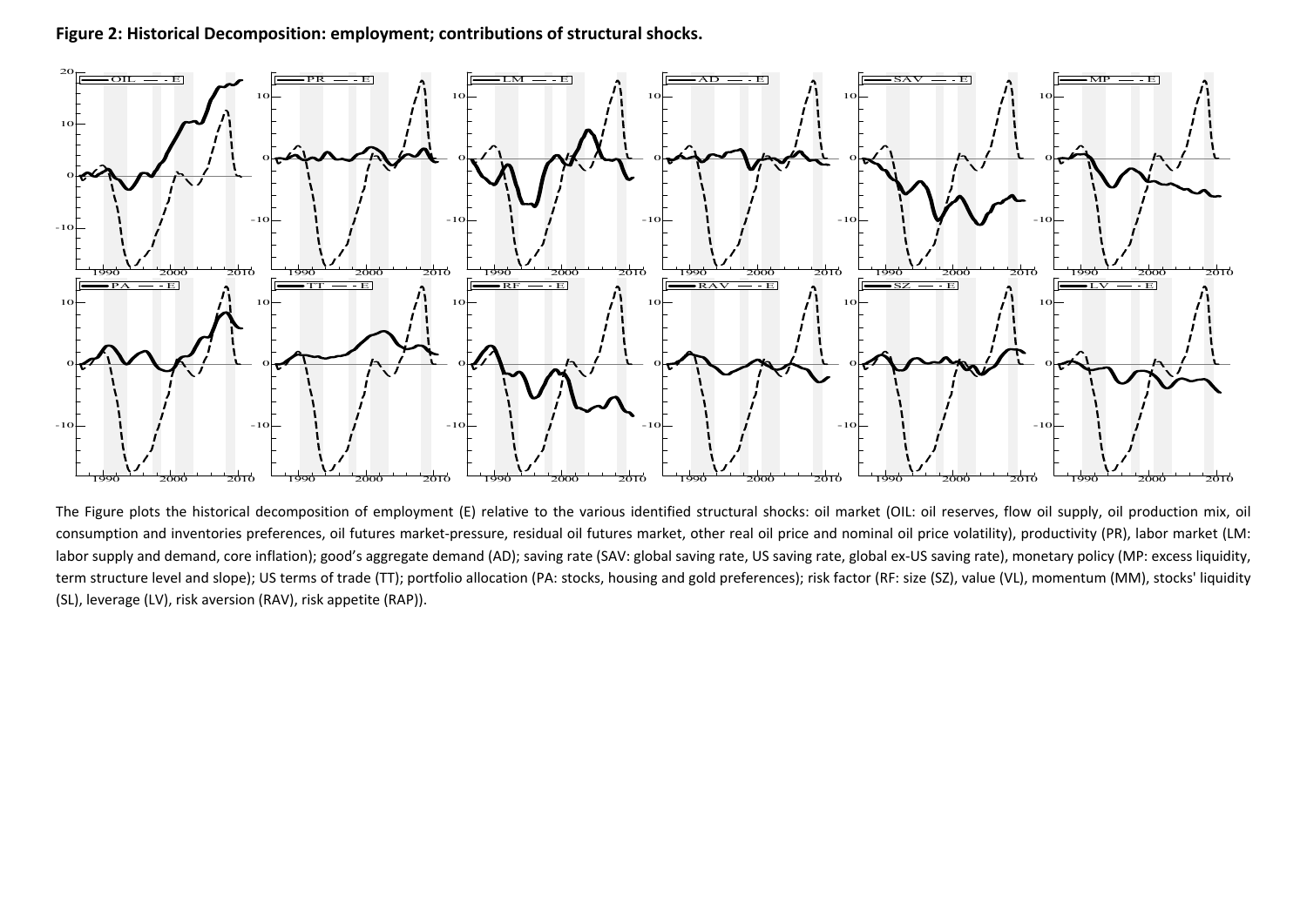**Figure 2: Historical Decomposition: employment; contributions of structural shocks.**

The Figure plots the historical decomposition of employment (E) relative to the various identified structural shocks: oil market (OIL: oil reserves, flow oil supply, oil production mix, oil consumption and inventories preferences, oil futures market-pressure, residual oil futures market, other real oil price and nominal oil price volatility), productivity (PR), labor market (LM: labor supply and demand, core inflation); good's aggregate demand (AD); saving rate (SAV: global saving rate, US saving rate, global ex-US saving rate), monetary policy (MP: excess liquidity, term structure level and slope); US terms of trade (TT); portfolio allocation (PA: stocks, housing and gold preferences); risk factor (RF: size (SZ), value (VL), momentum (MM), stocks' liquidity (SL), leverage (LV), risk aversion (RAV), risk appetite (RAP)).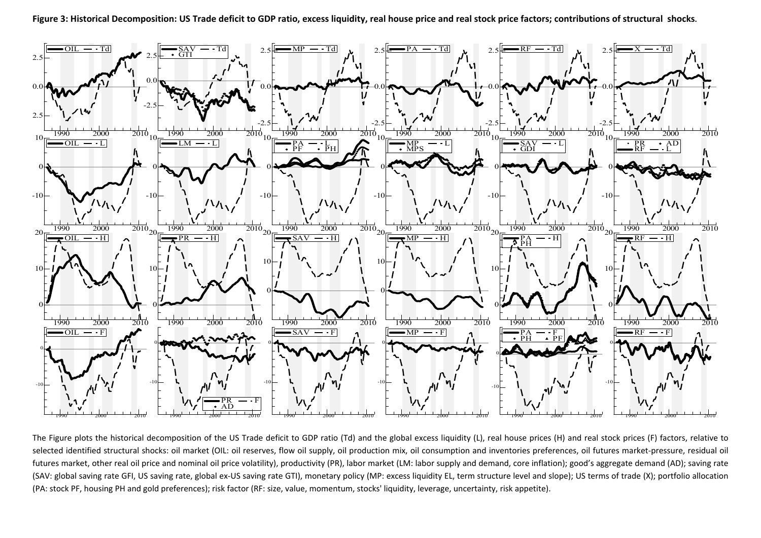**Figure 3: Historical Decomposition: US Trade deficit to GDP ratio, excess liquidity, real house price and real stock price factors; contributions of structural shocks.**

The Figure plots the historical decomposition of the US Trade deficit to GDP ratio (Td) and the global excess liquidity (L), real house prices (H) and real stock prices (F) factors, relative to selected identified structural shocks: oil market (OIL: oil reserves, flow oil supply, oil production mix, oil consumption and inventories preferences, oil futures market-pressure, residual oil futures market, other real oil price and nominal oil price volatility), productivity (PR), labor market (LM: labor supply and demand, core inflation); good's aggregate demand (AD); saving rate (SAV: global saving rate GFI, US saving rate, global ex-US saving rate GTI), monetary policy (MP: excess liquidity EL, term structure level and slope); US terms of trade (X); portfolio allocation (PA: stock PF, housing PH and gold preferences); risk factor (RF: size, value, momentum, stocks' liquidity, leverage, uncertainty, risk appetite).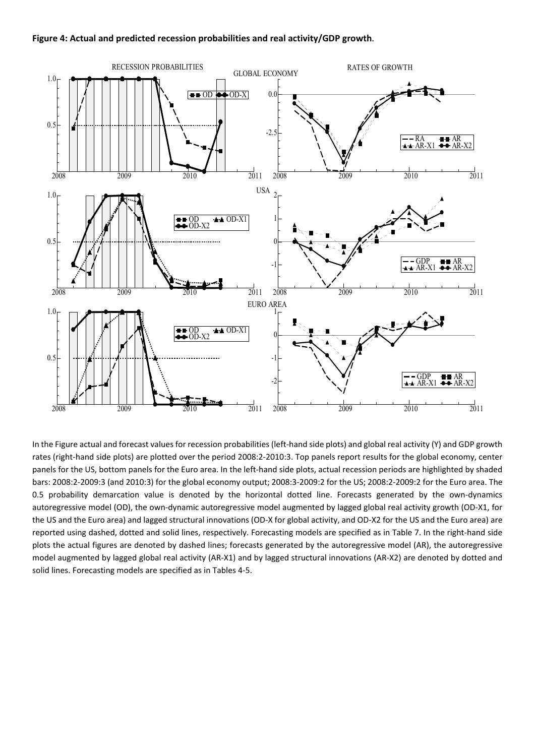**Figure 4: Actual and predicted recession probabilities and real activity/GDP growth.**

In the Figure actual and forecast values for recession probabilities (left-hand side plots) and global real activity (Y) and GDP growth rates (right-hand side plots) are plotted over the period 2008:2-2010:3. Top panels report results for the global economy, center panels for the US, bottom panels for the Euro area. In the left-hand side plots, actual recession periods are highlighted by shaded bars: 2008:2-2009:3 (and 2010:3) for the global economy output; 2008:3-2009:2 for the US; 2008:2-2009:2 for the Euro area. The 0.5 probability demarcation value is denoted by the horizontal dotted line. Forecasts generated by the own-dynamics autoregressive model (OD), the own-dynamic autoregressive model augmented by lagged global real activity growth (OD-X1, for the US and the Euro area) and lagged structural innovations (OD-X for global activity, and OD-X2 for the US and the Euro area) are reported using dashed, dotted and solid lines, respectively. Forecasting models are specified as in Table 7. In the right-hand side plots the actual figures are denoted by dashed lines; forecasts generated by the autoregressive model (AR), the autoregressive model augmented by lagged global real activity (AR-X1) and by lagged structural innovations (AR-X2) are denoted by dotted and solid lines. Forecasting models are specified as in Tables 4-5.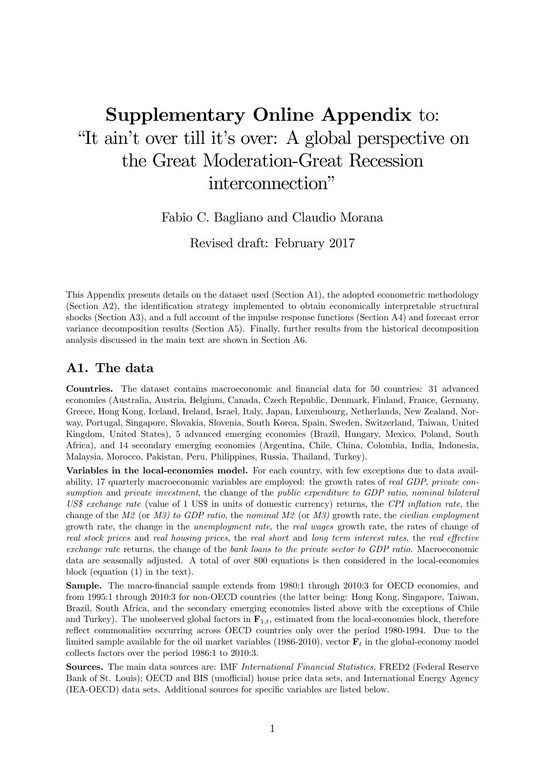# Supplementary Online Appendix to: "It ain't over till it's over: A global perspective on the Great Moderation-Great Recession interconnection"

Fabio C. Bagliano and Claudio Morana

Revised draft: February 2017

This Appendix presents details on the dataset used (Section A1), the adopted econometric methodology (Section A2), the identification strategy implemented to obtain economically interpretable structural shocks (Section A3), and a full account of the impulse response functions (Section A4) and forecast error variance decomposition results (Section A5). Finally, further results from the historical decomposition analysis discussed in the main text are shown in Section A6.

## A1. The data

**Countries.** The dataset contains macroeconomic and financial data for 50 countries: 31 advanced economies (Australia, Austria, Belgium, Canada, Czech Republic, Denmark, Finland, France, Germany, Greece, Hong Kong, Iceland, Ireland, Israel, Italy, Japan, Luxembourg, Netherlands, New Zealand, Norway, Portugal, Singapore, Slovakia, Slovenia, South Korea, Spain, Sweden, Switzerland, Taiwan, United Kingdom, United States), 5 advanced emerging economies (Brazil, Hungary, Mexico, Poland, South Africa), and 14 secondary emerging economies (Argentina, Chile, China, Colombia, India, Indonesia, Malaysia, Morocco, Pakistan, Peru, Philippines, Russia, Thailand, Turkey).

**Variables in the local-economies model.** For each country, with few exceptions due to data availability, 17 quarterly macroeconomic variables are employed: the growth rates of *real GDP*, *private consumption* and *private investment*, the change of the *public expenditure to GDP ratio*, *nominal bilateral US$ exchange rate* (value of 1 US$ in units of domestic currency) returns, the *CPI inflation rate*, the change of the *M2 (or M3) to GDP ratio*, the *nominal M2* (or *M3*) growth rate, the *civilian employment* growth rate, the change in the *unemployment rate*, the *real wages* growth rate, the rates of change of *real stock prices* and *real housing prices*, the *real short* and *long term interest rates*, the *real effective exchange rate* returns, the change of the *bank loans to the private sector to GDP ratio*. Macroeconomic data are seasonally adjusted. A total of over 800 equations is then considered in the local-economies block (equation (1) in the text).

**Sample.** The macro-financial sample extends from 1980:1 through 2010:3 for OECD economies, and from 1995:1 through 2010:3 for non-OECD countries (the latter being: Hong Kong, Singapore, Taiwan, Brazil, South Africa, and the secondary emerging economies listed above with the exceptions of Chile and Turkey). The unobserved global factors in $\mathbf{F}_{1,t}$, estimated from the local-economies block, therefore reflect commonalities occurring across OECD countries only over the period 1980-1994. Due to the limited sample available for the oil market variables (1986-2010), vector $\mathbf{F}_t$ in the global-economy model collects factors over the period 1986:1 to 2010:3.

**Sources.** The main data sources are: IMF *International Financial Statistics,* FRED2 (Federal Reserve Bank of St. Louis); OECD and BIS (unofficial) house price data sets, and International Energy Agency (IEA-OECD) data sets. Additional sources for specific variables are listed below.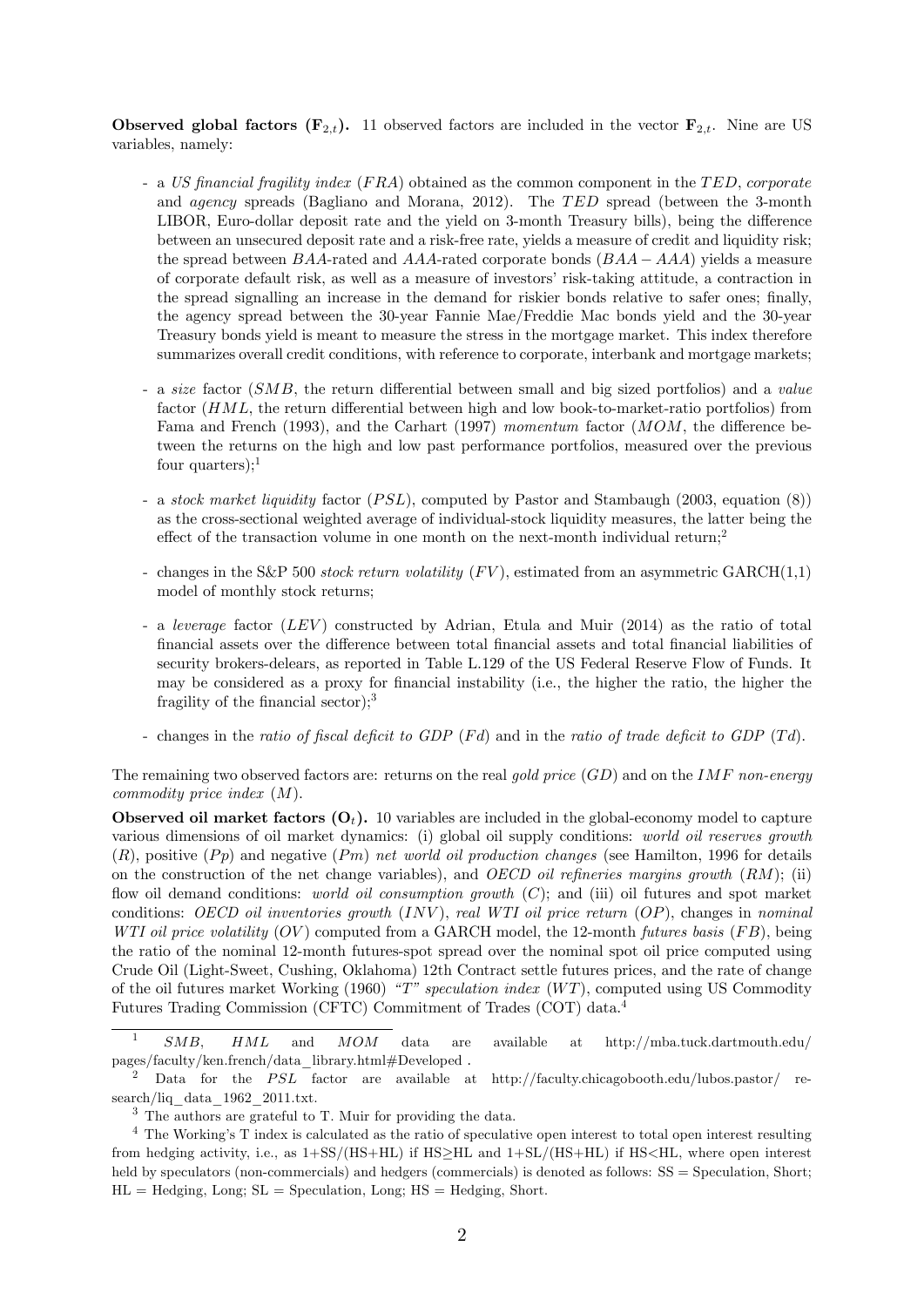**Observed global factors ($\mathbf{F}_{2,t}$).** 11 observed factors are included in the vector $\mathbf{F}_{2,t}$. Nine are US variables, namely:

- a *US financial fragility index* ($FRA$) obtained as the common component in the $TED$, *corporate* and *agency* spreads (Bagliano and Morana, 2012). The $TED$ spread (between the 3-month LIBOR, Euro-dollar deposit rate and the yield on 3-month Treasury bills), being the difference between an unsecured deposit rate and a risk-free rate, yields a measure of credit and liquidity risk; the spread between $BAA$-rated and $AAA$-rated corporate bonds ($BAA - AAA$) yields a measure of corporate default risk, as well as a measure of investors' risk-taking attitude, a contraction in the spread signalling an increase in the demand for riskier bonds relative to safer ones; finally, the agency spread between the 30-year Fannie Mae/Freddie Mac bonds yield and the 30-year Treasury bonds yield is meant to measure the stress in the mortgage market. This index therefore summarizes overall credit conditions, with reference to corporate, interbank and mortgage markets;

- a *size* factor ($SMB$, the return differential between small and big sized portfolios) and a *value* factor ($HML$, the return differential between high and low book-to-market-ratio portfolios) from Fama and French (1993), and the Carhart (1997) *momentum* factor ($MOM$, the difference between the returns on the high and low past performance portfolios, measured over the previous four quarters);[1]

- a *stock market liquidity* factor ($PSL$), computed by Pastor and Stambaugh (2003, equation (8)) as the cross-sectional weighted average of individual-stock liquidity measures, the latter being the effect of the transaction volume in one month on the next-month individual return;[2]

- changes in the S&P 500 *stock return volatility* ($FV$), estimated from an asymmetric GARCH(1,1) model of monthly stock returns;

- a *leverage* factor ($LEV$) constructed by Adrian, Etula and Muir (2014) as the ratio of total financial assets over the difference between total financial assets and total financial liabilities of security brokers-delears, as reported in Table L.129 of the US Federal Reserve Flow of Funds. It may be considered as a proxy for financial instability (i.e., the higher the ratio, the higher the fragility of the financial sector);[3]

- changes in the *ratio of fiscal deficit to GDP* ($Fd$) and in the *ratio of trade deficit to GDP* ($Td$).

The remaining two observed factors are: returns on the real *gold price* ($GD$) and on the *IMF non-energy commodity price index* ($M$).

**Observed oil market factors ($\mathbf{O}_t$).** 10 variables are included in the global-economy model to capture various dimensions of oil market dynamics: (i) global oil supply conditions: *world oil reserves growth* ($R$), positive ($Pp$) and negative ($Pm$) *net world oil production changes* (see Hamilton, 1996 for details on the construction of the net change variables), and *OECD oil refineries margins growth* ($RM$); (ii) flow oil demand conditions: *world oil consumption growth* ($C$); and (iii) oil futures and spot market conditions: *OECD oil inventories growth* ($INV$), *real WTI oil price return* ($OP$), changes in *nominal WTI oil price volatility* ($OV$) computed from a GARCH model, the 12-month *futures basis* ($FB$), being the ratio of the nominal 12-month futures-spot spread over the nominal spot oil price computed using Crude Oil (Light-Sweet, Cushing, Oklahoma) 12th Contract settle futures prices, and the rate of change of the oil futures market Working (1960) *"T" speculation index* ($WT$), computed using US Commodity Futures Trading Commission (CFTC) Commitment of Trades (COT) data.[4]

---

[1] $SMB$, $HML$ and $MOM$ data are available at http://mba.tuck.dartmouth.edu/pages/faculty/ken.french/data_library.html#Developed .

[2] Data for the $PSL$ factor are available at http://faculty.chicagobooth.edu/lubos.pastor/research/liq_data_1962_2011.txt.

[3] The authors are grateful to T. Muir for providing the data.

[4] The Working's T index is calculated as the ratio of speculative open interest to total open interest resulting from hedging activity, i.e., as 1+SS/(HS+HL) if HS≥HL and 1+SL/(HS+HL) if HS<HL, where open interest held by speculators (non-commercials) and hedgers (commercials) is denoted as follows: SS = Speculation, Short; HL = Hedging, Long; SL = Speculation, Long; HS = Hedging, Short.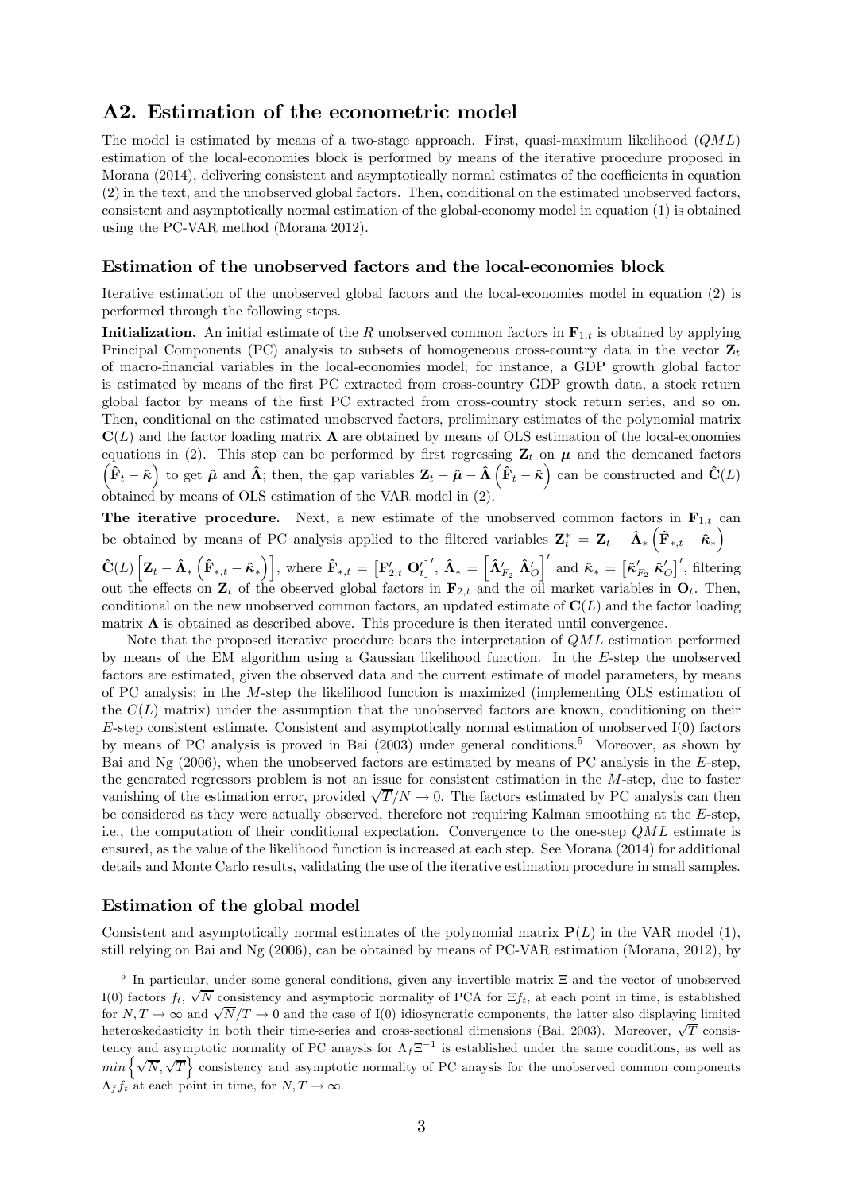## A2. Estimation of the econometric model

The model is estimated by means of a two-stage approach. First, quasi-maximum likelihood ($QML$) estimation of the local-economies block is performed by means of the iterative procedure proposed in Morana (2014), delivering consistent and asymptotically normal estimates of the coefficients in equation (2) in the text, and the unobserved global factors. Then, conditional on the estimated unobserved factors, consistent and asymptotically normal estimation of the global-economy model in equation (1) is obtained using the PC-VAR method (Morana 2012).

### Estimation of the unobserved factors and the local-economies block

Iterative estimation of the unobserved global factors and the local-economies model in equation (2) is performed through the following steps.

**Initialization.** An initial estimate of the $R$ unobserved common factors in $\mathbf{F}_{1,t}$ is obtained by applying Principal Components (PC) analysis to subsets of homogeneous cross-country data in the vector $\mathbf{Z}_t$ of macro-financial variables in the local-economies model; for instance, a GDP growth global factor is estimated by means of the first PC extracted from cross-country GDP growth data, a stock return global factor by means of the first PC extracted from cross-country stock return series, and so on. Then, conditional on the estimated unobserved factors, preliminary estimates of the polynomial matrix $\mathbf{C}(L)$ and the factor loading matrix $\boldsymbol{\Lambda}$ are obtained by means of OLS estimation of the local-economies equations in (2). This step can be performed by first regressing $\mathbf{Z}_t$ on $\boldsymbol{\mu}$ and the demeaned factors $\left(\hat{\mathbf{F}}_t - \hat{\boldsymbol{\kappa}}\right)$ to get $\hat{\boldsymbol{\mu}}$ and $\hat{\boldsymbol{\Lambda}}$; then, the gap variables $\mathbf{Z}_t - \hat{\boldsymbol{\mu}} - \hat{\boldsymbol{\Lambda}}\left(\hat{\mathbf{F}}_t - \hat{\boldsymbol{\kappa}}\right)$ can be constructed and $\hat{\mathbf{C}}(L)$ obtained by means of OLS estimation of the VAR model in (2).

**The iterative procedure.** Next, a new estimate of the unobserved common factors in $\mathbf{F}_{1,t}$ can be obtained by means of PC analysis applied to the filtered variables $\mathbf{Z}_t^* = \mathbf{Z}_t - \hat{\boldsymbol{\Lambda}}_*\left(\hat{\mathbf{F}}_{*,t} - \hat{\boldsymbol{\kappa}}_*\right) - \hat{\mathbf{C}}(L)\left[\mathbf{Z}_t - \hat{\boldsymbol{\Lambda}}_*\left(\hat{\mathbf{F}}_{*,t} - \hat{\boldsymbol{\kappa}}_*\right)\right]$, where $\hat{\mathbf{F}}_{*,t} = \left[\mathbf{F}_{2,t}' \ \mathbf{O}_t'\right]'$, $\hat{\boldsymbol{\Lambda}}_* = \left[\hat{\boldsymbol{\Lambda}}_{F_2}' \ \hat{\boldsymbol{\Lambda}}_O'\right]'$ and $\hat{\boldsymbol{\kappa}}_* = \left[\hat{\boldsymbol{\kappa}}_{F_2}' \ \hat{\boldsymbol{\kappa}}_O'\right]'$, filtering out the effects on $\mathbf{Z}_t$ of the observed global factors in $\mathbf{F}_{2,t}$ and the oil market variables in $\mathbf{O}_t$. Then, conditional on the new unobserved common factors, an updated estimate of $\mathbf{C}(L)$ and the factor loading matrix $\boldsymbol{\Lambda}$ is obtained as described above. This procedure is then iterated until convergence.

Note that the proposed iterative procedure bears the interpretation of $QML$ estimation performed by means of the EM algorithm using a Gaussian likelihood function. In the $E$-step the unobserved factors are estimated, given the observed data and the current estimate of model parameters, by means of PC analysis; in the $M$-step the likelihood function is maximized (implementing OLS estimation of the $C(L)$ matrix) under the assumption that the unobserved factors are known, conditioning on their $E$-step consistent estimate. Consistent and asymptotically normal estimation of unobserved I(0) factors by means of PC analysis is proved in Bai (2003) under general conditions.[5] Moreover, as shown by Bai and Ng (2006), when the unobserved factors are estimated by means of PC analysis in the $E$-step, the generated regressors problem is not an issue for consistent estimation in the $M$-step, due to faster vanishing of the estimation error, provided $\sqrt{T}/N \to 0$. The factors estimated by PC analysis can then be considered as they were actually observed, therefore not requiring Kalman smoothing at the $E$-step, i.e., the computation of their conditional expectation. Convergence to the one-step $QML$ estimate is ensured, as the value of the likelihood function is increased at each step. See Morana (2014) for additional details and Monte Carlo results, validating the use of the iterative estimation procedure in small samples.

### Estimation of the global model

Consistent and asymptotically normal estimates of the polynomial matrix $\mathbf{P}(L)$ in the VAR model (1), still relying on Bai and Ng (2006), can be obtained by means of PC-VAR estimation (Morana, 2012), by

[5] In particular, under some general conditions, given any invertible matrix $\Xi$ and the vector of unobserved I(0) factors $f_t$, $\sqrt{N}$ consistency and asymptotic normality of PCA for $\Xi f_t$, at each point in time, is established for $N, T \to \infty$ and $\sqrt{N}/T \to 0$ and the case of I(0) idiosyncratic components, the latter also displaying limited heteroskedasticity in both their time-series and cross-sectional dimensions (Bai, 2003). Moreover, $\sqrt{T}$ consistency and asymptotic normality of PC anaysis for $\Lambda_f \Xi^{-1}$ is established under the same conditions, as well as $min\left\{\sqrt{N}, \sqrt{T}\right\}$ consistency and asymptotic normality of PC anaysis for the unobserved common components $\Lambda_f f_t$ at each point in time, for $N, T \to \infty$.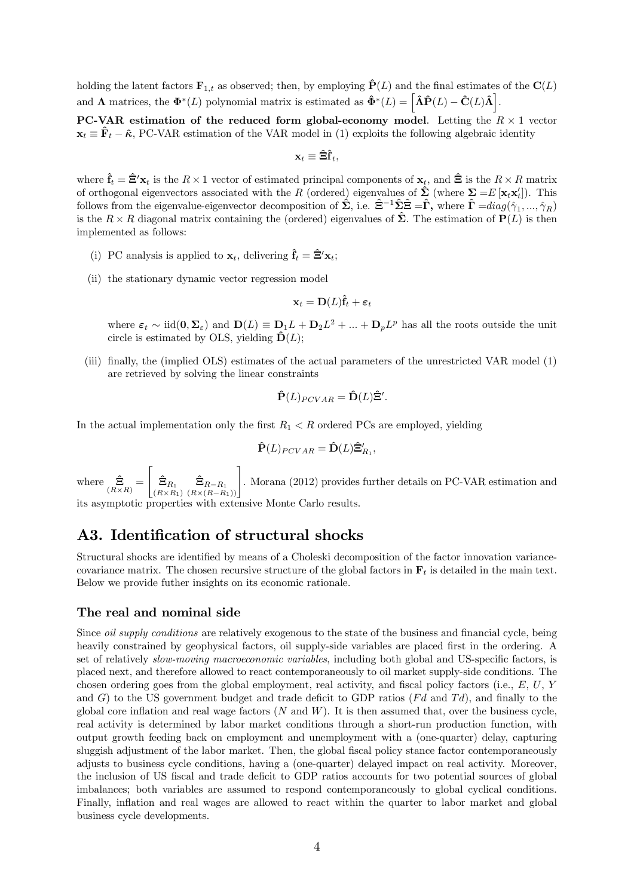holding the latent factors $\mathbf{F}_{1,t}$ as observed; then, by employing $\hat{\mathbf{P}}(L)$ and the final estimates of the $\mathbf{C}(L)$ and $\mathbf{\Lambda}$ matrices, the $\mathbf{\Phi}^{*}(L)$ polynomial matrix is estimated as $\hat{\mathbf{\Phi}}^{*}(L) = \left[\hat{\mathbf{\Lambda}}\hat{\mathbf{P}}(L) - \hat{\mathbf{C}}(L)\hat{\mathbf{\Lambda}}\right]$.

**PC-VAR estimation of the reduced form global-economy model**. Letting the $R \times 1$ vector $\mathbf{x}_t \equiv \hat{\mathbf{F}}_t - \hat{\boldsymbol{\kappa}}$, PC-VAR estimation of the VAR model in (1) exploits the following algebraic identity

$$\mathbf{x}_t \equiv \hat{\mathbf{\Xi}}\hat{\mathbf{f}}_t,$$

where $\hat{\mathbf{f}}_t = \hat{\mathbf{\Xi}}'\mathbf{x}_t$ is the $R \times 1$ vector of estimated principal components of $\mathbf{x}_t$, and $\hat{\mathbf{\Xi}}$ is the $R \times R$ matrix of orthogonal eigenvectors associated with the $R$ (ordered) eigenvalues of $\hat{\mathbf{\Sigma}}$ (where $\mathbf{\Sigma} = E\left[\mathbf{x}_t\mathbf{x}_t'\right]$). This follows from the eigenvalue-eigenvector decomposition of $\hat{\mathbf{\Sigma}}$, i.e. $\hat{\mathbf{\Xi}}^{-1}\hat{\mathbf{\Sigma}}\hat{\mathbf{\Xi}} = \hat{\mathbf{\Gamma}}$, where $\hat{\mathbf{\Gamma}} = diag(\hat{\gamma}_1, ..., \hat{\gamma}_R)$ is the $R \times R$ diagonal matrix containing the (ordered) eigenvalues of $\hat{\mathbf{\Sigma}}$. The estimation of $\mathbf{P}(L)$ is then implemented as follows:

(i) PC analysis is applied to $\mathbf{x}_t$, delivering $\hat{\mathbf{f}}_t = \hat{\mathbf{\Xi}}'\mathbf{x}_t$;

(ii) the stationary dynamic vector regression model

$$\mathbf{x}_t = \mathbf{D}(L)\hat{\mathbf{f}}_t + \boldsymbol{\varepsilon}_t$$

where $\boldsymbol{\varepsilon}_t \sim \text{iid}(\mathbf{0}, \mathbf{\Sigma}_{\varepsilon})$ and $\mathbf{D}(L) \equiv \mathbf{D}_1 L + \mathbf{D}_2 L^2 + ... + \mathbf{D}_p L^p$ has all the roots outside the unit circle is estimated by OLS, yielding $\hat{\mathbf{D}}(L)$;

(iii) finally, the (implied OLS) estimates of the actual parameters of the unrestricted VAR model (1) are retrieved by solving the linear constraints

$$\hat{\mathbf{P}}(L)_{PCVAR} = \hat{\mathbf{D}}(L)\hat{\mathbf{\Xi}}'.$$

In the actual implementation only the first $R_1 < R$ ordered PCs are employed, yielding

$$\hat{\mathbf{P}}(L)_{PCVAR} = \hat{\mathbf{D}}(L)\hat{\mathbf{\Xi}}'_{R_1},$$

where $\underset{(R\times R)}{\hat{\mathbf{\Xi}}} = \begin{bmatrix} \underset{(R\times R_1)}{\hat{\mathbf{\Xi}}_{R_1}} & \underset{(R\times(R-R_1))}{\hat{\mathbf{\Xi}}_{R-R_1}} \end{bmatrix}$. Morana (2012) provides further details on PC-VAR estimation and its asymptotic properties with extensive Monte Carlo results.

# A3. Identification of structural shocks

Structural shocks are identified by means of a Choleski decomposition of the factor innovation variance-covariance matrix. The chosen recursive structure of the global factors in $\mathbf{F}_t$ is detailed in the main text. Below we provide futher insights on its economic rationale.

### The real and nominal side

Since *oil supply conditions* are relatively exogenous to the state of the business and financial cycle, being heavily constrained by geophysical factors, oil supply-side variables are placed first in the ordering. A set of relatively *slow-moving macroeconomic variables*, including both global and US-specific factors, is placed next, and therefore allowed to react contemporaneously to oil market supply-side conditions. The chosen ordering goes from the global employment, real activity, and fiscal policy factors (i.e., $E$, $U$, $Y$ and $G$) to the US government budget and trade deficit to GDP ratios ($Fd$ and $Td$), and finally to the global core inflation and real wage factors ($N$ and $W$). It is then assumed that, over the business cycle, real activity is determined by labor market conditions through a short-run production function, with output growth feeding back on employment and unemployment with a (one-quarter) delay, capturing sluggish adjustment of the labor market. Then, the global fiscal policy stance factor contemporaneously adjusts to business cycle conditions, having a (one-quarter) delayed impact on real activity. Moreover, the inclusion of US fiscal and trade deficit to GDP ratios accounts for two potential sources of global imbalances; both variables are assumed to respond contemporaneously to global cyclical conditions. Finally, inflation and real wages are allowed to react within the quarter to labor market and global business cycle developments.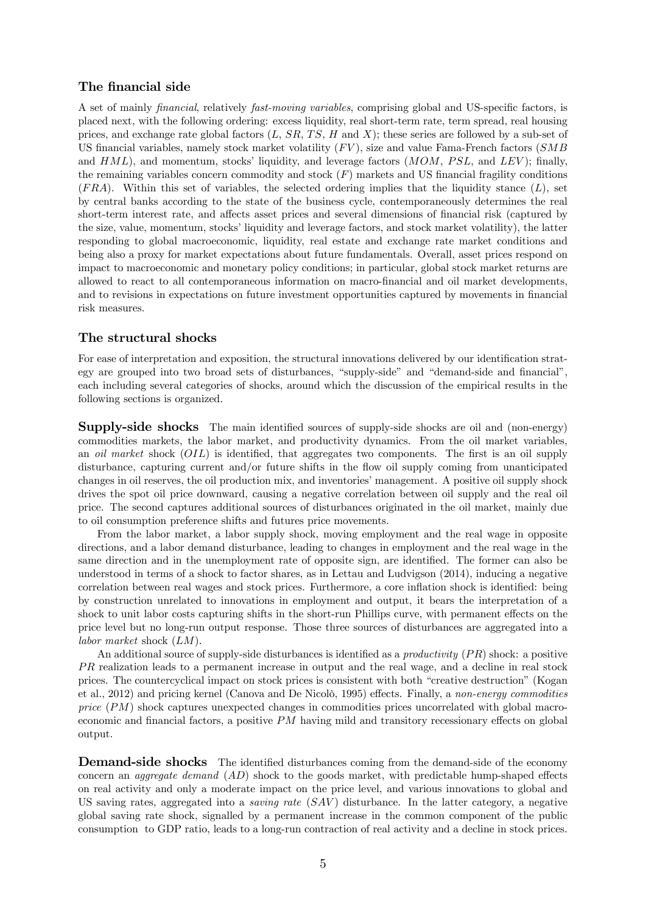### The financial side

A set of mainly *financial*, relatively *fast-moving variables*, comprising global and US-specific factors, is placed next, with the following ordering: excess liquidity, real short-term rate, term spread, real housing prices, and exchange rate global factors ($L$, $SR$, $TS$, $H$ and $X$); these series are followed by a sub-set of US financial variables, namely stock market volatility ($FV$), size and value Fama-French factors ($SMB$ and $HML$), and momentum, stocks' liquidity, and leverage factors ($MOM$, $PSL$, and $LEV$); finally, the remaining variables concern commodity and stock ($F$) markets and US financial fragility conditions ($FRA$). Within this set of variables, the selected ordering implies that the liquidity stance ($L$), set by central banks according to the state of the business cycle, contemporaneously determines the real short-term interest rate, and affects asset prices and several dimensions of financial risk (captured by the size, value, momentum, stocks' liquidity and leverage factors, and stock market volatility), the latter responding to global macroeconomic, liquidity, real estate and exchange rate market conditions and being also a proxy for market expectations about future fundamentals. Overall, asset prices respond on impact to macroeconomic and monetary policy conditions; in particular, global stock market returns are allowed to react to all contemporaneous information on macro-financial and oil market developments, and to revisions in expectations on future investment opportunities captured by movements in financial risk measures.

### The structural shocks

For ease of interpretation and exposition, the structural innovations delivered by our identification strategy are grouped into two broad sets of disturbances, "supply-side" and "demand-side and financial", each including several categories of shocks, around which the discussion of the empirical results in the following sections is organized.

**Supply-side shocks** The main identified sources of supply-side shocks are oil and (non-energy) commodities markets, the labor market, and productivity dynamics. From the oil market variables, an *oil market* shock ($OIL$) is identified, that aggregates two components. The first is an oil supply disturbance, capturing current and/or future shifts in the flow oil supply coming from unanticipated changes in oil reserves, the oil production mix, and inventories' management. A positive oil supply shock drives the spot oil price downward, causing a negative correlation between oil supply and the real oil price. The second captures additional sources of disturbances originated in the oil market, mainly due to oil consumption preference shifts and futures price movements.

From the labor market, a labor supply shock, moving employment and the real wage in opposite directions, and a labor demand disturbance, leading to changes in employment and the real wage in the same direction and in the unemployment rate of opposite sign, are identified. The former can also be understood in terms of a shock to factor shares, as in Lettau and Ludvigson (2014), inducing a negative correlation between real wages and stock prices. Furthermore, a core inflation shock is identified: being by construction unrelated to innovations in employment and output, it bears the interpretation of a shock to unit labor costs capturing shifts in the short-run Phillips curve, with permanent effects on the price level but no long-run output response. Those three sources of disturbances are aggregated into a *labor market* shock ($LM$).

An additional source of supply-side disturbances is identified as a *productivity* ($PR$) shock: a positive $PR$ realization leads to a permanent increase in output and the real wage, and a decline in real stock prices. The countercyclical impact on stock prices is consistent with both "creative destruction" (Kogan et al., 2012) and pricing kernel (Canova and De Nicolò, 1995) effects. Finally, a *non-energy commodities price* ($PM$) shock captures unexpected changes in commodities prices uncorrelated with global macroeconomic and financial factors, a positive $PM$ having mild and transitory recessionary effects on global output.

**Demand-side shocks** The identified disturbances coming from the demand-side of the economy concern an *aggregate demand* ($AD$) shock to the goods market, with predictable hump-shaped effects on real activity and only a moderate impact on the price level, and various innovations to global and US saving rates, aggregated into a *saving rate* ($SAV$) disturbance. In the latter category, a negative global saving rate shock, signalled by a permanent increase in the common component of the public consumption to GDP ratio, leads to a long-run contraction of real activity and a decline in stock prices.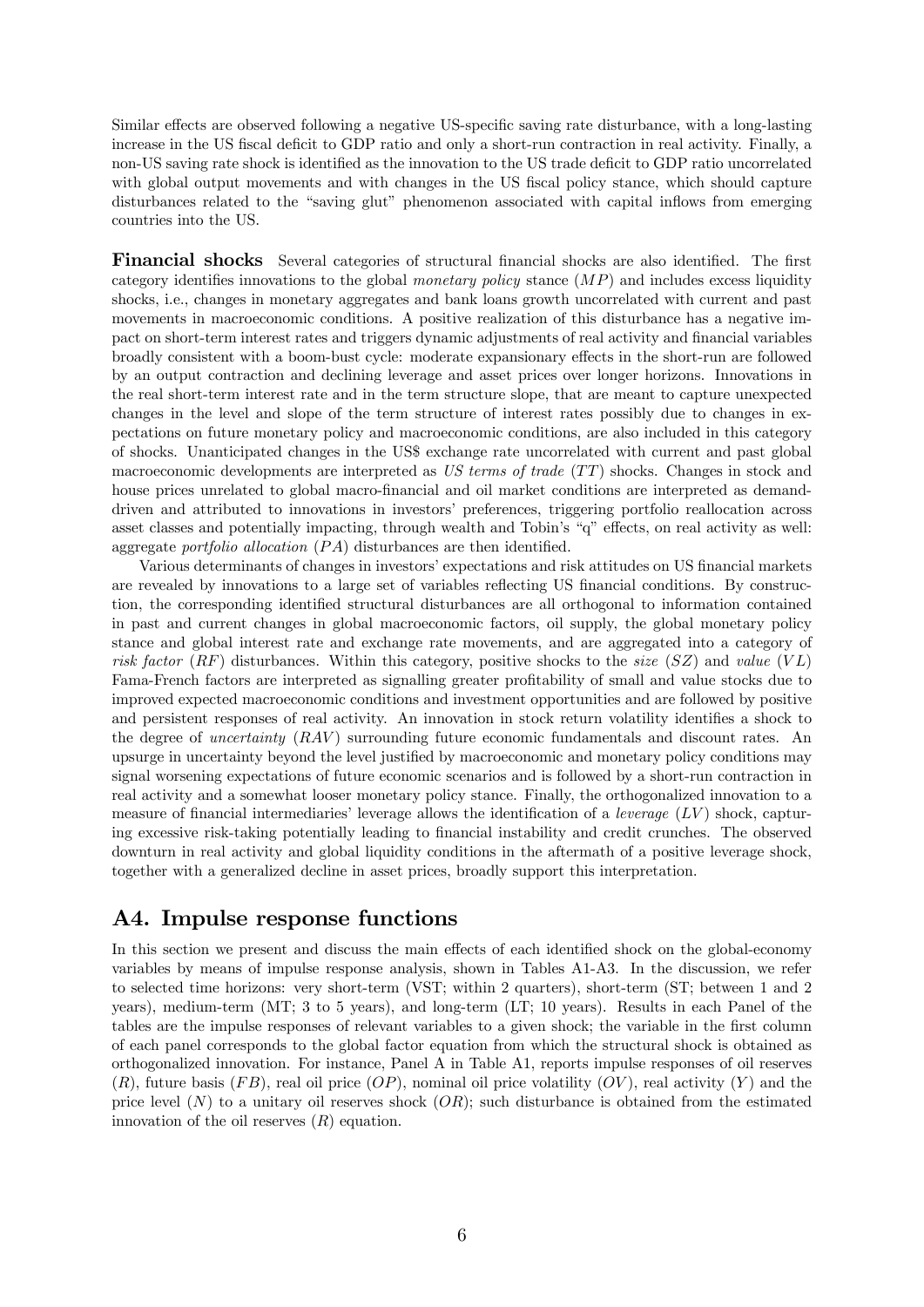Similar effects are observed following a negative US-specific saving rate disturbance, with a long-lasting increase in the US fiscal deficit to GDP ratio and only a short-run contraction in real activity. Finally, a non-US saving rate shock is identified as the innovation to the US trade deficit to GDP ratio uncorrelated with global output movements and with changes in the US fiscal policy stance, which should capture disturbances related to the "saving glut" phenomenon associated with capital inflows from emerging countries into the US.

**Financial shocks** Several categories of structural financial shocks are also identified. The first category identifies innovations to the global *monetary policy* stance ($MP$) and includes excess liquidity shocks, i.e., changes in monetary aggregates and bank loans growth uncorrelated with current and past movements in macroeconomic conditions. A positive realization of this disturbance has a negative impact on short-term interest rates and triggers dynamic adjustments of real activity and financial variables broadly consistent with a boom-bust cycle: moderate expansionary effects in the short-run are followed by an output contraction and declining leverage and asset prices over longer horizons. Innovations in the real short-term interest rate and in the term structure slope, that are meant to capture unexpected changes in the level and slope of the term structure of interest rates possibly due to changes in expectations on future monetary policy and macroeconomic conditions, are also included in this category of shocks. Unanticipated changes in the US$ exchange rate uncorrelated with current and past global macroeconomic developments are interpreted as *US terms of trade* ($TT$) shocks. Changes in stock and house prices unrelated to global macro-financial and oil market conditions are interpreted as demand-driven and attributed to innovations in investors' preferences, triggering portfolio reallocation across asset classes and potentially impacting, through wealth and Tobin's "q" effects, on real activity as well: aggregate *portfolio allocation* ($PA$) disturbances are then identified.

Various determinants of changes in investors' expectations and risk attitudes on US financial markets are revealed by innovations to a large set of variables reflecting US financial conditions. By construction, the corresponding identified structural disturbances are all orthogonal to information contained in past and current changes in global macroeconomic factors, oil supply, the global monetary policy stance and global interest rate and exchange rate movements, and are aggregated into a category of *risk factor* ($RF$) disturbances. Within this category, positive shocks to the *size* ($SZ$) and *value* ($VL$) Fama-French factors are interpreted as signalling greater profitability of small and value stocks due to improved expected macroeconomic conditions and investment opportunities and are followed by positive and persistent responses of real activity. An innovation in stock return volatility identifies a shock to the degree of *uncertainty* ($RAV$) surrounding future economic fundamentals and discount rates. An upsurge in uncertainty beyond the level justified by macroeconomic and monetary policy conditions may signal worsening expectations of future economic scenarios and is followed by a short-run contraction in real activity and a somewhat looser monetary policy stance. Finally, the orthogonalized innovation to a measure of financial intermediaries' leverage allows the identification of a *leverage* ($LV$) shock, capturing excessive risk-taking potentially leading to financial instability and credit crunches. The observed downturn in real activity and global liquidity conditions in the aftermath of a positive leverage shock, together with a generalized decline in asset prices, broadly support this interpretation.

## A4. Impulse response functions

In this section we present and discuss the main effects of each identified shock on the global-economy variables by means of impulse response analysis, shown in Tables A1-A3. In the discussion, we refer to selected time horizons: very short-term (VST; within 2 quarters), short-term (ST; between 1 and 2 years), medium-term (MT; 3 to 5 years), and long-term (LT; 10 years). Results in each Panel of the tables are the impulse responses of relevant variables to a given shock; the variable in the first column of each panel corresponds to the global factor equation from which the structural shock is obtained as orthogonalized innovation. For instance, Panel A in Table A1, reports impulse responses of oil reserves ($R$), future basis ($FB$), real oil price ($OP$), nominal oil price volatility ($OV$), real activity ($Y$) and the price level ($N$) to a unitary oil reserves shock ($OR$); such disturbance is obtained from the estimated innovation of the oil reserves ($R$) equation.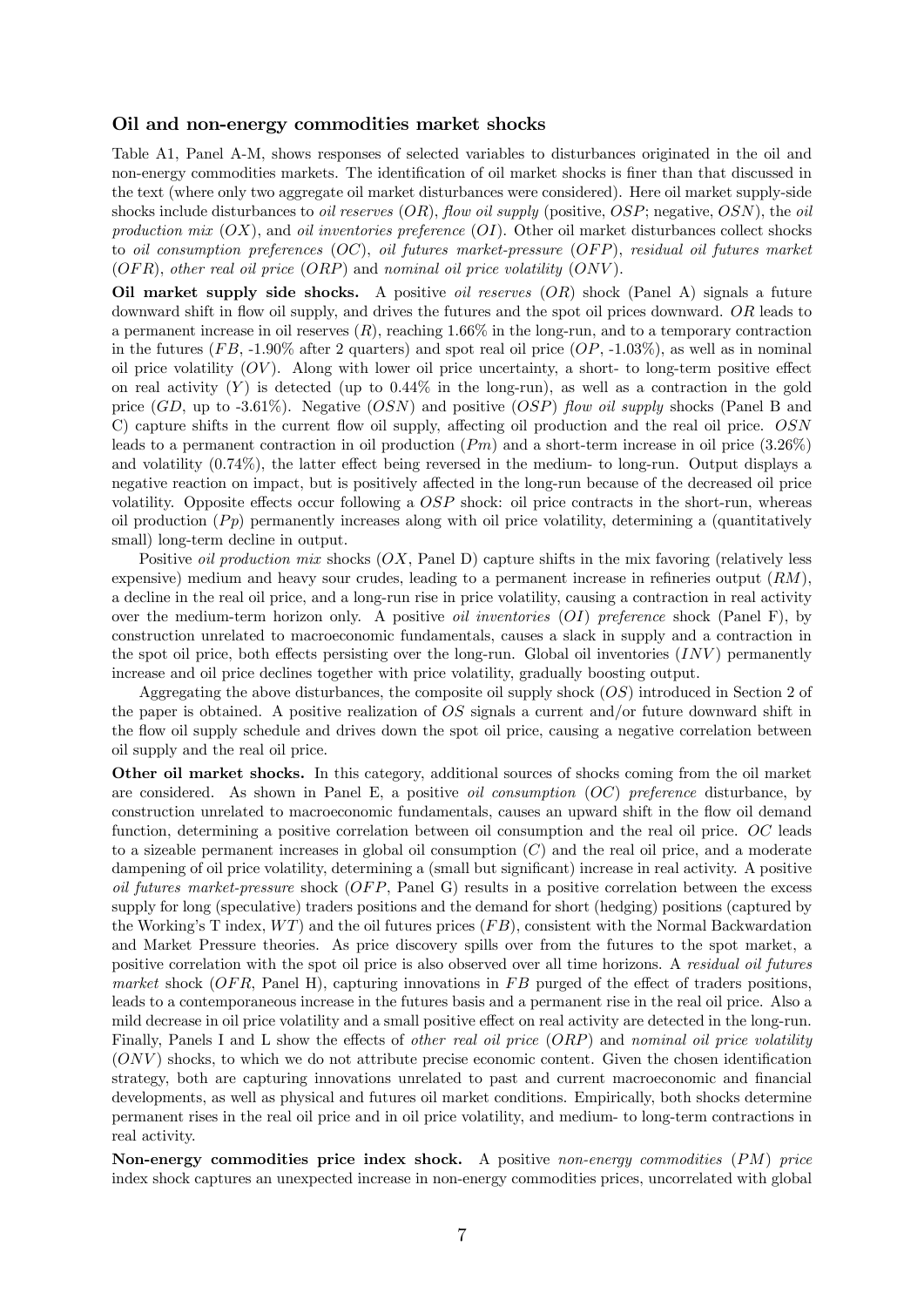### Oil and non-energy commodities market shocks

Table A1, Panel A-M, shows responses of selected variables to disturbances originated in the oil and non-energy commodities markets. The identification of oil market shocks is finer than that discussed in the text (where only two aggregate oil market disturbances were considered). Here oil market supply-side shocks include disturbances to *oil reserves* ($OR$), *flow oil supply* (positive, $OSP$; negative, $OSN$), the *oil production mix* ($OX$), and *oil inventories preference* ($OI$). Other oil market disturbances collect shocks to *oil consumption preferences* ($OC$), *oil futures market-pressure* ($OFP$), *residual oil futures market* ($OFR$), *other real oil price* ($ORP$) and *nominal oil price volatility* ($ONV$).

**Oil market supply side shocks.** A positive *oil reserves* ($OR$) shock (Panel A) signals a future downward shift in flow oil supply, and drives the futures and the spot oil prices downward. $OR$ leads to a permanent increase in oil reserves ($R$), reaching 1.66% in the long-run, and to a temporary contraction in the futures ($FB$, -1.90% after 2 quarters) and spot real oil price ($OP$, -1.03%), as well as in nominal oil price volatility ($OV$). Along with lower oil price uncertainty, a short- to long-term positive effect on real activity ($Y$) is detected (up to 0.44% in the long-run), as well as a contraction in the gold price ($GD$, up to -3.61%). Negative ($OSN$) and positive ($OSP$) *flow oil supply* shocks (Panel B and C) capture shifts in the current flow oil supply, affecting oil production and the real oil price. $OSN$ leads to a permanent contraction in oil production ($Pm$) and a short-term increase in oil price (3.26%) and volatility (0.74%), the latter effect being reversed in the medium- to long-run. Output displays a negative reaction on impact, but is positively affected in the long-run because of the decreased oil price volatility. Opposite effects occur following a $OSP$ shock: oil price contracts in the short-run, whereas oil production ($Pp$) permanently increases along with oil price volatility, determining a (quantitatively small) long-term decline in output.

Positive *oil production mix* shocks ($OX$, Panel D) capture shifts in the mix favoring (relatively less expensive) medium and heavy sour crudes, leading to a permanent increase in refineries output ($RM$), a decline in the real oil price, and a long-run rise in price volatility, causing a contraction in real activity over the medium-term horizon only. A positive *oil inventories* ($OI$) *preference* shock (Panel F), by construction unrelated to macroeconomic fundamentals, causes a slack in supply and a contraction in the spot oil price, both effects persisting over the long-run. Global oil inventories ($INV$) permanently increase and oil price declines together with price volatility, gradually boosting output.

Aggregating the above disturbances, the composite oil supply shock ($OS$) introduced in Section 2 of the paper is obtained. A positive realization of $OS$ signals a current and/or future downward shift in the flow oil supply schedule and drives down the spot oil price, causing a negative correlation between oil supply and the real oil price.

**Other oil market shocks.** In this category, additional sources of shocks coming from the oil market are considered. As shown in Panel E, a positive *oil consumption* ($OC$) *preference* disturbance, by construction unrelated to macroeconomic fundamentals, causes an upward shift in the flow oil demand function, determining a positive correlation between oil consumption and the real oil price. $OC$ leads to a sizeable permanent increases in global oil consumption ($C$) and the real oil price, and a moderate dampening of oil price volatility, determining a (small but significant) increase in real activity. A positive *oil futures market-pressure* shock ($OFP$, Panel G) results in a positive correlation between the excess supply for long (speculative) traders positions and the demand for short (hedging) positions (captured by the Working's T index, $WT$) and the oil futures prices ($FB$), consistent with the Normal Backwardation and Market Pressure theories. As price discovery spills over from the futures to the spot market, a positive correlation with the spot oil price is also observed over all time horizons. A *residual oil futures market* shock ($OFR$, Panel H), capturing innovations in $FB$ purged of the effect of traders positions, leads to a contemporaneous increase in the futures basis and a permanent rise in the real oil price. Also a mild decrease in oil price volatility and a small positive effect on real activity are detected in the long-run. Finally, Panels I and L show the effects of *other real oil price* ($ORP$) and *nominal oil price volatility* ($ONV$) shocks, to which we do not attribute precise economic content. Given the chosen identification strategy, both are capturing innovations unrelated to past and current macroeconomic and financial developments, as well as physical and futures oil market conditions. Empirically, both shocks determine permanent rises in the real oil price and in oil price volatility, and medium- to long-term contractions in real activity.

**Non-energy commodities price index shock.** A positive *non-energy commodities* ($PM$) *price* index shock captures an unexpected increase in non-energy commodities prices, uncorrelated with global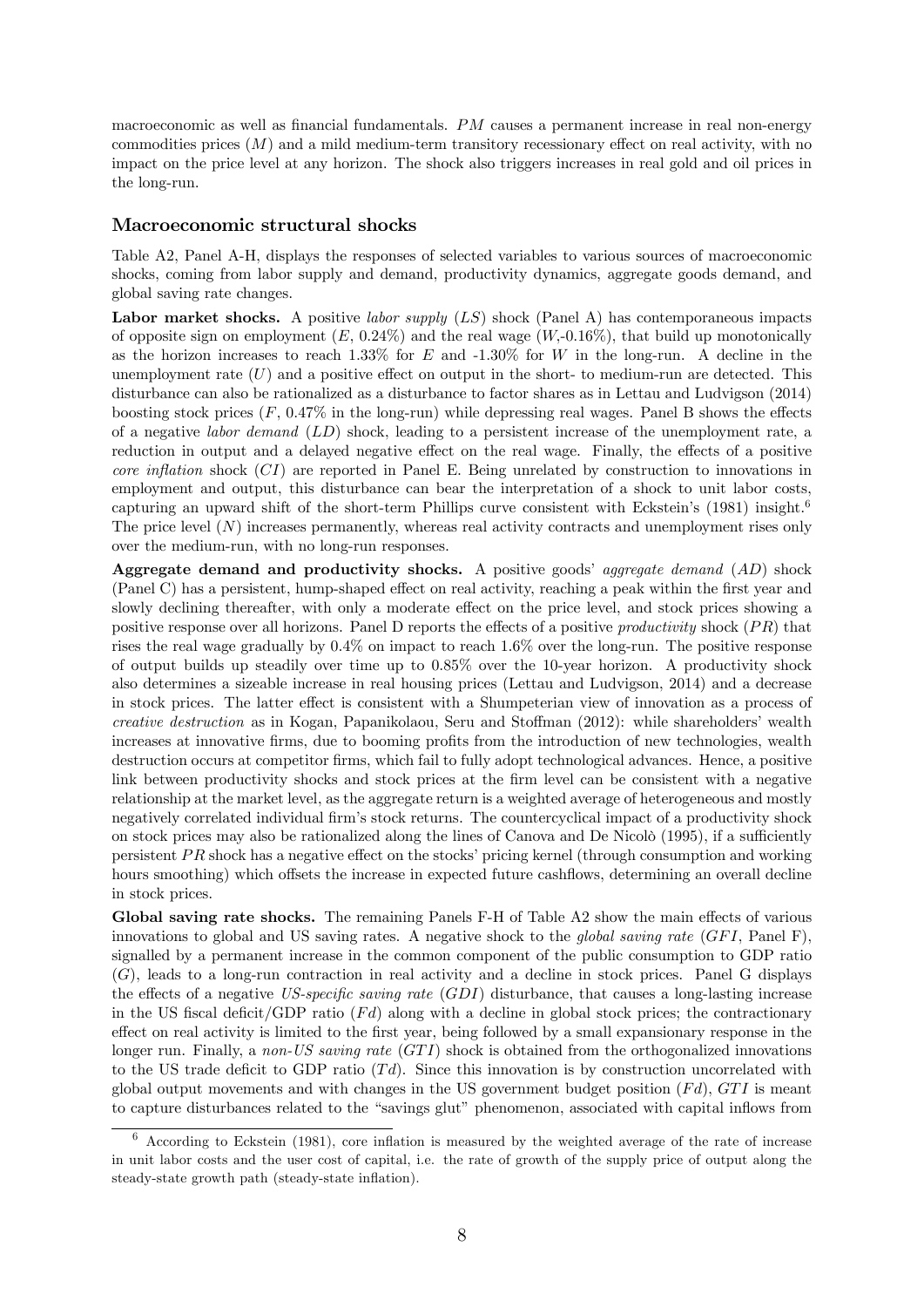macroeconomic as well as financial fundamentals. $PM$ causes a permanent increase in real non-energy commodities prices ($M$) and a mild medium-term transitory recessionary effect on real activity, with no impact on the price level at any horizon. The shock also triggers increases in real gold and oil prices in the long-run.

### Macroeconomic structural shocks

Table A2, Panel A-H, displays the responses of selected variables to various sources of macroeconomic shocks, coming from labor supply and demand, productivity dynamics, aggregate goods demand, and global saving rate changes.

**Labor market shocks.** A positive *labor supply* ($LS$) shock (Panel A) has contemporaneous impacts of opposite sign on employment ($E$, 0.24%) and the real wage ($W$,-0.16%), that build up monotonically as the horizon increases to reach 1.33% for $E$ and -1.30% for $W$ in the long-run. A decline in the unemployment rate ($U$) and a positive effect on output in the short- to medium-run are detected. This disturbance can also be rationalized as a disturbance to factor shares as in Lettau and Ludvigson (2014) boosting stock prices ($F$, 0.47% in the long-run) while depressing real wages. Panel B shows the effects of a negative *labor demand* ($LD$) shock, leading to a persistent increase of the unemployment rate, a reduction in output and a delayed negative effect on the real wage. Finally, the effects of a positive *core inflation* shock ($CI$) are reported in Panel E. Being unrelated by construction to innovations in employment and output, this disturbance can bear the interpretation of a shock to unit labor costs, capturing an upward shift of the short-term Phillips curve consistent with Eckstein's (1981) insight.[6] The price level ($N$) increases permanently, whereas real activity contracts and unemployment rises only over the medium-run, with no long-run responses.

**Aggregate demand and productivity shocks.** A positive goods' *aggregate demand* ($AD$) shock (Panel C) has a persistent, hump-shaped effect on real activity, reaching a peak within the first year and slowly declining thereafter, with only a moderate effect on the price level, and stock prices showing a positive response over all horizons. Panel D reports the effects of a positive *productivity* shock ($PR$) that rises the real wage gradually by 0.4% on impact to reach 1.6% over the long-run. The positive response of output builds up steadily over time up to 0.85% over the 10-year horizon. A productivity shock also determines a sizeable increase in real housing prices (Lettau and Ludvigson, 2014) and a decrease in stock prices. The latter effect is consistent with a Shumpeterian view of innovation as a process of *creative destruction* as in Kogan, Papanikolaou, Seru and Stoffman (2012): while shareholders' wealth increases at innovative firms, due to booming profits from the introduction of new technologies, wealth destruction occurs at competitor firms, which fail to fully adopt technological advances. Hence, a positive link between productivity shocks and stock prices at the firm level can be consistent with a negative relationship at the market level, as the aggregate return is a weighted average of heterogeneous and mostly negatively correlated individual firm's stock returns. The countercyclical impact of a productivity shock on stock prices may also be rationalized along the lines of Canova and De Nicolò (1995), if a sufficiently persistent $PR$ shock has a negative effect on the stocks' pricing kernel (through consumption and working hours smoothing) which offsets the increase in expected future cashflows, determining an overall decline in stock prices.

**Global saving rate shocks.** The remaining Panels F-H of Table A2 show the main effects of various innovations to global and US saving rates. A negative shock to the *global saving rate* ($GFI$, Panel F), signalled by a permanent increase in the common component of the public consumption to GDP ratio ($G$), leads to a long-run contraction in real activity and a decline in stock prices. Panel G displays the effects of a negative *US-specific saving rate* ($GDI$) disturbance, that causes a long-lasting increase in the US fiscal deficit/GDP ratio ($Fd$) along with a decline in global stock prices; the contractionary effect on real activity is limited to the first year, being followed by a small expansionary response in the longer run. Finally, a *non-US saving rate* ($GTI$) shock is obtained from the orthogonalized innovations to the US trade deficit to GDP ratio ($Td$). Since this innovation is by construction uncorrelated with global output movements and with changes in the US government budget position ($Fd$), $GTI$ is meant to capture disturbances related to the "savings glut" phenomenon, associated with capital inflows from

[6] According to Eckstein (1981), core inflation is measured by the weighted average of the rate of increase in unit labor costs and the user cost of capital, i.e. the rate of growth of the supply price of output along the steady-state growth path (steady-state inflation).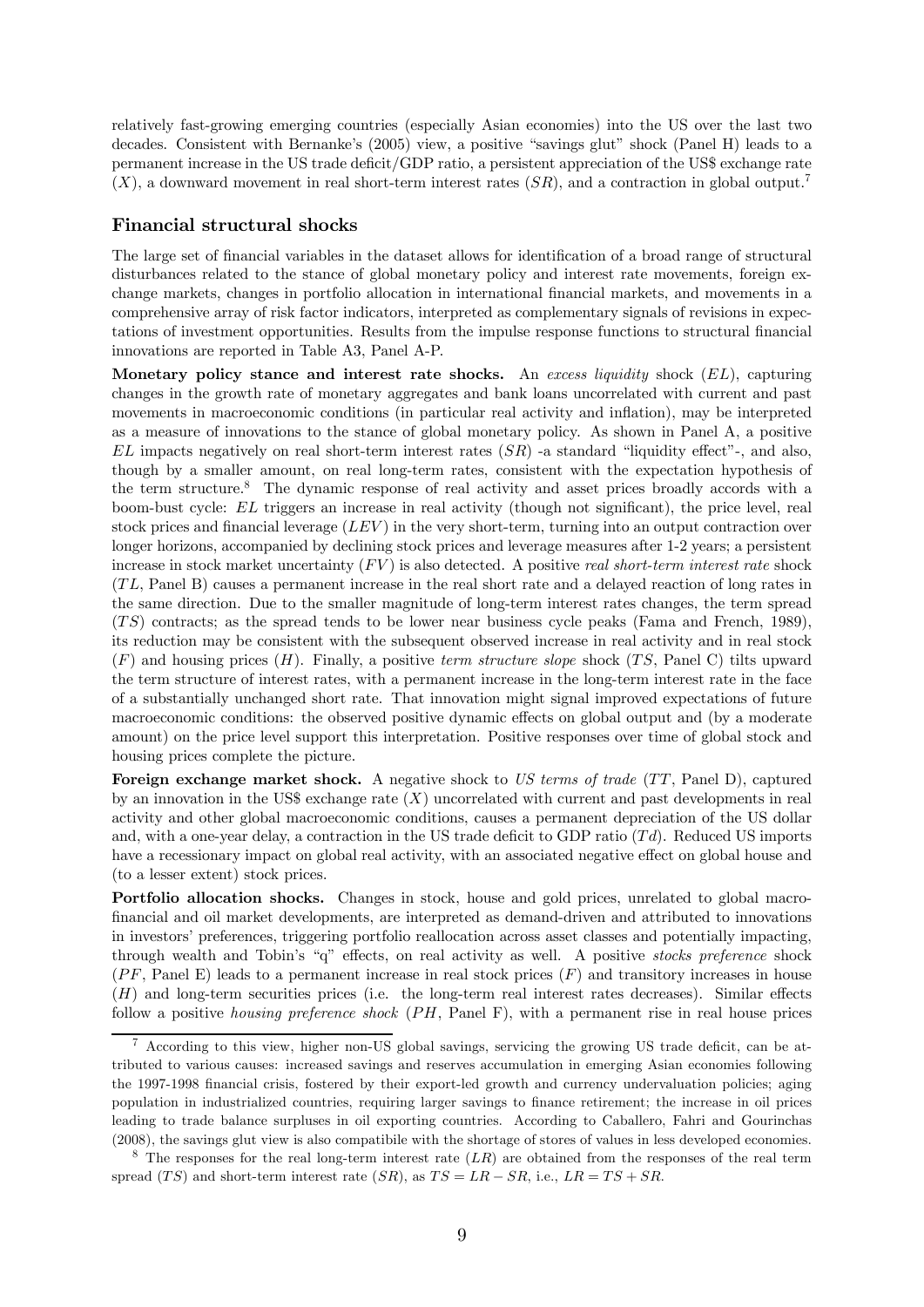relatively fast-growing emerging countries (especially Asian economies) into the US over the last two decades. Consistent with Bernanke's (2005) view, a positive "savings glut" shock (Panel H) leads to a permanent increase in the US trade deficit/GDP ratio, a persistent appreciation of the US$ exchange rate ($X$), a downward movement in real short-term interest rates ($SR$), and a contraction in global output.[7]

### Financial structural shocks

The large set of financial variables in the dataset allows for identification of a broad range of structural disturbances related to the stance of global monetary policy and interest rate movements, foreign exchange markets, changes in portfolio allocation in international financial markets, and movements in a comprehensive array of risk factor indicators, interpreted as complementary signals of revisions in expectations of investment opportunities. Results from the impulse response functions to structural financial innovations are reported in Table A3, Panel A-P.

**Monetary policy stance and interest rate shocks.** An *excess liquidity* shock ($EL$), capturing changes in the growth rate of monetary aggregates and bank loans uncorrelated with current and past movements in macroeconomic conditions (in particular real activity and inflation), may be interpreted as a measure of innovations to the stance of global monetary policy. As shown in Panel A, a positive $EL$ impacts negatively on real short-term interest rates ($SR$) -a standard "liquidity effect"-, and also, though by a smaller amount, on real long-term rates, consistent with the expectation hypothesis of the term structure.[8] The dynamic response of real activity and asset prices broadly accords with a boom-bust cycle: $EL$ triggers an increase in real activity (though not significant), the price level, real stock prices and financial leverage ($LEV$) in the very short-term, turning into an output contraction over longer horizons, accompanied by declining stock prices and leverage measures after 1-2 years; a persistent increase in stock market uncertainty ($FV$) is also detected. A positive *real short-term interest rate* shock ($TL$, Panel B) causes a permanent increase in the real short rate and a delayed reaction of long rates in the same direction. Due to the smaller magnitude of long-term interest rates changes, the term spread ($TS$) contracts; as the spread tends to be lower near business cycle peaks (Fama and French, 1989), its reduction may be consistent with the subsequent observed increase in real activity and in real stock ($F$) and housing prices ($H$). Finally, a positive *term structure slope* shock ($TS$, Panel C) tilts upward the term structure of interest rates, with a permanent increase in the long-term interest rate in the face of a substantially unchanged short rate. That innovation might signal improved expectations of future macroeconomic conditions: the observed positive dynamic effects on global output and (by a moderate amount) on the price level support this interpretation. Positive responses over time of global stock and housing prices complete the picture.

**Foreign exchange market shock.** A negative shock to *US terms of trade* ($TT$, Panel D), captured by an innovation in the US$ exchange rate ($X$) uncorrelated with current and past developments in real activity and other global macroeconomic conditions, causes a permanent depreciation of the US dollar and, with a one-year delay, a contraction in the US trade deficit to GDP ratio ($Td$). Reduced US imports have a recessionary impact on global real activity, with an associated negative effect on global house and (to a lesser extent) stock prices.

**Portfolio allocation shocks.** Changes in stock, house and gold prices, unrelated to global macro-financial and oil market developments, are interpreted as demand-driven and attributed to innovations in investors' preferences, triggering portfolio reallocation across asset classes and potentially impacting, through wealth and Tobin's "q" effects, on real activity as well. A positive *stocks preference* shock ($PF$, Panel E) leads to a permanent increase in real stock prices ($F$) and transitory increases in house ($H$) and long-term securities prices (i.e. the long-term real interest rates decreases). Similar effects follow a positive *housing preference shock* ($PH$, Panel F), with a permanent rise in real house prices

---

[7] According to this view, higher non-US global savings, servicing the growing US trade deficit, can be attributed to various causes: increased savings and reserves accumulation in emerging Asian economies following the 1997-1998 financial crisis, fostered by their export-led growth and currency undervaluation policies; aging population in industrialized countries, requiring larger savings to finance retirement; the increase in oil prices leading to trade balance surpluses in oil exporting countries. According to Caballero, Fahri and Gourinchas (2008), the savings glut view is also compatibile with the shortage of stores of values in less developed economies.

[8] The responses for the real long-term interest rate ($LR$) are obtained from the responses of the real term spread ($TS$) and short-term interest rate ($SR$), as $TS = LR - SR$, i.e., $LR = TS + SR$.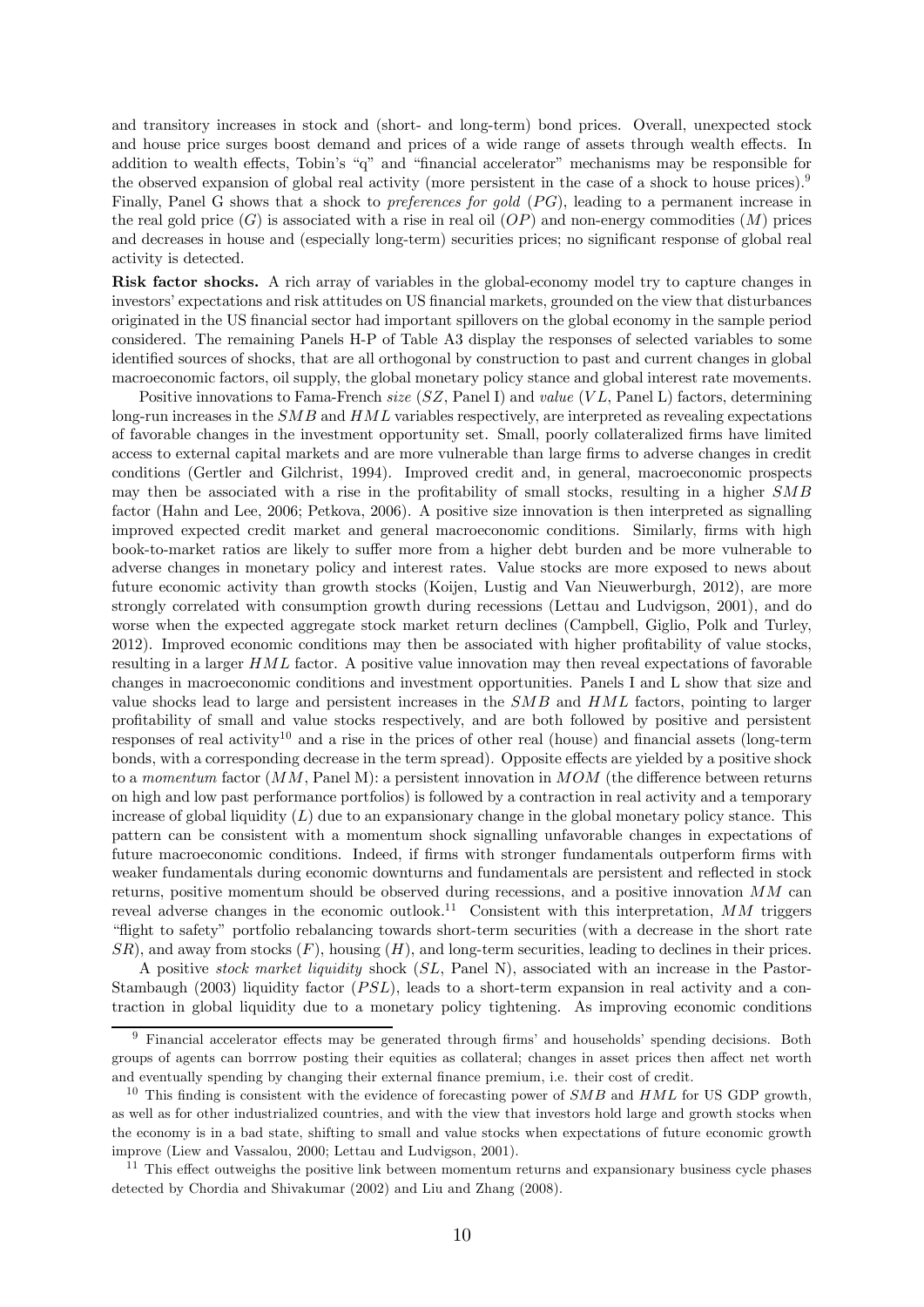and transitory increases in stock and (short- and long-term) bond prices. Overall, unexpected stock and house price surges boost demand and prices of a wide range of assets through wealth effects. In addition to wealth effects, Tobin's "q" and "financial accelerator" mechanisms may be responsible for the observed expansion of global real activity (more persistent in the case of a shock to house prices).[9] Finally, Panel G shows that a shock to *preferences for gold* ($PG$), leading to a permanent increase in the real gold price ($G$) is associated with a rise in real oil ($OP$) and non-energy commodities ($M$) prices and decreases in house and (especially long-term) securities prices; no significant response of global real activity is detected.

**Risk factor shocks.** A rich array of variables in the global-economy model try to capture changes in investors' expectations and risk attitudes on US financial markets, grounded on the view that disturbances originated in the US financial sector had important spillovers on the global economy in the sample period considered. The remaining Panels H-P of Table A3 display the responses of selected variables to some identified sources of shocks, that are all orthogonal by construction to past and current changes in global macroeconomic factors, oil supply, the global monetary policy stance and global interest rate movements.

Positive innovations to Fama-French *size* ($SZ$, Panel I) and *value* ($VL$, Panel L) factors, determining long-run increases in the $SMB$ and $HML$ variables respectively, are interpreted as revealing expectations of favorable changes in the investment opportunity set. Small, poorly collateralized firms have limited access to external capital markets and are more vulnerable than large firms to adverse changes in credit conditions (Gertler and Gilchrist, 1994). Improved credit and, in general, macroeconomic prospects may then be associated with a rise in the profitability of small stocks, resulting in a higher $SMB$ factor (Hahn and Lee, 2006; Petkova, 2006). A positive size innovation is then interpreted as signalling improved expected credit market and general macroeconomic conditions. Similarly, firms with high book-to-market ratios are likely to suffer more from a higher debt burden and be more vulnerable to adverse changes in monetary policy and interest rates. Value stocks are more exposed to news about future economic activity than growth stocks (Koijen, Lustig and Van Nieuwerburgh, 2012), are more strongly correlated with consumption growth during recessions (Lettau and Ludvigson, 2001), and do worse when the expected aggregate stock market return declines (Campbell, Giglio, Polk and Turley, 2012). Improved economic conditions may then be associated with higher profitability of value stocks, resulting in a larger $HML$ factor. A positive value innovation may then reveal expectations of favorable changes in macroeconomic conditions and investment opportunities. Panels I and L show that size and value shocks lead to large and persistent increases in the $SMB$ and $HML$ factors, pointing to larger profitability of small and value stocks respectively, and are both followed by positive and persistent responses of real activity[10] and a rise in the prices of other real (house) and financial assets (long-term bonds, with a corresponding decrease in the term spread). Opposite effects are yielded by a positive shock to a *momentum* factor ($MM$, Panel M): a persistent innovation in $MOM$ (the difference between returns on high and low past performance portfolios) is followed by a contraction in real activity and a temporary increase of global liquidity ($L$) due to an expansionary change in the global monetary policy stance. This pattern can be consistent with a momentum shock signalling unfavorable changes in expectations of future macroeconomic conditions. Indeed, if firms with stronger fundamentals outperform firms with weaker fundamentals during economic downturns and fundamentals are persistent and reflected in stock returns, positive momentum should be observed during recessions, and a positive innovation $MM$ can reveal adverse changes in the economic outlook.[11] Consistent with this interpretation, $MM$ triggers "flight to safety" portfolio rebalancing towards short-term securities (with a decrease in the short rate $SR$), and away from stocks ($F$), housing ($H$), and long-term securities, leading to declines in their prices.

A positive *stock market liquidity* shock ($SL$, Panel N), associated with an increase in the Pastor-Stambaugh (2003) liquidity factor ($PSL$), leads to a short-term expansion in real activity and a contraction in global liquidity due to a monetary policy tightening. As improving economic conditions

---

[9] Financial accelerator effects may be generated through firms' and households' spending decisions. Both groups of agents can borrrow posting their equities as collateral; changes in asset prices then affect net worth and eventually spending by changing their external finance premium, i.e. their cost of credit.

[10] This finding is consistent with the evidence of forecasting power of $SMB$ and $HML$ for US GDP growth, as well as for other industrialized countries, and with the view that investors hold large and growth stocks when the economy is in a bad state, shifting to small and value stocks when expectations of future economic growth improve (Liew and Vassalou, 2000; Lettau and Ludvigson, 2001).

[11] This effect outweighs the positive link between momentum returns and expansionary business cycle phases detected by Chordia and Shivakumar (2002) and Liu and Zhang (2008).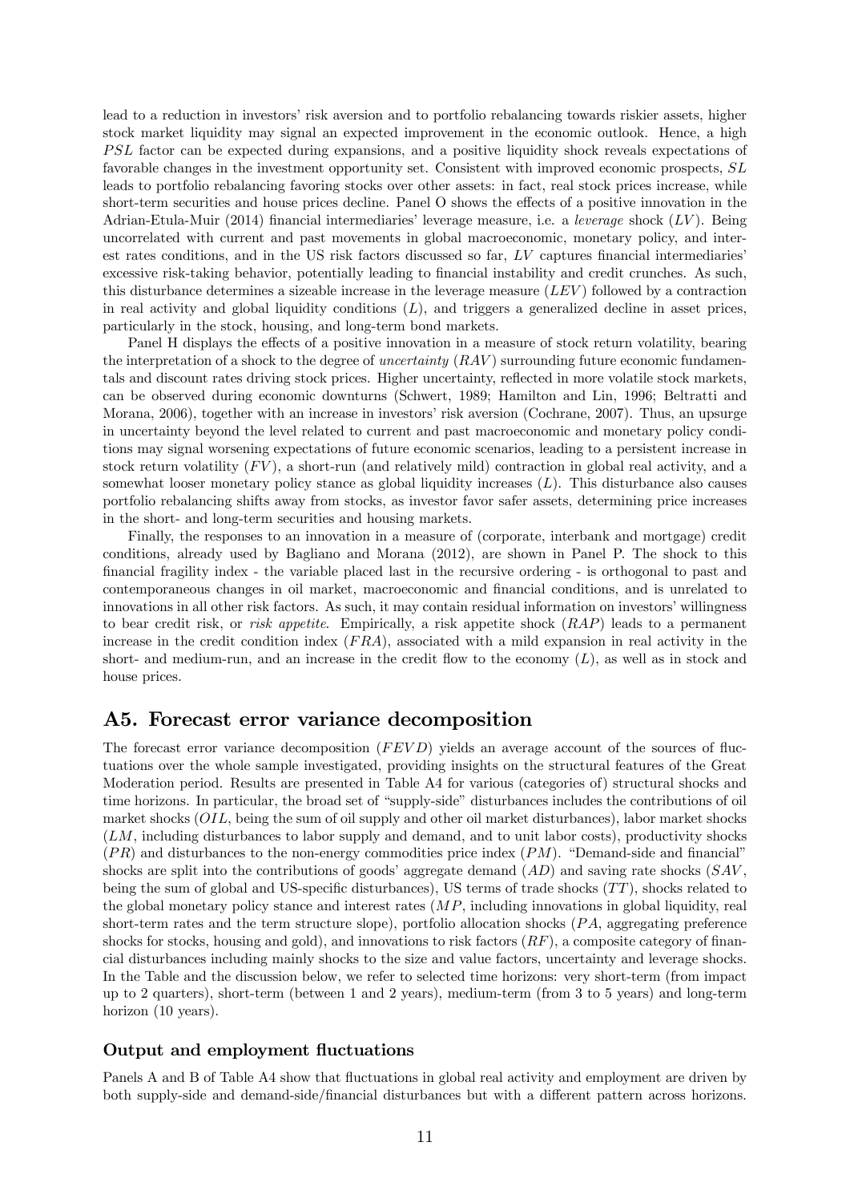lead to a reduction in investors' risk aversion and to portfolio rebalancing towards riskier assets, higher stock market liquidity may signal an expected improvement in the economic outlook. Hence, a high $PSL$ factor can be expected during expansions, and a positive liquidity shock reveals expectations of favorable changes in the investment opportunity set. Consistent with improved economic prospects, $SL$ leads to portfolio rebalancing favoring stocks over other assets: in fact, real stock prices increase, while short-term securities and house prices decline. Panel O shows the effects of a positive innovation in the Adrian-Etula-Muir (2014) financial intermediaries' leverage measure, i.e. a *leverage* shock ($LV$). Being uncorrelated with current and past movements in global macroeconomic, monetary policy, and interest rates conditions, and in the US risk factors discussed so far, $LV$ captures financial intermediaries' excessive risk-taking behavior, potentially leading to financial instability and credit crunches. As such, this disturbance determines a sizeable increase in the leverage measure ($LEV$) followed by a contraction in real activity and global liquidity conditions ($L$), and triggers a generalized decline in asset prices, particularly in the stock, housing, and long-term bond markets.

Panel H displays the effects of a positive innovation in a measure of stock return volatility, bearing the interpretation of a shock to the degree of *uncertainty* ($RAV$) surrounding future economic fundamentals and discount rates driving stock prices. Higher uncertainty, reflected in more volatile stock markets, can be observed during economic downturns (Schwert, 1989; Hamilton and Lin, 1996; Beltratti and Morana, 2006), together with an increase in investors' risk aversion (Cochrane, 2007). Thus, an upsurge in uncertainty beyond the level related to current and past macroeconomic and monetary policy conditions may signal worsening expectations of future economic scenarios, leading to a persistent increase in stock return volatility ($FV$), a short-run (and relatively mild) contraction in global real activity, and a somewhat looser monetary policy stance as global liquidity increases ($L$). This disturbance also causes portfolio rebalancing shifts away from stocks, as investor favor safer assets, determining price increases in the short- and long-term securities and housing markets.

Finally, the responses to an innovation in a measure of (corporate, interbank and mortgage) credit conditions, already used by Bagliano and Morana (2012), are shown in Panel P. The shock to this financial fragility index - the variable placed last in the recursive ordering - is orthogonal to past and contemporaneous changes in oil market, macroeconomic and financial conditions, and is unrelated to innovations in all other risk factors. As such, it may contain residual information on investors' willingness to bear credit risk, or *risk appetite*. Empirically, a risk appetite shock ($RAP$) leads to a permanent increase in the credit condition index ($FRA$), associated with a mild expansion in real activity in the short- and medium-run, and an increase in the credit flow to the economy ($L$), as well as in stock and house prices.

## A5. Forecast error variance decomposition

The forecast error variance decomposition ($FEVD$) yields an average account of the sources of fluctuations over the whole sample investigated, providing insights on the structural features of the Great Moderation period. Results are presented in Table A4 for various (categories of) structural shocks and time horizons. In particular, the broad set of "supply-side" disturbances includes the contributions of oil market shocks ($OIL$, being the sum of oil supply and other oil market disturbances), labor market shocks ($LM$, including disturbances to labor supply and demand, and to unit labor costs), productivity shocks ($PR$) and disturbances to the non-energy commodities price index ($PM$). "Demand-side and financial" shocks are split into the contributions of goods' aggregate demand ($AD$) and saving rate shocks ($SAV$, being the sum of global and US-specific disturbances), US terms of trade shocks ($TT$), shocks related to the global monetary policy stance and interest rates ($MP$, including innovations in global liquidity, real short-term rates and the term structure slope), portfolio allocation shocks ($PA$, aggregating preference shocks for stocks, housing and gold), and innovations to risk factors ($RF$), a composite category of financial disturbances including mainly shocks to the size and value factors, uncertainty and leverage shocks. In the Table and the discussion below, we refer to selected time horizons: very short-term (from impact up to 2 quarters), short-term (between 1 and 2 years), medium-term (from 3 to 5 years) and long-term horizon (10 years).

### Output and employment fluctuations

Panels A and B of Table A4 show that fluctuations in global real activity and employment are driven by both supply-side and demand-side/financial disturbances but with a different pattern across horizons.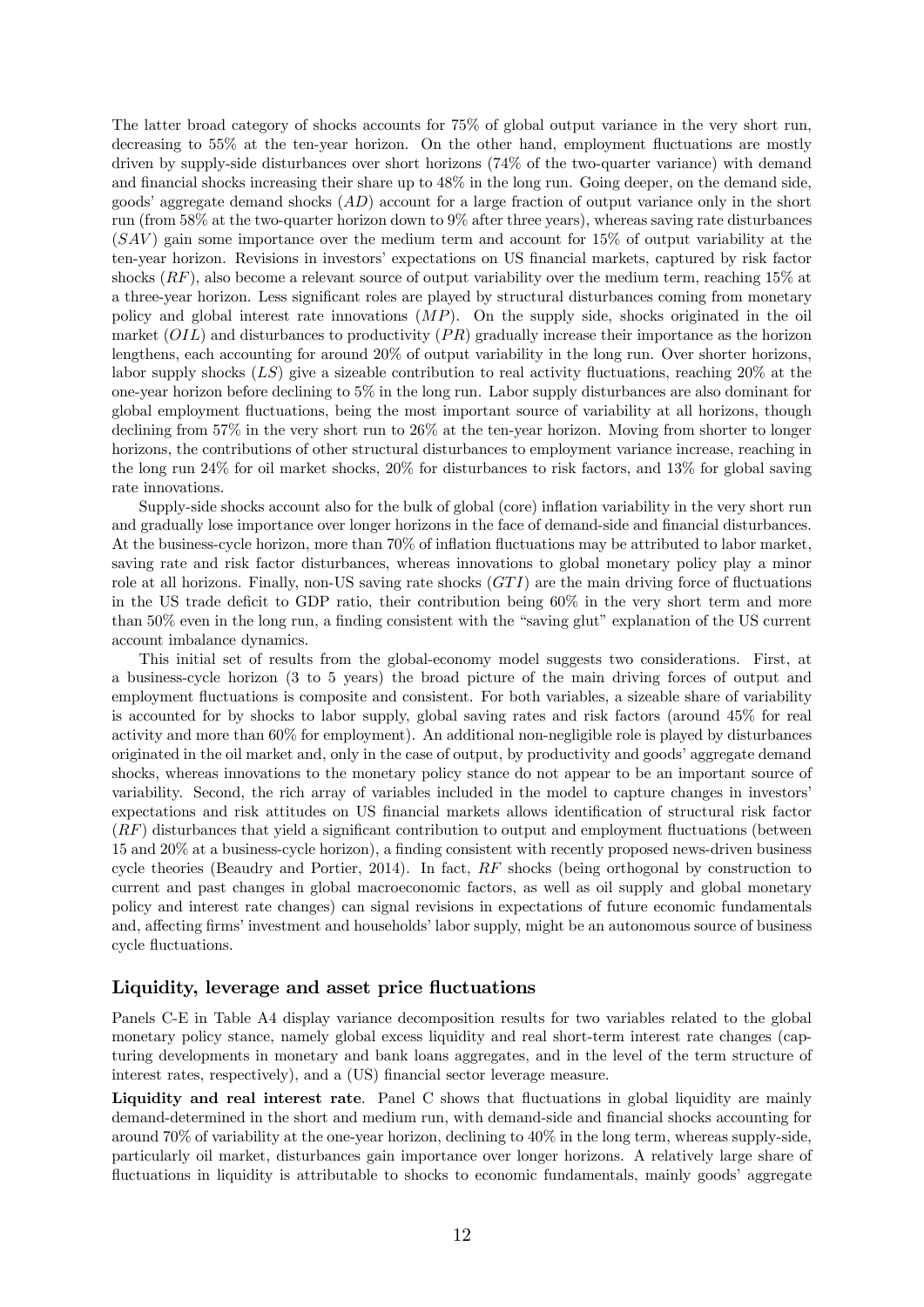The latter broad category of shocks accounts for 75% of global output variance in the very short run, decreasing to 55% at the ten-year horizon. On the other hand, employment fluctuations are mostly driven by supply-side disturbances over short horizons (74% of the two-quarter variance) with demand and financial shocks increasing their share up to 48% in the long run. Going deeper, on the demand side, goods' aggregate demand shocks ($AD$) account for a large fraction of output variance only in the short run (from 58% at the two-quarter horizon down to 9% after three years), whereas saving rate disturbances ($SAV$) gain some importance over the medium term and account for 15% of output variability at the ten-year horizon. Revisions in investors' expectations on US financial markets, captured by risk factor shocks ($RF$), also become a relevant source of output variability over the medium term, reaching 15% at a three-year horizon. Less significant roles are played by structural disturbances coming from monetary policy and global interest rate innovations ($MP$). On the supply side, shocks originated in the oil market ($OIL$) and disturbances to productivity ($PR$) gradually increase their importance as the horizon lengthens, each accounting for around 20% of output variability in the long run. Over shorter horizons, labor supply shocks ($LS$) give a sizeable contribution to real activity fluctuations, reaching 20% at the one-year horizon before declining to 5% in the long run. Labor supply disturbances are also dominant for global employment fluctuations, being the most important source of variability at all horizons, though declining from 57% in the very short run to 26% at the ten-year horizon. Moving from shorter to longer horizons, the contributions of other structural disturbances to employment variance increase, reaching in the long run 24% for oil market shocks, 20% for disturbances to risk factors, and 13% for global saving rate innovations.

Supply-side shocks account also for the bulk of global (core) inflation variability in the very short run and gradually lose importance over longer horizons in the face of demand-side and financial disturbances. At the business-cycle horizon, more than 70% of inflation fluctuations may be attributed to labor market, saving rate and risk factor disturbances, whereas innovations to global monetary policy play a minor role at all horizons. Finally, non-US saving rate shocks ($GTI$) are the main driving force of fluctuations in the US trade deficit to GDP ratio, their contribution being 60% in the very short term and more than 50% even in the long run, a finding consistent with the "saving glut" explanation of the US current account imbalance dynamics.

This initial set of results from the global-economy model suggests two considerations. First, at a business-cycle horizon (3 to 5 years) the broad picture of the main driving forces of output and employment fluctuations is composite and consistent. For both variables, a sizeable share of variability is accounted for by shocks to labor supply, global saving rates and risk factors (around 45% for real activity and more than 60% for employment). An additional non-negligible role is played by disturbances originated in the oil market and, only in the case of output, by productivity and goods' aggregate demand shocks, whereas innovations to the monetary policy stance do not appear to be an important source of variability. Second, the rich array of variables included in the model to capture changes in investors' expectations and risk attitudes on US financial markets allows identification of structural risk factor ($RF$) disturbances that yield a significant contribution to output and employment fluctuations (between 15 and 20% at a business-cycle horizon), a finding consistent with recently proposed news-driven business cycle theories (Beaudry and Portier, 2014). In fact, $RF$ shocks (being orthogonal by construction to current and past changes in global macroeconomic factors, as well as oil supply and global monetary policy and interest rate changes) can signal revisions in expectations of future economic fundamentals and, affecting firms' investment and households' labor supply, might be an autonomous source of business cycle fluctuations.

### Liquidity, leverage and asset price fluctuations

Panels C-E in Table A4 display variance decomposition results for two variables related to the global monetary policy stance, namely global excess liquidity and real short-term interest rate changes (capturing developments in monetary and bank loans aggregates, and in the level of the term structure of interest rates, respectively), and a (US) financial sector leverage measure.

**Liquidity and real interest rate**. Panel C shows that fluctuations in global liquidity are mainly demand-determined in the short and medium run, with demand-side and financial shocks accounting for around 70% of variability at the one-year horizon, declining to 40% in the long term, whereas supply-side, particularly oil market, disturbances gain importance over longer horizons. A relatively large share of fluctuations in liquidity is attributable to shocks to economic fundamentals, mainly goods' aggregate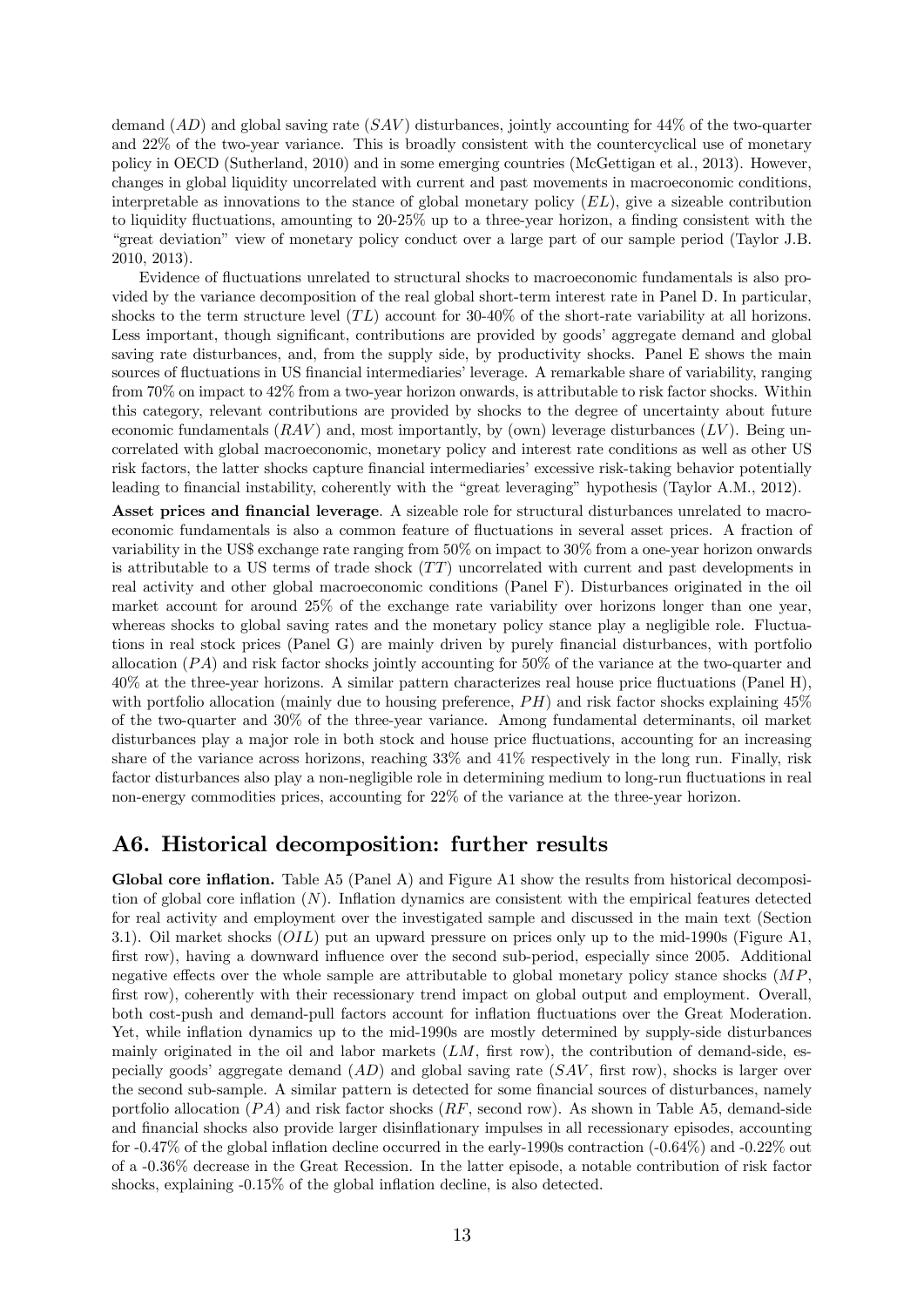demand ($AD$) and global saving rate ($SAV$) disturbances, jointly accounting for 44% of the two-quarter and 22% of the two-year variance. This is broadly consistent with the countercyclical use of monetary policy in OECD (Sutherland, 2010) and in some emerging countries (McGettigan et al., 2013). However, changes in global liquidity uncorrelated with current and past movements in macroeconomic conditions, interpretable as innovations to the stance of global monetary policy ($EL$), give a sizeable contribution to liquidity fluctuations, amounting to 20-25% up to a three-year horizon, a finding consistent with the "great deviation" view of monetary policy conduct over a large part of our sample period (Taylor J.B. 2010, 2013).

Evidence of fluctuations unrelated to structural shocks to macroeconomic fundamentals is also provided by the variance decomposition of the real global short-term interest rate in Panel D. In particular, shocks to the term structure level ($TL$) account for 30-40% of the short-rate variability at all horizons. Less important, though significant, contributions are provided by goods' aggregate demand and global saving rate disturbances, and, from the supply side, by productivity shocks. Panel E shows the main sources of fluctuations in US financial intermediaries' leverage. A remarkable share of variability, ranging from 70% on impact to 42% from a two-year horizon onwards, is attributable to risk factor shocks. Within this category, relevant contributions are provided by shocks to the degree of uncertainty about future economic fundamentals ($RAV$) and, most importantly, by (own) leverage disturbances ($LV$). Being uncorrelated with global macroeconomic, monetary policy and interest rate conditions as well as other US risk factors, the latter shocks capture financial intermediaries' excessive risk-taking behavior potentially leading to financial instability, coherently with the "great leveraging" hypothesis (Taylor A.M., 2012).

**Asset prices and financial leverage**. A sizeable role for structural disturbances unrelated to macroeconomic fundamentals is also a common feature of fluctuations in several asset prices. A fraction of variability in the US$ exchange rate ranging from 50% on impact to 30% from a one-year horizon onwards is attributable to a US terms of trade shock ($TT$) uncorrelated with current and past developments in real activity and other global macroeconomic conditions (Panel F). Disturbances originated in the oil market account for around 25% of the exchange rate variability over horizons longer than one year, whereas shocks to global saving rates and the monetary policy stance play a negligible role. Fluctuations in real stock prices (Panel G) are mainly driven by purely financial disturbances, with portfolio allocation ($PA$) and risk factor shocks jointly accounting for 50% of the variance at the two-quarter and 40% at the three-year horizons. A similar pattern characterizes real house price fluctuations (Panel H), with portfolio allocation (mainly due to housing preference, $PH$) and risk factor shocks explaining 45% of the two-quarter and 30% of the three-year variance. Among fundamental determinants, oil market disturbances play a major role in both stock and house price fluctuations, accounting for an increasing share of the variance across horizons, reaching 33% and 41% respectively in the long run. Finally, risk factor disturbances also play a non-negligible role in determining medium to long-run fluctuations in real non-energy commodities prices, accounting for 22% of the variance at the three-year horizon.

## A6. Historical decomposition: further results

**Global core inflation.** Table A5 (Panel A) and Figure A1 show the results from historical decomposition of global core inflation ($N$). Inflation dynamics are consistent with the empirical features detected for real activity and employment over the investigated sample and discussed in the main text (Section 3.1). Oil market shocks ($OIL$) put an upward pressure on prices only up to the mid-1990s (Figure A1, first row), having a downward influence over the second sub-period, especially since 2005. Additional negative effects over the whole sample are attributable to global monetary policy stance shocks ($MP$, first row), coherently with their recessionary trend impact on global output and employment. Overall, both cost-push and demand-pull factors account for inflation fluctuations over the Great Moderation. Yet, while inflation dynamics up to the mid-1990s are mostly determined by supply-side disturbances mainly originated in the oil and labor markets ($LM$, first row), the contribution of demand-side, especially goods' aggregate demand ($AD$) and global saving rate ($SAV$, first row), shocks is larger over the second sub-sample. A similar pattern is detected for some financial sources of disturbances, namely portfolio allocation ($PA$) and risk factor shocks ($RF$, second row). As shown in Table A5, demand-side and financial shocks also provide larger disinflationary impulses in all recessionary episodes, accounting for -0.47% of the global inflation decline occurred in the early-1990s contraction (-0.64%) and -0.22% out of a -0.36% decrease in the Great Recession. In the latter episode, a notable contribution of risk factor shocks, explaining -0.15% of the global inflation decline, is also detected.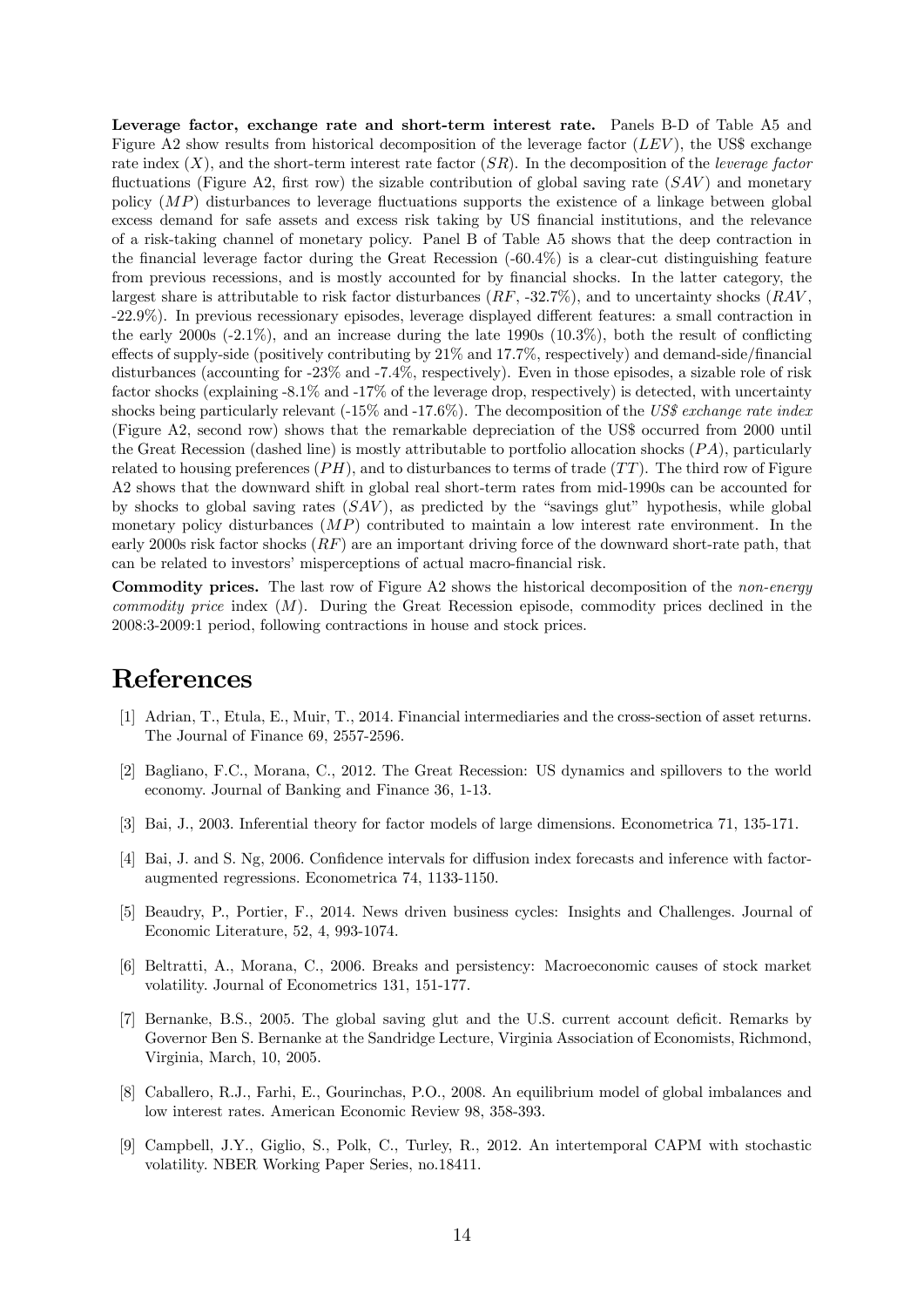**Leverage factor, exchange rate and short-term interest rate.** Panels B-D of Table A5 and Figure A2 show results from historical decomposition of the leverage factor ($LEV$), the US$ exchange rate index ($X$), and the short-term interest rate factor ($SR$). In the decomposition of the *leverage factor* fluctuations (Figure A2, first row) the sizable contribution of global saving rate ($SAV$) and monetary policy ($MP$) disturbances to leverage fluctuations supports the existence of a linkage between global excess demand for safe assets and excess risk taking by US financial institutions, and the relevance of a risk-taking channel of monetary policy. Panel B of Table A5 shows that the deep contraction in the financial leverage factor during the Great Recession (-60.4%) is a clear-cut distinguishing feature from previous recessions, and is mostly accounted for by financial shocks. In the latter category, the largest share is attributable to risk factor disturbances ($RF$, -32.7%), and to uncertainty shocks ($RAV$, -22.9%). In previous recessionary episodes, leverage displayed different features: a small contraction in the early 2000s (-2.1%), and an increase during the late 1990s (10.3%), both the result of conflicting effects of supply-side (positively contributing by 21% and 17.7%, respectively) and demand-side/financial disturbances (accounting for -23% and -7.4%, respectively). Even in those episodes, a sizable role of risk factor shocks (explaining -8.1% and -17% of the leverage drop, respectively) is detected, with uncertainty shocks being particularly relevant (-15% and -17.6%). The decomposition of the *US$ exchange rate index* (Figure A2, second row) shows that the remarkable depreciation of the US$ occurred from 2000 until the Great Recession (dashed line) is mostly attributable to portfolio allocation shocks ($PA$), particularly related to housing preferences ($PH$), and to disturbances to terms of trade ($TT$). The third row of Figure A2 shows that the downward shift in global real short-term rates from mid-1990s can be accounted for by shocks to global saving rates ($SAV$), as predicted by the "savings glut" hypothesis, while global monetary policy disturbances ($MP$) contributed to maintain a low interest rate environment. In the early 2000s risk factor shocks ($RF$) are an important driving force of the downward short-rate path, that can be related to investors' misperceptions of actual macro-financial risk.

**Commodity prices.** The last row of Figure A2 shows the historical decomposition of the *non-energy commodity price* index ($M$). During the Great Recession episode, commodity prices declined in the 2008:3-2009:1 period, following contractions in house and stock prices.

# References

[1] Adrian, T., Etula, E., Muir, T., 2014. Financial intermediaries and the cross-section of asset returns. The Journal of Finance 69, 2557-2596.

[2] Bagliano, F.C., Morana, C., 2012. The Great Recession: US dynamics and spillovers to the world economy. Journal of Banking and Finance 36, 1-13.

[3] Bai, J., 2003. Inferential theory for factor models of large dimensions. Econometrica 71, 135-171.

[4] Bai, J. and S. Ng, 2006. Confidence intervals for diffusion index forecasts and inference with factor-augmented regressions. Econometrica 74, 1133-1150.

[5] Beaudry, P., Portier, F., 2014. News driven business cycles: Insights and Challenges. Journal of Economic Literature, 52, 4, 993-1074.

[6] Beltratti, A., Morana, C., 2006. Breaks and persistency: Macroeconomic causes of stock market volatility. Journal of Econometrics 131, 151-177.

[7] Bernanke, B.S., 2005. The global saving glut and the U.S. current account deficit. Remarks by Governor Ben S. Bernanke at the Sandridge Lecture, Virginia Association of Economists, Richmond, Virginia, March, 10, 2005.

[8] Caballero, R.J., Farhi, E., Gourinchas, P.O., 2008. An equilibrium model of global imbalances and low interest rates. American Economic Review 98, 358-393.

[9] Campbell, J.Y., Giglio, S., Polk, C., Turley, R., 2012. An intertemporal CAPM with stochastic volatility. NBER Working Paper Series, no.18411.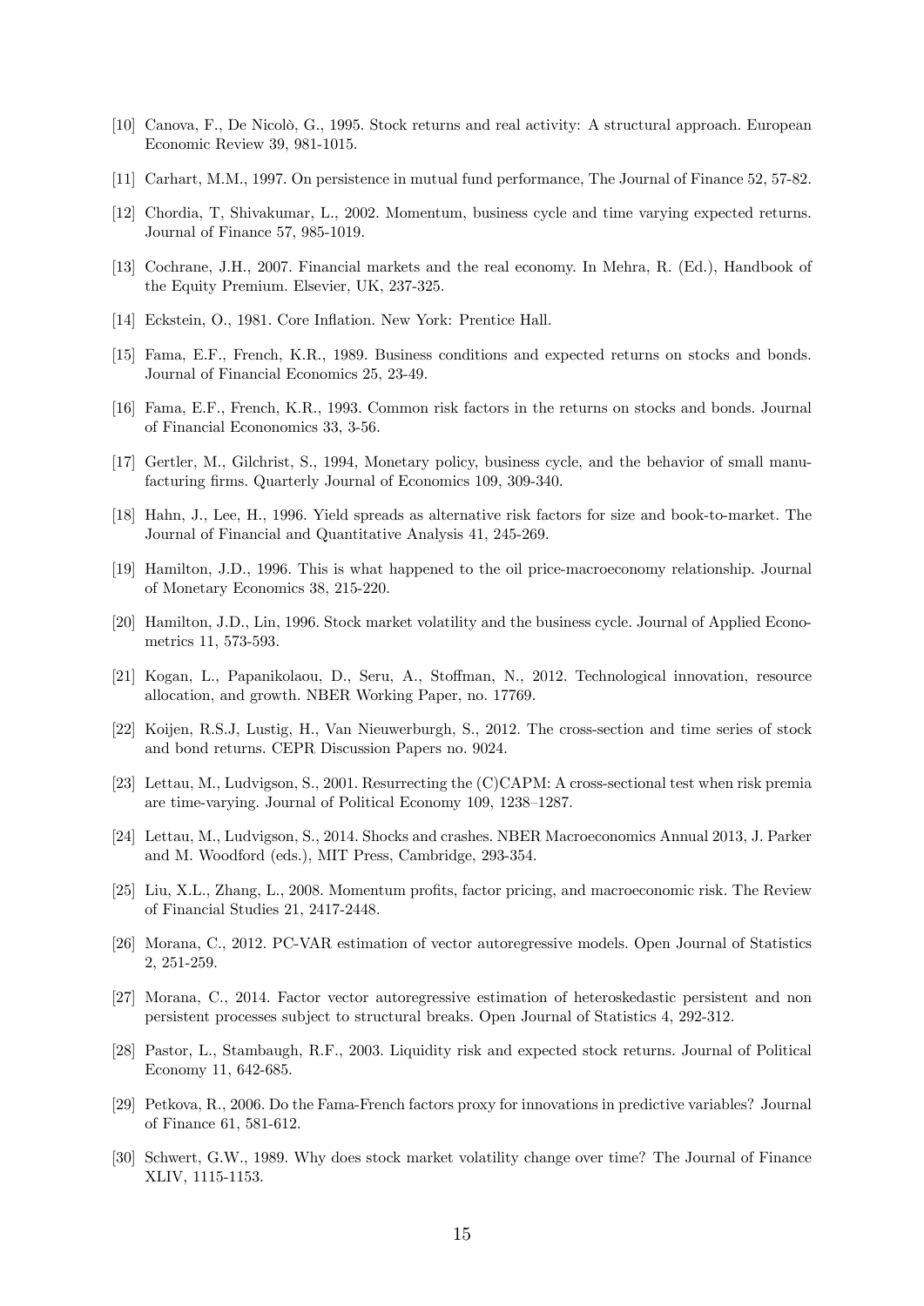[10] Canova, F., De Nicolò, G., 1995. Stock returns and real activity: A structural approach. European Economic Review 39, 981-1015.

[11] Carhart, M.M., 1997. On persistence in mutual fund performance, The Journal of Finance 52, 57-82.

[12] Chordia, T, Shivakumar, L., 2002. Momentum, business cycle and time varying expected returns. Journal of Finance 57, 985-1019.

[13] Cochrane, J.H., 2007. Financial markets and the real economy. In Mehra, R. (Ed.), Handbook of the Equity Premium. Elsevier, UK, 237-325.

[14] Eckstein, O., 1981. Core Inflation. New York: Prentice Hall.

[15] Fama, E.F., French, K.R., 1989. Business conditions and expected returns on stocks and bonds. Journal of Financial Economics 25, 23-49.

[16] Fama, E.F., French, K.R., 1993. Common risk factors in the returns on stocks and bonds. Journal of Financial Econonomics 33, 3-56.

[17] Gertler, M., Gilchrist, S., 1994, Monetary policy, business cycle, and the behavior of small manufacturing firms. Quarterly Journal of Economics 109, 309-340.

[18] Hahn, J., Lee, H., 1996. Yield spreads as alternative risk factors for size and book-to-market. The Journal of Financial and Quantitative Analysis 41, 245-269.

[19] Hamilton, J.D., 1996. This is what happened to the oil price-macroeconomy relationship. Journal of Monetary Economics 38, 215-220.

[20] Hamilton, J.D., Lin, 1996. Stock market volatility and the business cycle. Journal of Applied Econometrics 11, 573-593.

[21] Kogan, L., Papanikolaou, D., Seru, A., Stoffman, N., 2012. Technological innovation, resource allocation, and growth. NBER Working Paper, no. 17769.

[22] Koijen, R.S.J, Lustig, H., Van Nieuwerburgh, S., 2012. The cross-section and time series of stock and bond returns. CEPR Discussion Papers no. 9024.

[23] Lettau, M., Ludvigson, S., 2001. Resurrecting the (C)CAPM: A cross-sectional test when risk premia are time-varying. Journal of Political Economy 109, 1238–1287.

[24] Lettau, M., Ludvigson, S., 2014. Shocks and crashes. NBER Macroeconomics Annual 2013, J. Parker and M. Woodford (eds.), MIT Press, Cambridge, 293-354.

[25] Liu, X.L., Zhang, L., 2008. Momentum profits, factor pricing, and macroeconomic risk. The Review of Financial Studies 21, 2417-2448.

[26] Morana, C., 2012. PC-VAR estimation of vector autoregressive models. Open Journal of Statistics 2, 251-259.

[27] Morana, C., 2014. Factor vector autoregressive estimation of heteroskedastic persistent and non persistent processes subject to structural breaks. Open Journal of Statistics 4, 292-312.

[28] Pastor, L., Stambaugh, R.F., 2003. Liquidity risk and expected stock returns. Journal of Political Economy 11, 642-685.

[29] Petkova, R., 2006. Do the Fama-French factors proxy for innovations in predictive variables? Journal of Finance 61, 581-612.

[30] Schwert, G.W., 1989. Why does stock market volatility change over time? The Journal of Finance XLIV, 1115-1153.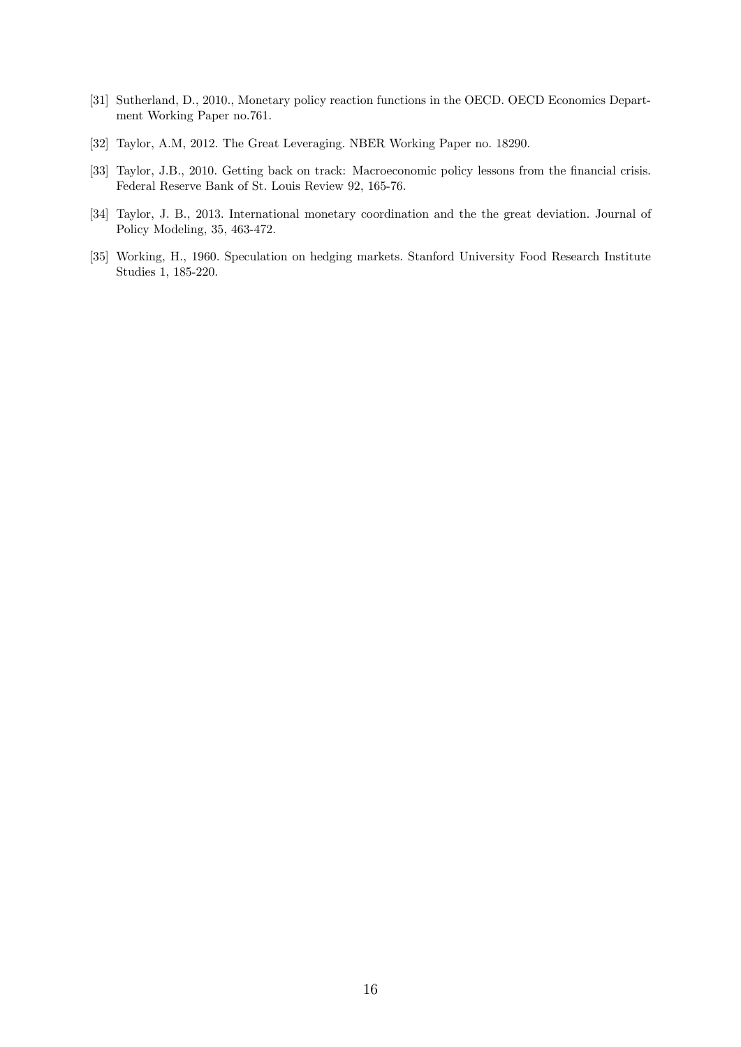[31] Sutherland, D., 2010., Monetary policy reaction functions in the OECD. OECD Economics Department Working Paper no.761.

[32] Taylor, A.M, 2012. The Great Leveraging. NBER Working Paper no. 18290.

[33] Taylor, J.B., 2010. Getting back on track: Macroeconomic policy lessons from the financial crisis. Federal Reserve Bank of St. Louis Review 92, 165-76.

[34] Taylor, J. B., 2013. International monetary coordination and the the great deviation. Journal of Policy Modeling, 35, 463-472.

[35] Working, H., 1960. Speculation on hedging markets. Stanford University Food Research Institute Studies 1, 185-220.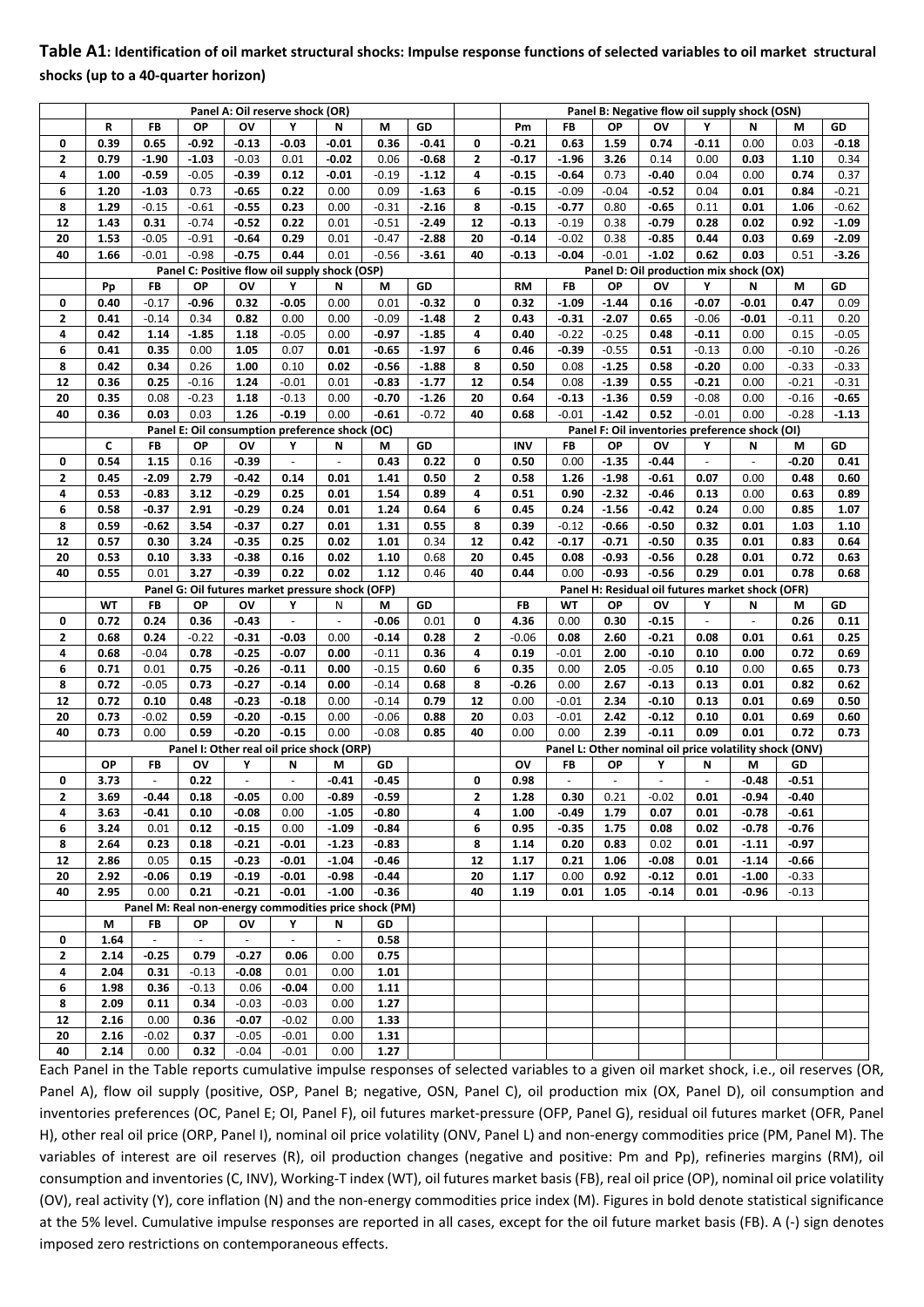**Table A1: Identification of oil market structural shocks: Impulse response functions of selected variables to oil market structural shocks (up to a 40-quarter horizon)**

| | Panel A: Oil reserve shock (OR) | | | | | | | | | Panel B: Negative flow oil supply shock (OSN) | | | | | | | |
|---|---|---|---|---|---|---|---|---|---|---|---|---|---|---|---|---|---|
| | **R** | **FB** | **OP** | **OV** | **Y** | **N** | **M** | **GD** | | **Pm** | **FB** | **OP** | **OV** | **Y** | **N** | **M** | **GD** |
| **0** | **0.39** | **0.65** | **-0.92** | **-0.13** | **-0.03** | **-0.01** | **0.36** | **-0.41** | **0** | **-0.21** | **0.63** | **1.59** | **0.74** | **-0.11** | 0.00 | 0.03 | **-0.18** |
| **2** | **0.79** | **-1.90** | **-1.03** | -0.03 | 0.01 | **-0.02** | 0.06 | **-0.68** | **2** | **-0.17** | **-1.96** | **3.26** | 0.14 | 0.00 | **0.03** | **1.10** | 0.34 |
| **4** | **1.00** | **-0.59** | -0.05 | **-0.39** | **0.12** | **-0.01** | -0.19 | **-1.12** | **4** | **-0.15** | **-0.64** | 0.73 | **-0.40** | 0.04 | 0.00 | **0.74** | 0.37 |
| **6** | **1.20** | **-1.03** | 0.73 | **-0.65** | **0.22** | 0.00 | 0.09 | **-1.63** | **6** | **-0.15** | -0.09 | -0.04 | **-0.52** | 0.04 | **0.01** | **0.84** | -0.21 |
| **8** | **1.29** | -0.15 | -0.61 | **-0.55** | **0.23** | 0.00 | -0.31 | **-2.16** | **8** | **-0.15** | **-0.77** | 0.80 | **-0.65** | 0.11 | **0.01** | **1.06** | -0.62 |
| **12** | **1.43** | **0.31** | -0.74 | **-0.52** | **0.22** | 0.01 | -0.51 | **-2.49** | **12** | **-0.13** | -0.19 | 0.38 | **-0.79** | **0.28** | **0.02** | **0.92** | **-1.09** |
| **20** | **1.53** | -0.05 | -0.91 | **-0.64** | **0.29** | 0.01 | -0.47 | **-2.88** | **20** | **-0.14** | -0.02 | 0.38 | **-0.85** | **0.44** | **0.03** | **0.69** | **-2.09** |
| **40** | **1.66** | -0.01 | -0.98 | **-0.75** | **0.44** | 0.01 | -0.56 | **-3.61** | **40** | **-0.13** | **-0.04** | -0.01 | **-1.02** | **0.62** | **0.03** | 0.51 | **-3.26** |
| | Panel C: Positive flow oil supply shock (OSP) | | | | | | | | | Panel D: Oil production mix shock (OX) | | | | | | | |
| | **Pp** | **FB** | **OP** | **OV** | **Y** | **N** | **M** | **GD** | | **RM** | **FB** | **OP** | **OV** | **Y** | **N** | **M** | **GD** |
| **0** | **0.40** | -0.17 | **-0.96** | **0.32** | **-0.05** | 0.00 | 0.01 | **-0.32** | **0** | **0.32** | **-1.09** | **-1.44** | **0.16** | **-0.07** | **-0.01** | **0.47** | 0.09 |
| **2** | **0.41** | -0.14 | 0.34 | **0.82** | 0.00 | 0.00 | -0.09 | **-1.48** | **2** | **0.43** | **-0.31** | **-2.07** | **0.65** | -0.06 | **-0.01** | -0.11 | 0.20 |
| **4** | **0.42** | **1.14** | **-1.85** | **1.18** | -0.05 | 0.00 | **-0.97** | **-1.85** | **4** | **0.40** | -0.22 | -0.25 | **0.48** | **-0.11** | 0.00 | 0.15 | -0.05 |
| **6** | **0.41** | **0.35** | 0.00 | **1.05** | 0.07 | **0.01** | **-0.65** | **-1.97** | **6** | **0.46** | **-0.39** | -0.55 | **0.51** | -0.13 | 0.00 | -0.10 | -0.26 |
| **8** | **0.42** | **0.34** | 0.26 | **1.00** | 0.10 | **0.02** | **-0.56** | **-1.88** | **8** | **0.50** | 0.08 | **-1.25** | **0.58** | **-0.20** | 0.00 | **-0.33** | -0.33 |
| **12** | **0.36** | **0.25** | -0.16 | **1.24** | -0.01 | 0.01 | **-0.83** | **-1.77** | **12** | **0.54** | 0.08 | **-1.39** | **0.55** | **-0.21** | 0.00 | -0.21 | -0.31 |
| **20** | **0.35** | 0.08 | -0.23 | **1.18** | -0.13 | 0.00 | **-0.70** | **-1.26** | **20** | **0.64** | **-0.13** | **-1.36** | **0.59** | -0.08 | 0.00 | -0.16 | **-0.65** |
| **40** | **0.36** | **0.03** | 0.03 | **1.26** | **-0.19** | 0.00 | **-0.61** | -0.72 | **40** | **0.68** | -0.01 | **-1.42** | **0.52** | -0.01 | 0.00 | -0.28 | **-1.13** |
| | Panel E: Oil consumption preference shock (OC) | | | | | | | | | Panel F: Oil inventories preference shock (OI) | | | | | | | |
| | **C** | **FB** | **OP** | **OV** | **Y** | **N** | **M** | **GD** | | **INV** | **FB** | **OP** | **OV** | **Y** | **N** | **M** | **GD** |
| **0** | **0.54** | **1.15** | 0.16 | **-0.39** | - | - | **0.43** | **0.22** | **0** | **0.50** | 0.00 | **-1.35** | **-0.44** | - | - | **-0.20** | **0.41** |
| **2** | **0.45** | **-2.09** | **2.79** | **-0.42** | **0.14** | **0.01** | **1.41** | **0.50** | **2** | **0.58** | **1.26** | **-1.98** | **-0.61** | **0.07** | 0.00 | **0.48** | **0.60** |
| **4** | **0.53** | **-0.83** | **3.12** | **-0.29** | **0.25** | **0.01** | **1.54** | **0.89** | **4** | **0.51** | **0.90** | **-2.32** | **-0.46** | **0.13** | 0.00 | **0.63** | **0.89** |
| **6** | **0.58** | **-0.37** | **2.91** | **-0.29** | **0.24** | **0.01** | **1.24** | **0.64** | **6** | **0.45** | **0.24** | **-1.56** | **-0.42** | **0.24** | 0.00 | **0.85** | **1.07** |
| **8** | **0.59** | **-0.62** | **3.54** | **-0.37** | **0.27** | **0.01** | **1.31** | **0.55** | **8** | **0.39** | -0.12 | **-0.66** | **-0.50** | **0.32** | **0.01** | **1.03** | **1.10** |
| **12** | **0.57** | **0.30** | **3.24** | **-0.35** | **0.25** | **0.02** | **1.01** | 0.34 | **12** | **0.42** | **-0.17** | **-0.71** | **-0.50** | **0.35** | **0.01** | **0.83** | **0.64** |
| **20** | **0.53** | **0.10** | **3.33** | **-0.38** | **0.16** | **0.02** | **1.10** | 0.68 | **20** | **0.45** | 0.08 | **-0.93** | **-0.56** | **0.28** | **0.01** | **0.72** | **0.63** |
| **40** | **0.55** | 0.01 | **3.27** | **-0.39** | **0.22** | **0.02** | **1.12** | 0.46 | **40** | **0.44** | 0.00 | **-0.93** | **-0.56** | **0.29** | **0.01** | **0.78** | **0.68** |
| | Panel G: Oil futures market pressure shock (OFP) | | | | | | | | | Panel H: Residual oil futures market shock (OFR) | | | | | | | |
| | **WT** | **FB** | **OP** | **OV** | **Y** | N | **M** | **GD** | | **FB** | **WT** | **OP** | **OV** | **Y** | **N** | **M** | **GD** |
| **0** | **0.72** | **0.24** | **0.36** | **-0.43** | - | - | **-0.06** | 0.01 | **0** | **4.36** | 0.00 | **0.30** | **-0.15** | - | - | **0.26** | **0.11** |
| **2** | **0.68** | **0.24** | -0.22 | **-0.31** | **-0.03** | 0.00 | **-0.14** | **0.28** | **2** | -0.06 | **0.08** | **2.60** | **-0.21** | **0.08** | **0.01** | **0.61** | **0.25** |
| **4** | **0.68** | -0.04 | **0.78** | **-0.25** | **-0.07** | **0.00** | -0.11 | **0.36** | **4** | **0.19** | -0.01 | **2.00** | -0.10 | **0.10** | **0.00** | **0.72** | **0.69** |
| **6** | **0.71** | 0.01 | **0.75** | **-0.26** | **-0.11** | **0.00** | -0.15 | **0.60** | **6** | **0.35** | 0.00 | **2.05** | -0.05 | **0.10** | 0.00 | **0.65** | **0.73** |
| **8** | **0.72** | -0.05 | **0.73** | **-0.27** | **-0.14** | **0.00** | -0.14 | **0.68** | **8** | **-0.26** | 0.00 | **2.67** | **-0.13** | **0.13** | **0.01** | **0.82** | **0.62** |
| **12** | **0.72** | **0.10** | **0.48** | **-0.23** | **-0.18** | 0.00 | -0.14 | **0.79** | **12** | 0.00 | -0.01 | **2.34** | -0.10 | **0.13** | **0.01** | **0.69** | **0.50** |
| **20** | **0.73** | -0.02 | **0.59** | **-0.20** | **-0.15** | 0.00 | -0.06 | **0.88** | **20** | 0.03 | -0.01 | **2.42** | **-0.12** | **0.10** | **0.01** | **0.69** | **0.60** |
| **40** | **0.73** | 0.00 | **0.59** | **-0.20** | **-0.15** | 0.00 | -0.08 | **0.85** | **40** | 0.00 | 0.00 | **2.39** | **-0.11** | **0.09** | **0.01** | **0.72** | **0.73** |
| | Panel I: Other real oil price shock (ORP) | | | | | | | | | Panel L: Other nominal oil price volatility shock (ONV) | | | | | | | |
| | **OP** | **FB** | **OV** | **Y** | **N** | **M** | **GD** | | | **OV** | **FB** | **OP** | **Y** | **N** | **M** | **GD** | |
| **0** | **3.73** | - | **0.22** | - | - | **-0.41** | **-0.45** | | **0** | **0.98** | - | - | - | - | **-0.48** | **-0.51** | |
| **2** | **3.69** | **-0.44** | **0.18** | **-0.05** | 0.00 | **-0.89** | **-0.59** | | **2** | **1.28** | **0.30** | 0.21 | -0.02 | **0.01** | **-0.94** | **-0.40** | |
| **4** | **3.63** | **-0.41** | **0.10** | **-0.08** | 0.00 | **-1.05** | **-0.80** | | **4** | **1.00** | **-0.49** | **1.79** | **0.07** | **0.01** | **-0.78** | **-0.61** | |
| **6** | **3.24** | 0.01 | **0.12** | **-0.15** | 0.00 | **-1.09** | **-0.84** | | **6** | **0.95** | **-0.35** | **1.75** | **0.08** | **0.02** | **-0.78** | **-0.76** | |
| **8** | **2.64** | **0.23** | **0.18** | **-0.21** | **-0.01** | **-1.23** | **-0.83** | | **8** | **1.14** | **0.20** | **0.83** | 0.02 | **0.01** | **-1.11** | **-0.97** | |
| **12** | **2.86** | 0.05 | **0.15** | **-0.23** | **-0.01** | **-1.04** | **-0.46** | | **12** | **1.17** | **0.21** | **1.06** | **-0.08** | **0.01** | **-1.14** | **-0.66** | |
| **20** | **2.92** | **-0.06** | **0.19** | **-0.19** | **-0.01** | **-0.98** | **-0.44** | | **20** | **1.17** | 0.00 | **0.92** | **-0.12** | **0.01** | **-1.00** | -0.33 | |
| **40** | **2.95** | 0.00 | **0.21** | **-0.21** | **-0.01** | **-1.00** | **-0.36** | | **40** | **1.19** | **0.01** | **1.05** | **-0.14** | **0.01** | **-0.96** | -0.13 | |
| | Panel M: Real non-energy commodities price shock (PM) | | | | | | | | | | | | | | | | |
| | **M** | **FB** | **OP** | **OV** | **Y** | **N** | **GD** | | | | | | | | | | |
| **0** | **1.64** | - | - | - | - | - | **0.58** | | | | | | | | | | |
| **2** | **2.14** | **-0.25** | **0.79** | **-0.27** | **0.06** | 0.00 | **0.75** | | | | | | | | | | |
| **4** | **2.04** | **0.31** | -0.13 | **-0.08** | 0.01 | 0.00 | **1.01** | | | | | | | | | | |
| **6** | **1.98** | **0.36** | -0.13 | 0.06 | **-0.04** | 0.00 | **1.11** | | | | | | | | | | |
| **8** | **2.09** | **0.11** | **0.34** | -0.03 | -0.03 | 0.00 | **1.27** | | | | | | | | | | |
| **12** | **2.16** | 0.00 | **0.36** | **-0.07** | -0.02 | 0.00 | **1.33** | | | | | | | | | | |
| **20** | **2.16** | -0.02 | **0.37** | -0.05 | -0.01 | 0.00 | **1.31** | | | | | | | | | | |
| **40** | **2.14** | 0.00 | **0.32** | -0.04 | -0.01 | 0.00 | **1.27** | | | | | | | | | | |

Each Panel in the Table reports cumulative impulse responses of selected variables to a given oil market shock, i.e., oil reserves (OR, Panel A), flow oil supply (positive, OSP, Panel B; negative, OSN, Panel C), oil production mix (OX, Panel D), oil consumption and inventories preferences (OC, Panel E; OI, Panel F), oil futures market-pressure (OFP, Panel G), residual oil futures market (OFR, Panel H), other real oil price (ORP, Panel I), nominal oil price volatility (ONV, Panel L) and non-energy commodities price (PM, Panel M). The variables of interest are oil reserves (R), oil production changes (negative and positive: Pm and Pp), refineries margins (RM), oil consumption and inventories (C, INV), Working-T index (WT), oil futures market basis (FB), real oil price (OP), nominal oil price volatility (OV), real activity (Y), core inflation (N) and the non-energy commodities price index (M). Figures in bold denote statistical significance at the 5% level. Cumulative impulse responses are reported in all cases, except for the oil future market basis (FB). A (-) sign denotes imposed zero restrictions on contemporaneous effects.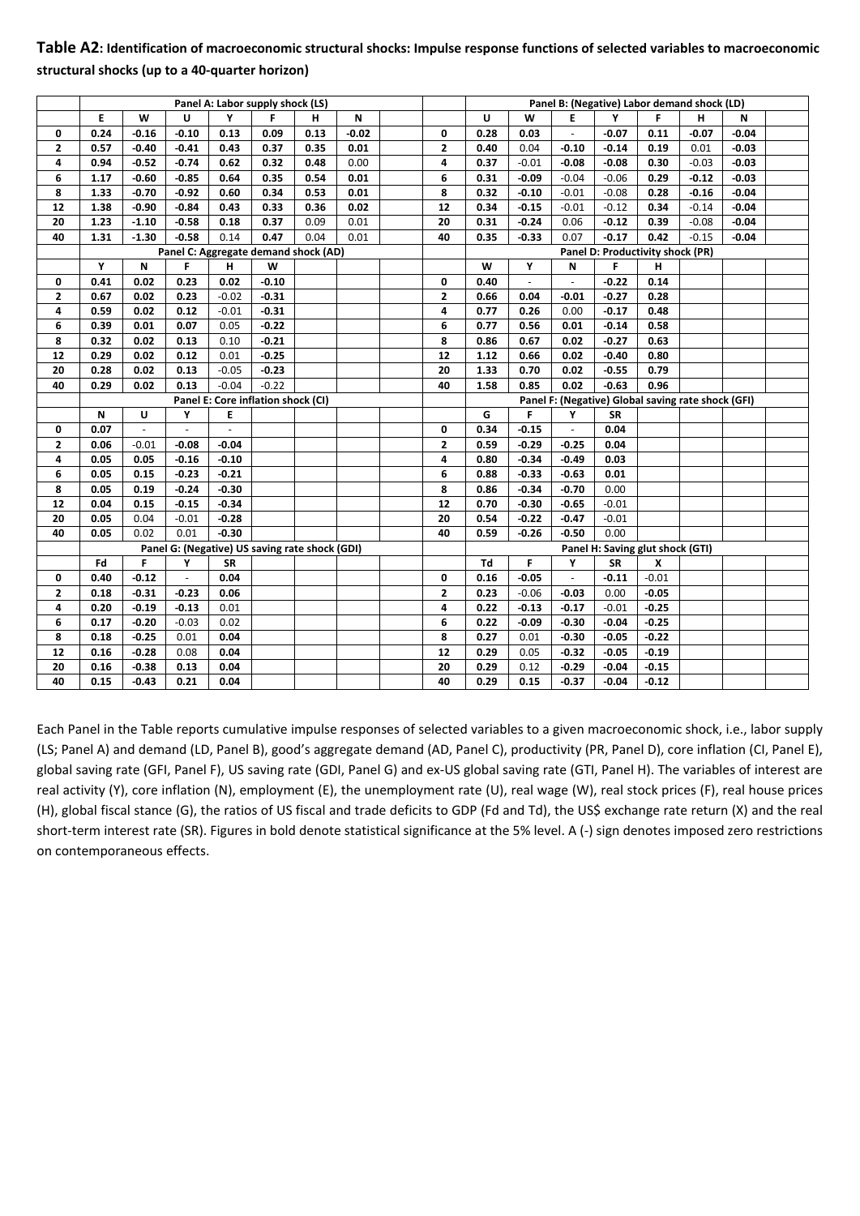**Table A2: Identification of macroeconomic structural shocks: Impulse response functions of selected variables to macroeconomic structural shocks (up to a 40-quarter horizon)**

| | Panel A: Labor supply shock (LS) | | | | | | | | | Panel B: (Negative) Labor demand shock (LD) | | | | | | | |
|---|---|---|---|---|---|---|---|---|---|---|---|---|---|---|---|---|---|
| | E | W | U | Y | F | H | N | | | U | W | E | Y | F | H | N | |
| 0 | **0.24** | **-0.16** | **-0.10** | **0.13** | **0.09** | **0.13** | **-0.02** | | 0 | **0.28** | **0.03** | - | **-0.07** | **0.11** | **-0.07** | **-0.04** | |
| 2 | **0.57** | **-0.40** | **-0.41** | **0.43** | **0.37** | **0.35** | **0.01** | | 2 | **0.40** | 0.04 | **-0.10** | **-0.14** | **0.19** | 0.01 | **-0.03** | |
| 4 | **0.94** | **-0.52** | **-0.74** | **0.62** | **0.32** | **0.48** | 0.00 | | 4 | **0.37** | -0.01 | **-0.08** | **-0.08** | **0.30** | -0.03 | **-0.03** | |
| 6 | **1.17** | **-0.60** | **-0.85** | **0.64** | **0.35** | **0.54** | **0.01** | | 6 | **0.31** | **-0.09** | -0.04 | -0.06 | **0.29** | **-0.12** | **-0.03** | |
| 8 | **1.33** | **-0.70** | **-0.92** | **0.60** | **0.34** | **0.53** | **0.01** | | 8 | **0.32** | **-0.10** | -0.01 | -0.08 | **0.28** | **-0.16** | **-0.04** | |
| 12 | **1.38** | **-0.90** | **-0.84** | **0.43** | **0.33** | **0.36** | **0.02** | | 12 | **0.34** | **-0.15** | -0.01 | -0.12 | **0.34** | -0.14 | **-0.04** | |
| 20 | **1.23** | **-1.10** | **-0.58** | **0.18** | **0.37** | 0.09 | 0.01 | | 20 | **0.31** | **-0.24** | 0.06 | **-0.12** | **0.39** | -0.08 | **-0.04** | |
| 40 | **1.31** | **-1.30** | **-0.58** | 0.14 | **0.47** | 0.04 | 0.01 | | 40 | **0.35** | **-0.33** | 0.07 | **-0.17** | **0.42** | -0.15 | **-0.04** | |
| | Panel C: Aggregate demand shock (AD) | | | | | | | | | Panel D: Productivity shock (PR) | | | | | | | |
| | Y | N | F | H | W | | | | | W | Y | N | F | H | | | |
| 0 | **0.41** | **0.02** | **0.23** | **0.02** | **-0.10** | | | | 0 | **0.40** | - | - | **-0.22** | **0.14** | | | |
| 2 | **0.67** | **0.02** | **0.23** | -0.02 | **-0.31** | | | | 2 | **0.66** | **0.04** | **-0.01** | **-0.27** | **0.28** | | | |
| 4 | **0.59** | **0.02** | **0.12** | -0.01 | **-0.31** | | | | 4 | **0.77** | **0.26** | 0.00 | **-0.17** | **0.48** | | | |
| 6 | **0.39** | **0.01** | **0.07** | 0.05 | **-0.22** | | | | 6 | **0.77** | **0.56** | **0.01** | **-0.14** | **0.58** | | | |
| 8 | **0.32** | **0.02** | **0.13** | 0.10 | **-0.21** | | | | 8 | **0.86** | **0.67** | **0.02** | **-0.27** | **0.63** | | | |
| 12 | **0.29** | **0.02** | **0.12** | 0.01 | **-0.25** | | | | 12 | **1.12** | **0.66** | **0.02** | **-0.40** | **0.80** | | | |
| 20 | **0.28** | **0.02** | **0.13** | -0.05 | **-0.23** | | | | 20 | **1.33** | **0.70** | **0.02** | **-0.55** | **0.79** | | | |
| 40 | **0.29** | **0.02** | **0.13** | -0.04 | -0.22 | | | | 40 | **1.58** | **0.85** | **0.02** | **-0.63** | **0.96** | | | |
| | Panel E: Core inflation shock (CI) | | | | | | | | | Panel F: (Negative) Global saving rate shock (GFI) | | | | | | | |
| | N | U | Y | E | | | | | | G | F | Y | SR | | | | |
| 0 | **0.07** | - | - | - | | | | | 0 | **0.34** | **-0.15** | - | **0.04** | | | | |
| 2 | **0.06** | -0.01 | **-0.08** | **-0.04** | | | | | 2 | **0.59** | **-0.29** | **-0.25** | **0.04** | | | | |
| 4 | **0.05** | **0.05** | **-0.16** | **-0.10** | | | | | 4 | **0.80** | **-0.34** | **-0.49** | **0.03** | | | | |
| 6 | **0.05** | **0.15** | **-0.23** | **-0.21** | | | | | 6 | **0.88** | **-0.33** | **-0.63** | 0.01 | | | | |
| 8 | **0.05** | **0.19** | **-0.24** | **-0.30** | | | | | 8 | **0.86** | **-0.34** | **-0.70** | 0.00 | | | | |
| 12 | **0.04** | **0.15** | **-0.15** | **-0.34** | | | | | 12 | **0.70** | **-0.30** | **-0.65** | -0.01 | | | | |
| 20 | **0.05** | 0.04 | -0.01 | **-0.28** | | | | | 20 | **0.54** | **-0.22** | **-0.47** | -0.01 | | | | |
| 40 | **0.05** | 0.02 | 0.01 | **-0.30** | | | | | 40 | **0.59** | **-0.26** | **-0.50** | 0.00 | | | | |
| | Panel G: (Negative) US saving rate shock (GDI) | | | | | | | | | Panel H: Saving glut shock (GTI) | | | | | | | |
| | Fd | F | Y | SR | | | | | | Td | F | Y | SR | X | | | |
| 0 | **0.40** | **-0.12** | - | **0.04** | | | | | 0 | **0.16** | **-0.05** | - | **-0.11** | -0.01 | | | |
| 2 | **0.18** | **-0.31** | **-0.23** | **0.06** | | | | | 2 | **0.23** | -0.06 | **-0.03** | 0.00 | **-0.05** | | | |
| 4 | **0.20** | **-0.19** | **-0.13** | 0.01 | | | | | 4 | **0.22** | **-0.13** | **-0.17** | -0.01 | **-0.25** | | | |
| 6 | **0.17** | **-0.20** | -0.03 | 0.02 | | | | | 6 | **0.22** | -0.09 | **-0.30** | **-0.04** | **-0.25** | | | |
| 8 | **0.18** | **-0.25** | 0.01 | **0.04** | | | | | 8 | **0.27** | 0.01 | **-0.30** | **-0.05** | **-0.22** | | | |
| 12 | **0.16** | **-0.28** | 0.08 | **0.04** | | | | | 12 | **0.29** | 0.05 | **-0.32** | **-0.05** | **-0.19** | | | |
| 20 | **0.16** | **-0.38** | **0.13** | **0.04** | | | | | 20 | **0.29** | 0.12 | **-0.29** | **-0.04** | **-0.15** | | | |
| 40 | **0.15** | **-0.43** | **0.21** | **0.04** | | | | | 40 | **0.29** | **0.15** | **-0.37** | **-0.04** | **-0.12** | | | |

Each Panel in the Table reports cumulative impulse responses of selected variables to a given macroeconomic shock, i.e., labor supply (LS; Panel A) and demand (LD, Panel B), good's aggregate demand (AD, Panel C), productivity (PR, Panel D), core inflation (CI, Panel E), global saving rate (GFI, Panel F), US saving rate (GDI, Panel G) and ex-US global saving rate (GTI, Panel H). The variables of interest are real activity (Y), core inflation (N), employment (E), the unemployment rate (U), real wage (W), real stock prices (F), real house prices (H), global fiscal stance (G), the ratios of US fiscal and trade deficits to GDP (Fd and Td), the US$ exchange rate return (X) and the real short-term interest rate (SR). Figures in bold denote statistical significance at the 5% level. A (-) sign denotes imposed zero restrictions on contemporaneous effects.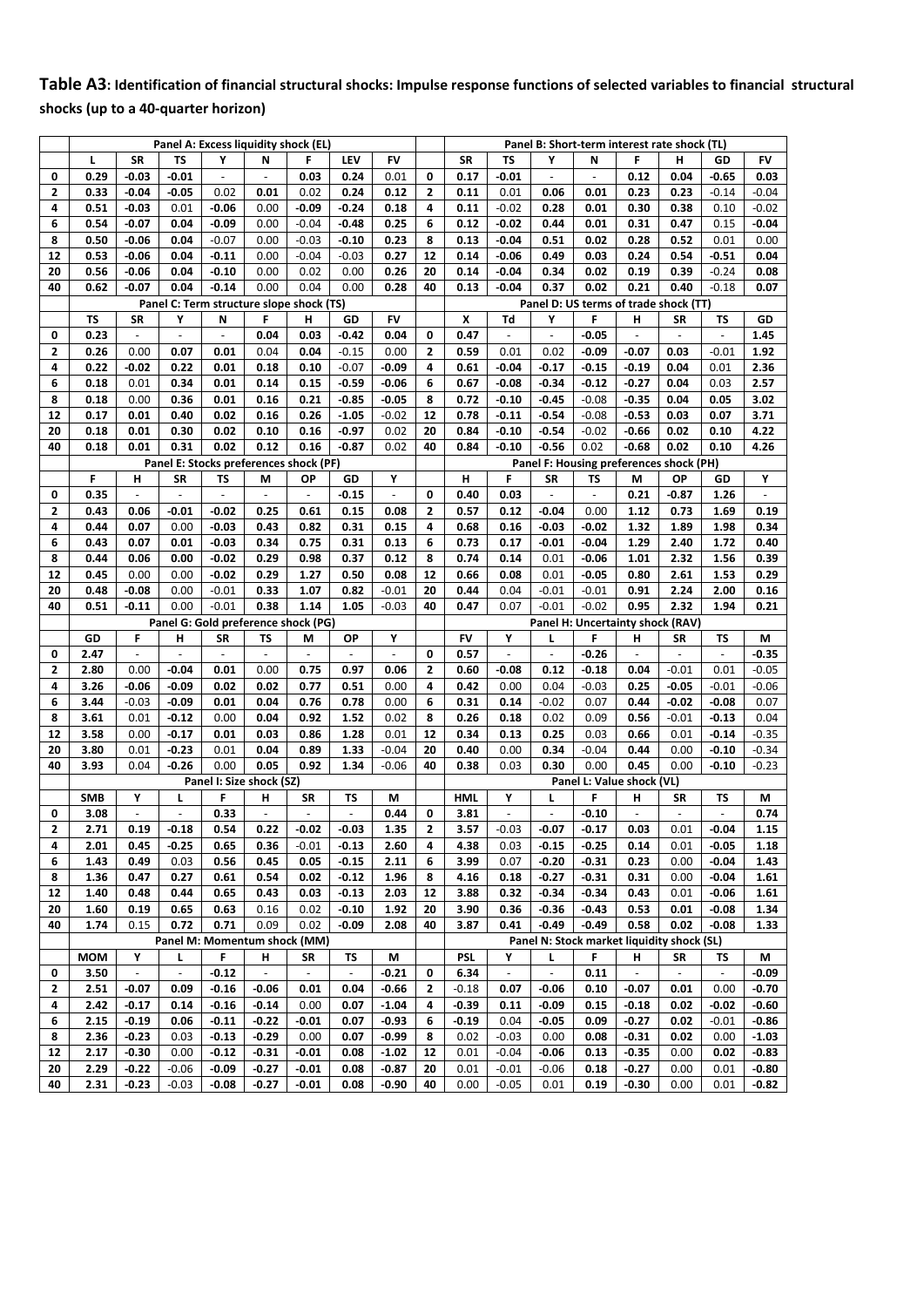**Table A3: Identification of financial structural shocks: Impulse response functions of selected variables to financial structural shocks (up to a 40-quarter horizon)**

| | Panel A: Excess liquidity shock (EL) | | | | | | | | | Panel B: Short-term interest rate shock (TL) | | | | | | | |
|---|---|---|---|---|---|---|---|---|---|---|---|---|---|---|---|---|---|
| | L | SR | TS | Y | N | F | LEV | FV | | SR | TS | Y | N | F | H | GD | FV |
| 0 | 0.29 | -0.03 | -0.01 | - | - | 0.03 | 0.24 | 0.01 | 0 | 0.17 | -0.01 | - | - | 0.12 | 0.04 | -0.65 | 0.03 |
| 2 | 0.33 | -0.04 | -0.05 | 0.02 | 0.01 | 0.02 | 0.24 | 0.12 | 2 | 0.11 | 0.01 | 0.06 | 0.01 | 0.23 | 0.23 | -0.14 | -0.04 |
| 4 | 0.51 | -0.03 | 0.01 | -0.06 | 0.00 | -0.09 | -0.24 | 0.18 | 4 | 0.11 | -0.02 | 0.28 | 0.01 | 0.30 | 0.38 | 0.10 | -0.02 |
| 6 | 0.54 | -0.07 | 0.04 | -0.09 | 0.00 | -0.04 | -0.48 | 0.25 | 6 | 0.12 | -0.02 | 0.44 | 0.01 | 0.31 | 0.47 | 0.15 | -0.04 |
| 8 | 0.50 | -0.06 | 0.04 | -0.07 | 0.00 | -0.03 | -0.10 | 0.23 | 8 | 0.13 | -0.04 | 0.51 | 0.02 | 0.28 | 0.52 | 0.01 | 0.00 |
| 12 | 0.53 | -0.06 | 0.04 | -0.11 | 0.00 | -0.04 | -0.03 | 0.27 | 12 | 0.14 | -0.06 | 0.49 | 0.03 | 0.24 | 0.54 | -0.51 | 0.04 |
| 20 | 0.56 | -0.06 | 0.04 | -0.10 | 0.00 | 0.02 | 0.00 | 0.26 | 20 | 0.14 | -0.04 | 0.34 | 0.02 | 0.19 | 0.39 | -0.24 | 0.08 |
| 40 | 0.62 | -0.07 | 0.04 | -0.14 | 0.00 | 0.04 | 0.00 | 0.28 | 40 | 0.13 | -0.04 | 0.37 | 0.02 | 0.21 | 0.40 | -0.18 | 0.07 |
| | Panel C: Term structure slope shock (TS) | | | | | | | | | Panel D: US terms of trade shock (TT) | | | | | | | |
| | TS | SR | Y | N | F | H | GD | FV | | X | Td | Y | F | H | SR | TS | GD |
| 0 | 0.23 | - | - | - | 0.04 | 0.03 | -0.42 | 0.04 | 0 | 0.47 | - | - | -0.05 | - | - | - | 1.45 |
| 2 | 0.26 | 0.00 | 0.07 | 0.01 | 0.04 | 0.04 | -0.15 | 0.00 | 2 | 0.59 | 0.01 | 0.02 | -0.09 | -0.07 | 0.03 | -0.01 | 1.92 |
| 4 | 0.22 | -0.02 | 0.22 | 0.01 | 0.18 | 0.10 | -0.07 | -0.09 | 4 | 0.61 | -0.04 | -0.17 | -0.15 | -0.19 | 0.04 | 0.01 | 2.36 |
| 6 | 0.18 | 0.01 | 0.34 | 0.01 | 0.14 | 0.15 | -0.59 | -0.06 | 6 | 0.67 | -0.08 | -0.34 | -0.12 | -0.27 | 0.04 | 0.03 | 2.57 |
| 8 | 0.18 | 0.00 | 0.36 | 0.01 | 0.16 | 0.21 | -0.85 | -0.05 | 8 | 0.72 | -0.10 | -0.45 | -0.08 | -0.35 | 0.04 | 0.05 | 3.02 |
| 12 | 0.17 | 0.01 | 0.40 | 0.02 | 0.16 | 0.26 | -1.05 | -0.02 | 12 | 0.78 | -0.11 | -0.54 | -0.08 | -0.53 | 0.03 | 0.07 | 3.71 |
| 20 | 0.18 | 0.01 | 0.30 | 0.02 | 0.10 | 0.16 | -0.97 | 0.02 | 20 | 0.84 | -0.10 | -0.54 | -0.02 | -0.66 | 0.02 | 0.10 | 4.22 |
| 40 | 0.18 | 0.01 | 0.31 | 0.02 | 0.12 | 0.16 | -0.87 | 0.02 | 40 | 0.84 | -0.10 | -0.56 | 0.02 | -0.68 | 0.02 | 0.10 | 4.26 |
| | Panel E: Stocks preferences shock (PF) | | | | | | | | | Panel F: Housing preferences shock (PH) | | | | | | | |
| | F | H | SR | TS | M | OP | GD | Y | | H | F | SR | TS | M | OP | GD | Y |
| 0 | 0.35 | - | - | - | - | - | -0.15 | - | 0 | 0.40 | 0.03 | - | - | 0.21 | -0.87 | 1.26 | - |
| 2 | 0.43 | 0.06 | -0.01 | -0.02 | 0.25 | 0.61 | 0.15 | 0.08 | 2 | 0.57 | 0.12 | -0.04 | 0.00 | 1.12 | 0.73 | 1.69 | 0.19 |
| 4 | 0.44 | 0.07 | 0.00 | -0.03 | 0.43 | 0.82 | 0.31 | 0.15 | 4 | 0.68 | 0.16 | -0.03 | -0.02 | 1.32 | 1.89 | 1.98 | 0.34 |
| 6 | 0.43 | 0.07 | 0.01 | -0.03 | 0.34 | 0.75 | 0.31 | 0.13 | 6 | 0.73 | 0.17 | -0.01 | -0.04 | 1.29 | 2.40 | 1.72 | 0.40 |
| 8 | 0.44 | 0.06 | 0.00 | -0.02 | 0.29 | 0.98 | 0.37 | 0.12 | 8 | 0.74 | 0.14 | 0.01 | -0.06 | 1.01 | 2.32 | 1.56 | 0.39 |
| 12 | 0.45 | 0.00 | 0.00 | -0.02 | 0.29 | 1.27 | 0.50 | 0.08 | 12 | 0.66 | 0.08 | 0.01 | -0.05 | 0.80 | 2.61 | 1.53 | 0.29 |
| 20 | 0.48 | -0.08 | 0.00 | -0.01 | 0.33 | 1.07 | 0.82 | -0.01 | 20 | 0.44 | 0.04 | -0.01 | -0.01 | 0.91 | 2.24 | 2.00 | 0.16 |
| 40 | 0.51 | -0.11 | 0.00 | -0.01 | 0.38 | 1.14 | 1.05 | -0.03 | 40 | 0.47 | 0.07 | -0.01 | -0.02 | 0.95 | 2.32 | 1.94 | 0.21 |
| | Panel G: Gold preference shock (PG) | | | | | | | | | Panel H: Uncertainty shock (RAV) | | | | | | | |
| | GD | F | H | SR | TS | M | OP | Y | | FV | Y | L | F | H | SR | TS | M |
| 0 | 2.47 | - | - | - | - | - | - | - | 0 | 0.57 | - | - | -0.26 | - | - | - | -0.35 |
| 2 | 2.80 | 0.00 | -0.04 | 0.01 | 0.00 | 0.75 | 0.97 | 0.06 | 2 | 0.60 | -0.08 | 0.12 | -0.18 | 0.04 | -0.01 | 0.01 | -0.05 |
| 4 | 3.26 | -0.06 | -0.09 | 0.02 | 0.02 | 0.77 | 0.51 | 0.00 | 4 | 0.42 | 0.00 | 0.04 | -0.03 | 0.25 | -0.05 | -0.01 | -0.06 |
| 6 | 3.44 | -0.03 | -0.09 | 0.01 | 0.04 | 0.76 | 0.78 | 0.00 | 6 | 0.31 | 0.14 | -0.02 | 0.07 | 0.44 | -0.02 | -0.08 | 0.07 |
| 8 | 3.61 | 0.01 | -0.12 | 0.00 | 0.04 | 0.92 | 1.52 | 0.02 | 8 | 0.26 | 0.18 | 0.02 | 0.09 | 0.56 | -0.01 | -0.13 | 0.04 |
| 12 | 3.58 | 0.00 | -0.17 | 0.01 | 0.03 | 0.86 | 1.28 | 0.01 | 12 | 0.34 | 0.13 | 0.25 | 0.03 | 0.66 | 0.01 | -0.14 | -0.35 |
| 20 | 3.80 | 0.01 | -0.23 | 0.01 | 0.04 | 0.89 | 1.33 | -0.04 | 20 | 0.40 | 0.00 | 0.34 | -0.04 | 0.44 | 0.00 | -0.10 | -0.34 |
| 40 | 3.93 | 0.04 | -0.26 | 0.00 | 0.05 | 0.92 | 1.34 | -0.06 | 40 | 0.38 | 0.03 | 0.30 | 0.00 | 0.45 | 0.00 | -0.10 | -0.23 |
| | Panel I: Size shock (SZ) | | | | | | | | | Panel L: Value shock (VL) | | | | | | | |
| | SMB | Y | L | F | H | SR | TS | M | | HML | Y | L | F | H | SR | TS | M |
| 0 | 3.08 | - | - | 0.33 | - | - | - | 0.44 | 0 | 3.81 | - | - | -0.10 | - | - | - | 0.74 |
| 2 | 2.71 | 0.19 | -0.18 | 0.54 | 0.22 | -0.02 | -0.03 | 1.35 | 2 | 3.57 | -0.03 | -0.07 | -0.17 | 0.03 | 0.01 | -0.04 | 1.15 |
| 4 | 2.01 | 0.45 | -0.25 | 0.65 | 0.36 | -0.01 | -0.13 | 2.60 | 4 | 4.38 | 0.03 | -0.15 | -0.25 | 0.14 | 0.01 | -0.05 | 1.18 |
| 6 | 1.43 | 0.49 | 0.03 | 0.56 | 0.45 | 0.05 | -0.15 | 2.11 | 6 | 3.99 | 0.07 | -0.20 | -0.31 | 0.23 | 0.00 | -0.04 | 1.43 |
| 8 | 1.36 | 0.47 | 0.27 | 0.61 | 0.54 | 0.02 | -0.12 | 1.96 | 8 | 4.16 | 0.18 | -0.27 | -0.31 | 0.31 | 0.00 | -0.04 | 1.61 |
| 12 | 1.40 | 0.48 | 0.44 | 0.65 | 0.43 | 0.03 | -0.13 | 2.03 | 12 | 3.88 | 0.32 | -0.34 | -0.34 | 0.43 | 0.01 | -0.06 | 1.61 |
| 20 | 1.60 | 0.19 | 0.65 | 0.63 | 0.16 | 0.02 | -0.10 | 1.92 | 20 | 3.90 | 0.36 | -0.36 | -0.43 | 0.53 | 0.01 | -0.08 | 1.34 |
| 40 | 1.74 | 0.15 | 0.72 | 0.71 | 0.09 | 0.02 | -0.09 | 2.08 | 40 | 3.87 | 0.41 | -0.49 | -0.49 | 0.58 | 0.02 | -0.08 | 1.33 |
| | Panel M: Momentum shock (MM) | | | | | | | | | Panel N: Stock market liquidity shock (SL) | | | | | | | |
| | MOM | Y | L | F | H | SR | TS | M | | PSL | Y | L | F | H | SR | TS | M |
| 0 | 3.50 | - | - | -0.12 | - | - | - | -0.21 | 0 | 6.34 | - | - | 0.11 | - | - | - | -0.09 |
| 2 | 2.51 | -0.07 | 0.09 | -0.16 | -0.06 | 0.01 | 0.04 | -0.66 | 2 | -0.18 | 0.07 | -0.06 | 0.10 | -0.07 | 0.01 | 0.00 | -0.70 |
| 4 | 2.42 | -0.17 | 0.14 | -0.16 | -0.14 | 0.00 | 0.07 | -1.04 | 4 | -0.39 | 0.11 | -0.09 | 0.15 | -0.18 | 0.02 | -0.02 | -0.60 |
| 6 | 2.15 | -0.19 | 0.06 | -0.11 | -0.22 | -0.01 | 0.07 | -0.93 | 6 | -0.19 | 0.04 | -0.05 | 0.09 | -0.27 | 0.02 | -0.01 | -0.86 |
| 8 | 2.36 | -0.23 | 0.03 | -0.13 | -0.29 | 0.00 | 0.07 | -0.99 | 8 | 0.02 | -0.03 | 0.00 | 0.08 | -0.31 | 0.02 | 0.00 | -1.03 |
| 12 | 2.17 | -0.30 | 0.00 | -0.12 | -0.31 | -0.01 | 0.08 | -1.02 | 12 | 0.01 | -0.04 | -0.06 | 0.13 | -0.35 | 0.00 | 0.02 | -0.83 |
| 20 | 2.29 | -0.22 | -0.06 | -0.09 | -0.27 | -0.01 | 0.08 | -0.87 | 20 | 0.01 | -0.01 | -0.06 | 0.18 | -0.27 | 0.00 | 0.01 | -0.80 |
| 40 | 2.31 | -0.23 | -0.03 | -0.08 | -0.27 | -0.01 | 0.08 | -0.90 | 40 | 0.00 | -0.05 | 0.01 | 0.19 | -0.30 | 0.00 | 0.01 | -0.82 |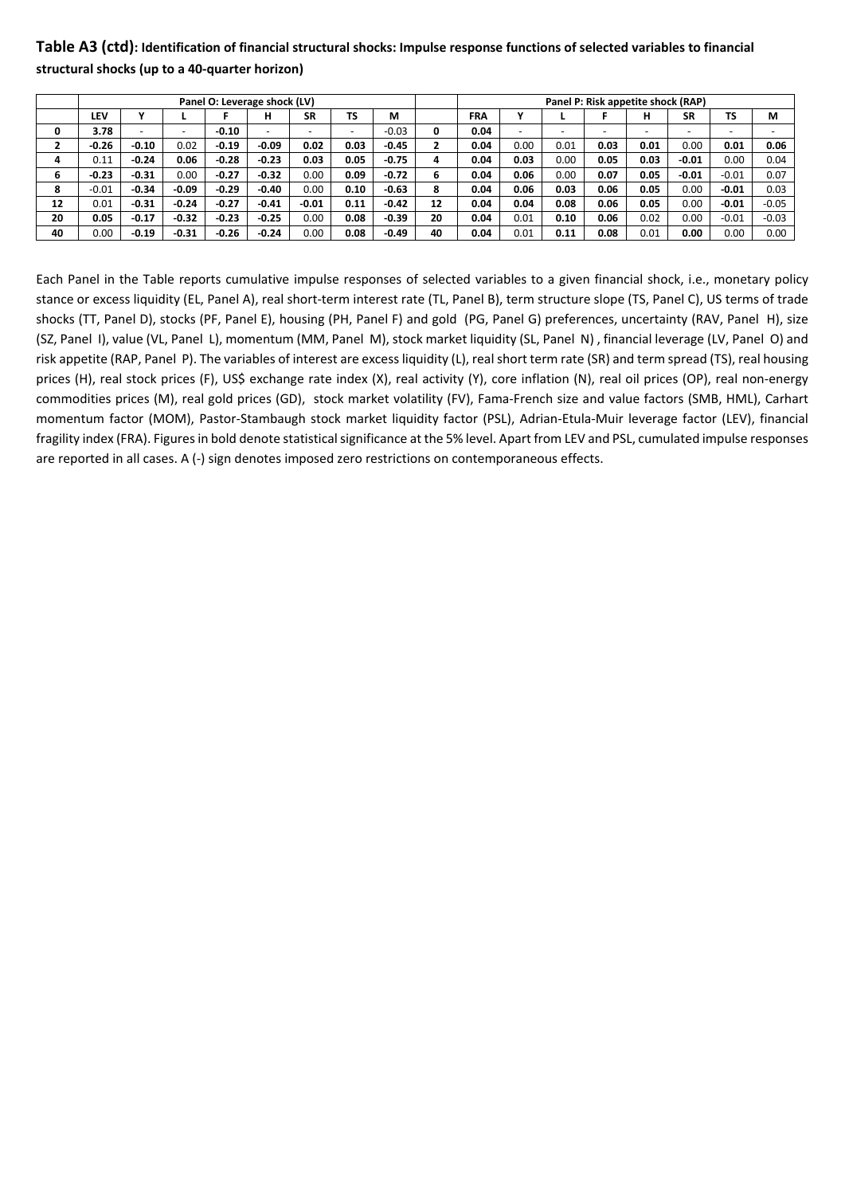**Table A3 (ctd): Identification of financial structural shocks: Impulse response functions of selected variables to financial structural shocks (up to a 40-quarter horizon)**

| | Panel O: Leverage shock (LV) | | | | | | | | | Panel P: Risk appetite shock (RAP) | | | | | | | |
|---|---|---|---|---|---|---|---|---|---|---|---|---|---|---|---|---|---|
| | **LEV** | **Y** | **L** | **F** | **H** | **SR** | **TS** | **M** | | **FRA** | **Y** | **L** | **F** | **H** | **SR** | **TS** | **M** |
| **0** | **3.78** | - | - | **-0.10** | - | - | - | -0.03 | **0** | **0.04** | - | - | - | - | - | - | - |
| **2** | **-0.26** | **-0.10** | 0.02 | **-0.19** | **-0.09** | **0.02** | **0.03** | **-0.45** | **2** | **0.04** | 0.00 | 0.01 | **0.03** | **0.01** | 0.00 | **0.01** | **0.06** |
| **4** | 0.11 | **-0.24** | **0.06** | **-0.28** | **-0.23** | **0.03** | **0.05** | **-0.75** | **4** | **0.04** | **0.03** | 0.00 | **0.05** | **0.03** | **-0.01** | 0.00 | 0.04 |
| **6** | **-0.23** | **-0.31** | 0.00 | **-0.27** | **-0.32** | 0.00 | **0.09** | **-0.72** | **6** | **0.04** | **0.06** | 0.00 | **0.07** | **0.05** | **-0.01** | -0.01 | 0.07 |
| **8** | -0.01 | **-0.34** | **-0.09** | **-0.29** | **-0.40** | 0.00 | **0.10** | **-0.63** | **8** | **0.04** | **0.06** | **0.03** | **0.06** | **0.05** | 0.00 | **-0.01** | 0.03 |
| **12** | 0.01 | **-0.31** | **-0.24** | **-0.27** | **-0.41** | **-0.01** | **0.11** | **-0.42** | **12** | **0.04** | **0.04** | **0.08** | **0.06** | **0.05** | 0.00 | **-0.01** | -0.05 |
| **20** | **0.05** | **-0.17** | **-0.32** | **-0.23** | **-0.25** | 0.00 | **0.08** | **-0.39** | **20** | **0.04** | 0.01 | **0.10** | **0.06** | 0.02 | 0.00 | -0.01 | -0.03 |
| **40** | 0.00 | **-0.19** | **-0.31** | **-0.26** | **-0.24** | 0.00 | **0.08** | **-0.49** | **40** | **0.04** | 0.01 | **0.11** | **0.08** | 0.01 | **0.00** | 0.00 | 0.00 |

Each Panel in the Table reports cumulative impulse responses of selected variables to a given financial shock, i.e., monetary policy stance or excess liquidity (EL, Panel A), real short-term interest rate (TL, Panel B), term structure slope (TS, Panel C), US terms of trade shocks (TT, Panel D), stocks (PF, Panel E), housing (PH, Panel F) and gold (PG, Panel G) preferences, uncertainty (RAV, Panel H), size (SZ, Panel I), value (VL, Panel L), momentum (MM, Panel M), stock market liquidity (SL, Panel N) , financial leverage (LV, Panel O) and risk appetite (RAP, Panel P). The variables of interest are excess liquidity (L), real short term rate (SR) and term spread (TS), real housing prices (H), real stock prices (F), US$ exchange rate index (X), real activity (Y), core inflation (N), real oil prices (OP), real non-energy commodities prices (M), real gold prices (GD), stock market volatility (FV), Fama-French size and value factors (SMB, HML), Carhart momentum factor (MOM), Pastor-Stambaugh stock market liquidity factor (PSL), Adrian-Etula-Muir leverage factor (LEV), financial fragility index (FRA). Figures in bold denote statistical significance at the 5% level. Apart from LEV and PSL, cumulated impulse responses are reported in all cases. A (-) sign denotes imposed zero restrictions on contemporaneous effects.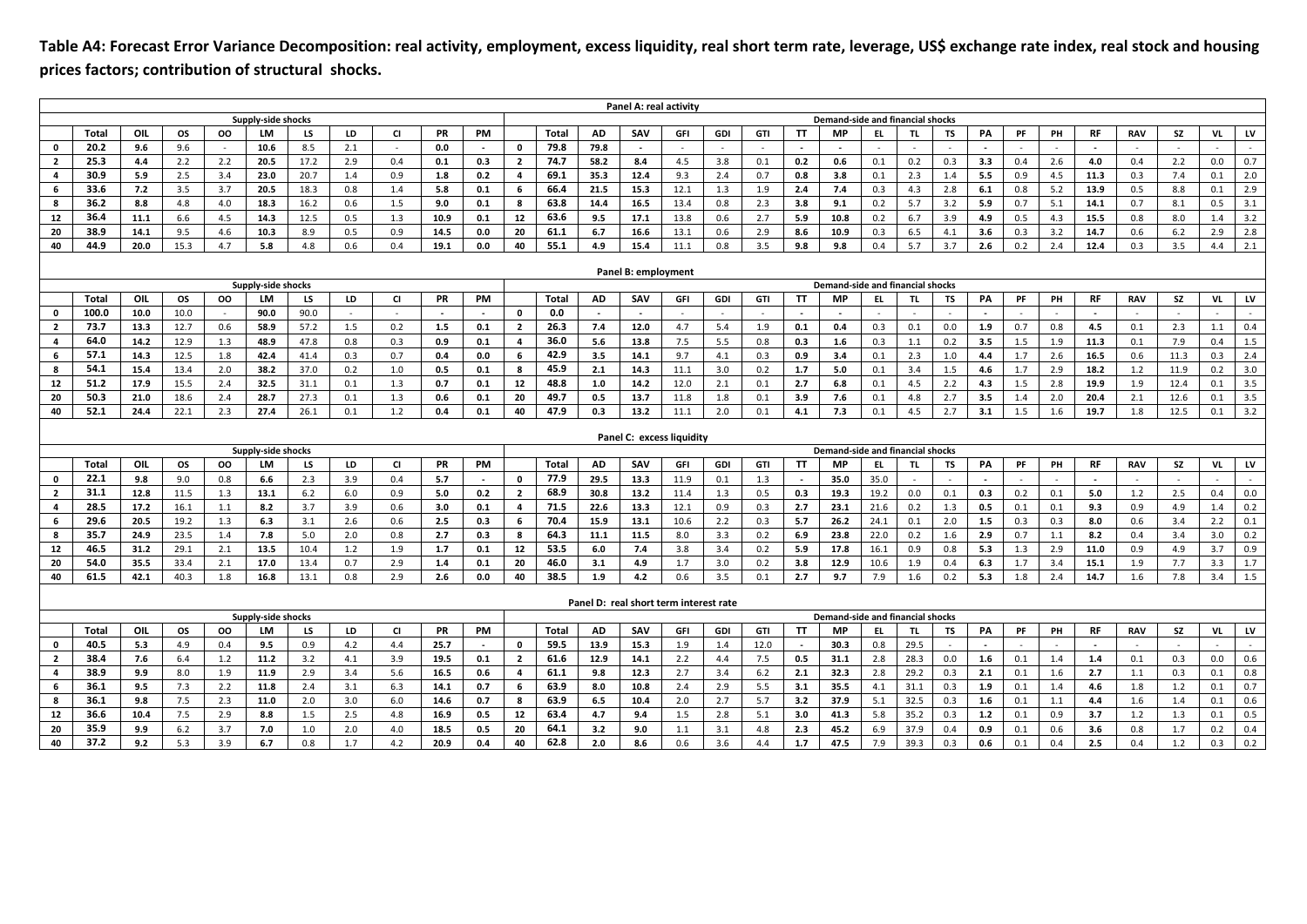**Table A4: Forecast Error Variance Decomposition: real activity, employment, excess liquidity, real short term rate, leverage, US$ exchange rate index, real stock and housing prices factors; contribution of structural shocks.**

**Panel A: real activity**

| | Supply-side shocks | | | | | | | | | | | Demand-side and financial shocks | | | | | | | | | | | | | | | | | | | |
|---|---|---|---|---|---|---|---|---|---|---|---|---|---|---|---|---|---|---|---|---|---|---|---|---|---|---|---|---|---|---|---|
| | **Total** | **OIL** | **OS** | **OO** | **LM** | **LS** | **LD** | **CI** | **PR** | **PM** | | **Total** | **AD** | **SAV** | **GFI** | **GDI** | **GTI** | **TT** | **MP** | **EL** | **TL** | **TS** | **PA** | **PF** | **PH** | **RF** | **RAV** | **SZ** | **VL** | **LV** |
| **0** | 20.2 | 9.6 | 9.6 | - | 10.6 | 8.5 | 2.1 | - | 0.0 | - | **0** | 79.8 | 79.8 | - | - | - | - | - | - | - | - | - | - | - | - | - | - | - | - | - |
| **2** | 25.3 | 4.4 | 2.2 | 2.2 | 20.5 | 17.2 | 2.9 | 0.4 | 0.1 | 0.3 | **2** | 74.7 | 58.2 | 8.4 | 4.5 | 3.8 | 0.1 | 0.2 | 0.6 | 0.1 | 0.2 | 0.3 | 3.3 | 0.4 | 2.6 | 4.0 | 0.4 | 2.2 | 0.0 | 0.7 |
| **4** | 30.9 | 5.9 | 2.5 | 3.4 | 23.0 | 20.7 | 1.4 | 0.9 | 1.8 | 0.2 | **4** | 69.1 | 35.3 | 12.4 | 9.3 | 2.4 | 0.7 | 0.8 | 3.8 | 0.1 | 2.3 | 1.4 | 5.5 | 0.9 | 4.5 | 11.3 | 0.3 | 7.4 | 0.1 | 2.0 |
| **6** | 33.6 | 7.2 | 3.5 | 3.7 | 20.5 | 18.3 | 0.8 | 1.4 | 5.8 | 0.1 | **6** | 66.4 | 21.5 | 15.3 | 12.1 | 1.3 | 1.9 | 2.4 | 7.4 | 0.3 | 4.3 | 2.8 | 6.1 | 0.8 | 5.2 | 13.9 | 0.5 | 8.8 | 0.1 | 2.9 |
| **8** | 36.2 | 8.8 | 4.8 | 4.0 | 18.3 | 16.2 | 0.6 | 1.5 | 9.0 | 0.1 | **8** | 63.8 | 14.4 | 16.5 | 13.4 | 0.8 | 2.3 | 3.8 | 9.1 | 0.2 | 5.7 | 3.2 | 5.9 | 0.7 | 5.1 | 14.1 | 0.7 | 8.1 | 0.5 | 3.1 |
| **12** | 36.4 | 11.1 | 6.6 | 4.5 | 14.3 | 12.5 | 0.5 | 1.3 | 10.9 | 0.1 | **12** | 63.6 | 9.5 | 17.1 | 13.8 | 0.6 | 2.7 | 5.9 | 10.8 | 0.2 | 6.7 | 3.9 | 4.9 | 0.5 | 4.3 | 15.5 | 0.8 | 8.0 | 1.4 | 3.2 |
| **20** | 38.9 | 14.1 | 9.5 | 4.6 | 10.3 | 8.9 | 0.5 | 0.9 | 14.5 | 0.0 | **20** | 61.1 | 6.7 | 16.6 | 13.1 | 0.6 | 2.9 | 8.6 | 10.9 | 0.3 | 6.5 | 4.1 | 3.6 | 0.3 | 3.2 | 14.7 | 0.6 | 6.2 | 2.9 | 2.8 |
| **40** | 44.9 | 20.0 | 15.3 | 4.7 | 5.8 | 4.8 | 0.6 | 0.4 | 19.1 | 0.0 | **40** | 55.1 | 4.9 | 15.4 | 11.1 | 0.8 | 3.5 | 9.8 | 9.8 | 0.4 | 5.7 | 3.7 | 2.6 | 0.2 | 2.4 | 12.4 | 0.3 | 3.5 | 4.4 | 2.1 |

**Panel B: employment**

| | Supply-side shocks | | | | | | | | | | | Demand-side and financial shocks | | | | | | | | | | | | | | | | | | | |
|---|---|---|---|---|---|---|---|---|---|---|---|---|---|---|---|---|---|---|---|---|---|---|---|---|---|---|---|---|---|---|---|
| | **Total** | **OIL** | **OS** | **OO** | **LM** | **LS** | **LD** | **CI** | **PR** | **PM** | | **Total** | **AD** | **SAV** | **GFI** | **GDI** | **GTI** | **TT** | **MP** | **EL** | **TL** | **TS** | **PA** | **PF** | **PH** | **RF** | **RAV** | **SZ** | **VL** | **LV** |
| **0** | 100.0 | 10.0 | 10.0 | - | 90.0 | 90.0 | - | - | - | - | **0** | 0.0 | - | - | - | - | - | - | - | - | - | - | - | - | - | - | - | - | - | - |
| **2** | 73.7 | 13.3 | 12.7 | 0.6 | 58.9 | 57.2 | 1.5 | 0.2 | 1.5 | 0.1 | **2** | 26.3 | 7.4 | 12.0 | 4.7 | 5.4 | 1.9 | 0.1 | 0.4 | 0.3 | 0.1 | 0.0 | 1.9 | 0.7 | 0.8 | 4.5 | 0.1 | 2.3 | 1.1 | 0.4 |
| **4** | 64.0 | 14.2 | 12.9 | 1.3 | 48.9 | 47.8 | 0.8 | 0.3 | 0.9 | 0.1 | **4** | 36.0 | 5.6 | 13.8 | 7.5 | 5.5 | 0.8 | 0.3 | 1.6 | 0.3 | 1.1 | 0.2 | 3.5 | 1.5 | 1.9 | 11.3 | 0.1 | 7.9 | 0.4 | 1.5 |
| **6** | 57.1 | 14.3 | 12.5 | 1.8 | 42.4 | 41.4 | 0.3 | 0.7 | 0.4 | 0.0 | **6** | 42.9 | 3.5 | 14.1 | 9.7 | 4.1 | 0.3 | 0.9 | 3.4 | 0.1 | 2.3 | 1.0 | 4.4 | 1.7 | 2.6 | 16.5 | 0.6 | 11.3 | 0.3 | 2.4 |
| **8** | 54.1 | 15.4 | 13.4 | 2.0 | 38.2 | 37.0 | 0.2 | 1.0 | 0.5 | 0.1 | **8** | 45.9 | 2.1 | 14.3 | 11.1 | 3.0 | 0.2 | 1.7 | 5.0 | 0.1 | 3.4 | 1.5 | 4.6 | 1.7 | 2.9 | 18.2 | 1.2 | 11.9 | 0.2 | 3.0 |
| **12** | 51.2 | 17.9 | 15.5 | 2.4 | 32.5 | 31.1 | 0.1 | 1.3 | 0.7 | 0.1 | **12** | 48.8 | 1.0 | 14.2 | 12.0 | 2.1 | 0.1 | 2.7 | 6.8 | 0.1 | 4.5 | 2.2 | 4.3 | 1.5 | 2.8 | 19.9 | 1.9 | 12.4 | 0.1 | 3.5 |
| **20** | 50.3 | 21.0 | 18.6 | 2.4 | 28.7 | 27.3 | 0.1 | 1.3 | 0.6 | 0.1 | **20** | 49.7 | 0.5 | 13.7 | 11.8 | 1.8 | 0.1 | 3.9 | 7.6 | 0.1 | 4.8 | 2.7 | 3.5 | 1.4 | 2.0 | 20.4 | 2.1 | 12.6 | 0.1 | 3.5 |
| **40** | 52.1 | 24.4 | 22.1 | 2.3 | 27.4 | 26.1 | 0.1 | 1.2 | 0.4 | 0.1 | **40** | 47.9 | 0.3 | 13.2 | 11.1 | 2.0 | 0.1 | 4.1 | 7.3 | 0.1 | 4.5 | 2.7 | 3.1 | 1.5 | 1.6 | 19.7 | 1.8 | 12.5 | 0.1 | 3.2 |

**Panel C: excess liquidity**

| | Supply-side shocks | | | | | | | | | | | Demand-side and financial shocks | | | | | | | | | | | | | | | | | | | |
|---|---|---|---|---|---|---|---|---|---|---|---|---|---|---|---|---|---|---|---|---|---|---|---|---|---|---|---|---|---|---|---|
| | **Total** | **OIL** | **OS** | **OO** | **LM** | **LS** | **LD** | **CI** | **PR** | **PM** | | **Total** | **AD** | **SAV** | **GFI** | **GDI** | **GTI** | **TT** | **MP** | **EL** | **TL** | **TS** | **PA** | **PF** | **PH** | **RF** | **RAV** | **SZ** | **VL** | **LV** |
| **0** | 22.1 | 9.8 | 9.0 | 0.8 | 6.6 | 2.3 | 3.9 | 0.4 | 5.7 | - | **0** | 77.9 | 29.5 | 13.3 | 11.9 | 0.1 | 1.3 | - | 35.0 | 35.0 | - | - | - | - | - | - | - | - | - | - |
| **2** | 31.1 | 12.8 | 11.5 | 1.3 | 13.1 | 6.2 | 6.0 | 0.9 | 5.0 | 0.2 | **2** | 68.9 | 30.8 | 13.2 | 11.4 | 1.3 | 0.5 | 0.3 | 19.3 | 19.2 | 0.0 | 0.1 | 0.3 | 0.2 | 0.1 | 5.0 | 1.2 | 2.5 | 0.4 | 0.0 |
| **4** | 28.5 | 17.2 | 16.1 | 1.1 | 8.2 | 3.7 | 3.9 | 0.6 | 3.0 | 0.1 | **4** | 71.5 | 22.6 | 13.3 | 12.1 | 0.9 | 0.3 | 2.7 | 23.1 | 21.6 | 0.2 | 1.3 | 0.5 | 0.1 | 0.1 | 9.3 | 0.9 | 4.9 | 1.4 | 0.2 |
| **6** | 29.6 | 20.5 | 19.2 | 1.3 | 6.3 | 3.1 | 2.6 | 0.6 | 2.5 | 0.3 | **6** | 70.4 | 15.9 | 13.1 | 10.6 | 2.2 | 0.3 | 5.7 | 26.2 | 24.1 | 0.1 | 2.0 | 1.5 | 0.3 | 0.3 | 8.0 | 0.6 | 3.4 | 2.2 | 0.1 |
| **8** | 35.7 | 24.9 | 23.5 | 1.4 | 7.8 | 5.0 | 2.0 | 0.8 | 2.7 | 0.3 | **8** | 64.3 | 11.1 | 11.5 | 8.0 | 3.3 | 0.2 | 6.9 | 23.8 | 22.0 | 0.2 | 1.6 | 2.9 | 0.7 | 1.1 | 8.2 | 0.4 | 3.4 | 3.0 | 0.2 |
| **12** | 46.5 | 31.2 | 29.1 | 2.1 | 13.5 | 10.4 | 1.2 | 1.9 | 1.7 | 0.1 | **12** | 53.5 | 6.0 | 7.4 | 3.8 | 3.4 | 0.2 | 5.9 | 17.8 | 16.1 | 0.9 | 0.8 | 5.3 | 1.3 | 2.9 | 11.0 | 0.9 | 4.9 | 3.7 | 0.9 |
| **20** | 54.0 | 35.5 | 33.4 | 2.1 | 17.0 | 13.4 | 0.7 | 2.9 | 1.4 | 0.1 | **20** | 46.0 | 3.1 | 4.9 | 1.7 | 3.0 | 0.2 | 3.8 | 12.9 | 10.6 | 1.9 | 0.4 | 6.3 | 1.7 | 3.4 | 15.1 | 1.9 | 7.7 | 3.3 | 1.7 |
| **40** | 61.5 | 42.1 | 40.3 | 1.8 | 16.8 | 13.1 | 0.8 | 2.9 | 2.6 | 0.0 | **40** | 38.5 | 1.9 | 4.2 | 0.6 | 3.5 | 0.1 | 2.7 | 9.7 | 7.9 | 1.6 | 0.2 | 5.3 | 1.8 | 2.4 | 14.7 | 1.6 | 7.8 | 3.4 | 1.5 |

**Panel D: real short term interest rate**

| | Supply-side shocks | | | | | | | | | | | Demand-side and financial shocks | | | | | | | | | | | | | | | | | | | |
|---|---|---|---|---|---|---|---|---|---|---|---|---|---|---|---|---|---|---|---|---|---|---|---|---|---|---|---|---|---|---|---|
| | **Total** | **OIL** | **OS** | **OO** | **LM** | **LS** | **LD** | **CI** | **PR** | **PM** | | **Total** | **AD** | **SAV** | **GFI** | **GDI** | **GTI** | **TT** | **MP** | **EL** | **TL** | **TS** | **PA** | **PF** | **PH** | **RF** | **RAV** | **SZ** | **VL** | **LV** |
| **0** | 40.5 | 5.3 | 4.9 | 0.4 | 9.5 | 0.9 | 4.2 | 4.4 | 25.7 | - | **0** | 59.5 | 13.9 | 15.3 | 1.9 | 1.4 | 12.0 | - | 30.3 | 0.8 | 29.5 | - | - | - | - | - | - | - | - | - |
| **2** | 38.4 | 7.6 | 6.4 | 1.2 | 11.2 | 3.2 | 4.1 | 3.9 | 19.5 | 0.1 | **2** | 61.6 | 12.9 | 14.1 | 2.2 | 4.4 | 7.5 | 0.5 | 31.1 | 2.8 | 28.3 | 0.0 | 1.6 | 0.1 | 1.4 | 1.4 | 0.1 | 0.3 | 0.0 | 0.6 |
| **4** | 38.9 | 9.9 | 8.0 | 1.9 | 11.9 | 2.9 | 3.4 | 5.6 | 16.5 | 0.6 | **4** | 61.1 | 9.8 | 12.3 | 2.7 | 3.4 | 6.2 | 2.1 | 32.3 | 2.8 | 29.2 | 0.3 | 2.1 | 0.1 | 1.6 | 2.7 | 1.1 | 0.3 | 0.1 | 0.8 |
| **6** | 36.1 | 9.5 | 7.3 | 2.2 | 11.8 | 2.4 | 3.1 | 6.3 | 14.1 | 0.7 | **6** | 63.9 | 8.0 | 10.8 | 2.4 | 2.9 | 5.5 | 3.1 | 35.5 | 4.1 | 31.1 | 0.3 | 1.9 | 0.1 | 1.4 | 4.6 | 1.8 | 1.2 | 0.1 | 0.7 |
| **8** | 36.1 | 9.8 | 7.5 | 2.3 | 11.0 | 2.0 | 3.0 | 6.0 | 14.6 | 0.7 | **8** | 63.9 | 6.5 | 10.4 | 2.0 | 2.7 | 5.7 | 3.2 | 37.9 | 5.1 | 32.5 | 0.3 | 1.6 | 0.1 | 1.1 | 4.4 | 1.6 | 1.4 | 0.1 | 0.6 |
| **12** | 36.6 | 10.4 | 7.5 | 2.9 | 8.8 | 1.5 | 2.5 | 4.8 | 16.9 | 0.5 | **12** | 63.4 | 4.7 | 9.4 | 1.5 | 2.8 | 5.1 | 3.0 | 41.3 | 5.8 | 35.2 | 0.3 | 1.2 | 0.1 | 0.9 | 3.7 | 1.2 | 1.3 | 0.1 | 0.5 |
| **20** | 35.9 | 9.9 | 6.2 | 3.7 | 7.0 | 1.0 | 2.0 | 4.0 | 18.5 | 0.5 | **20** | 64.1 | 3.2 | 9.0 | 1.1 | 3.1 | 4.8 | 2.3 | 45.2 | 6.9 | 37.9 | 0.4 | 0.9 | 0.1 | 0.6 | 3.6 | 0.8 | 1.7 | 0.2 | 0.4 |
| **40** | 37.2 | 9.2 | 5.3 | 3.9 | 6.7 | 0.8 | 1.7 | 4.2 | 20.9 | 0.4 | **40** | 62.8 | 2.0 | 8.6 | 0.6 | 3.6 | 4.4 | 1.7 | 47.5 | 7.9 | 39.3 | 0.3 | 0.6 | 0.1 | 0.4 | 2.5 | 0.4 | 1.2 | 0.3 | 0.2 |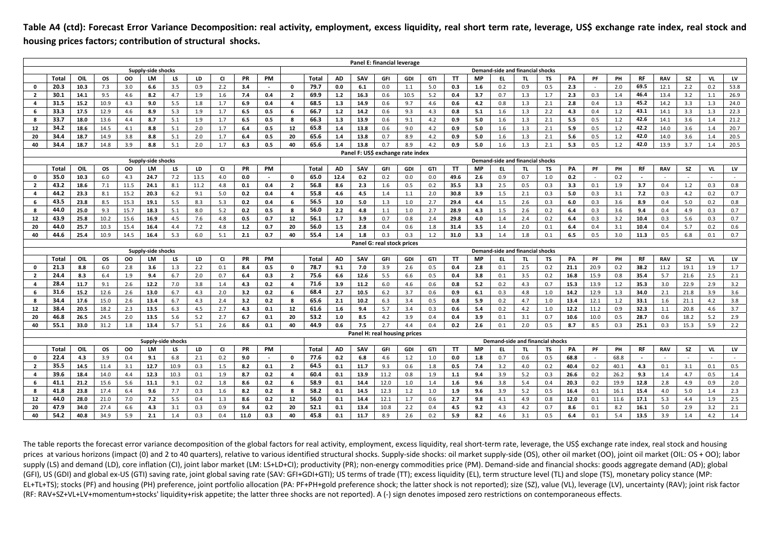**Table A4 (ctd): Forecast Error Variance Decomposition: real activity, employment, excess liquidity, real short term rate, leverage, US$ exchange rate index, real stock and housing prices factors; contribution of structural shocks.**

**Panel E: financial leverage**

| | Supply-side shocks | | | | | | | | | | | Demand-side and financial shocks | | | | | | | | | | | | | | | | | | | |
|---|---|---|---|---|---|---|---|---|---|---|---|---|---|---|---|---|---|---|---|---|---|---|---|---|---|---|---|---|---|---|---|
| | Total | OIL | OS | OO | LM | LS | LD | CI | PR | PM | | Total | AD | SAV | GFI | GDI | GTI | TT | MP | EL | TL | TS | PA | PF | PH | RF | RAV | SZ | VL | LV |
| 0 | 20.3 | 10.3 | 7.3 | 3.0 | 6.6 | 3.5 | 0.9 | 2.2 | 3.4 | - | 0 | 79.7 | 0.0 | 6.1 | 0.0 | 1.1 | 5.0 | 0.3 | 1.6 | 0.2 | 0.9 | 0.5 | 2.3 | - | 2.0 | 69.5 | 12.1 | 2.2 | 0.2 | 53.8 |
| 2 | 30.1 | 14.1 | 9.5 | 4.6 | 8.2 | 4.7 | 1.9 | 1.6 | 7.4 | 0.4 | 2 | 69.9 | 1.2 | 16.3 | 0.6 | 10.5 | 5.2 | 0.4 | 3.7 | 0.7 | 1.3 | 1.7 | 2.3 | 0.3 | 1.4 | 46.4 | 13.4 | 3.2 | 1.1 | 26.9 |
| 4 | 31.5 | 15.2 | 10.9 | 4.3 | 9.0 | 5.5 | 1.8 | 1.7 | 6.9 | 0.4 | 4 | 68.5 | 1.3 | 14.9 | 0.6 | 9.7 | 4.6 | 0.6 | 4.2 | 0.8 | 1.3 | 2.1 | 2.8 | 0.4 | 1.3 | 45.2 | 14.2 | 3.3 | 1.3 | 24.0 |
| 6 | 33.3 | 17.5 | 12.9 | 4.6 | 8.9 | 5.3 | 1.9 | 1.7 | 6.5 | 0.5 | 6 | 66.7 | 1.2 | 14.2 | 0.6 | 9.3 | 4.3 | 0.8 | 5.1 | 1.6 | 1.3 | 2.2 | 4.3 | 0.4 | 1.2 | 43.1 | 14.1 | 3.3 | 1.3 | 22.3 |
| 8 | 33.7 | 18.0 | 13.6 | 4.4 | 8.7 | 5.1 | 1.9 | 1.7 | 6.5 | 0.5 | 8 | 66.3 | 1.3 | 13.9 | 0.6 | 9.1 | 4.2 | 0.9 | 5.0 | 1.6 | 1.3 | 2.1 | 5.5 | 0.5 | 1.2 | 42.6 | 14.1 | 3.6 | 1.4 | 21.2 |
| 12 | 34.2 | 18.6 | 14.5 | 4.1 | 8.8 | 5.1 | 2.0 | 1.7 | 6.4 | 0.5 | 12 | 65.8 | 1.4 | 13.8 | 0.6 | 9.0 | 4.2 | 0.9 | 5.0 | 1.6 | 1.3 | 2.1 | 5.9 | 0.5 | 1.2 | 42.2 | 14.0 | 3.6 | 1.4 | 20.7 |
| 20 | 34.4 | 18.7 | 14.9 | 3.8 | 8.8 | 5.1 | 2.0 | 1.7 | 6.4 | 0.5 | 20 | 65.6 | 1.4 | 13.8 | 0.7 | 8.9 | 4.2 | 0.9 | 5.0 | 1.6 | 1.3 | 2.1 | 5.6 | 0.5 | 1.2 | 42.0 | 14.0 | 3.6 | 1.4 | 20.5 |
| 40 | 34.4 | 18.7 | 14.8 | 3.9 | 8.8 | 5.1 | 2.0 | 1.7 | 6.3 | 0.5 | 40 | 65.6 | 1.4 | 13.8 | 0.7 | 8.9 | 4.2 | 0.9 | 5.0 | 1.6 | 1.3 | 2.1 | 5.3 | 0.5 | 1.2 | 42.0 | 13.9 | 3.7 | 1.4 | 20.5 |

**Panel F: US$ exchange rate index**

| | Supply-side shocks | | | | | | | | | | | Demand-side and financial shocks | | | | | | | | | | | | | | | | | | | |
|---|---|---|---|---|---|---|---|---|---|---|---|---|---|---|---|---|---|---|---|---|---|---|---|---|---|---|---|---|---|---|---|
| | Total | OIL | OS | OO | LM | LS | LD | CI | PR | PM | | Total | AD | SAV | GFI | GDI | GTI | TT | MP | EL | TL | TS | PA | PF | PH | RF | RAV | SZ | VL | LV |
| 0 | 35.0 | 10.3 | 6.0 | 4.3 | 24.7 | 7.2 | 13.5 | 4.0 | 0.0 | - | 0 | 65.0 | 12.4 | 0.2 | 0.2 | 0.0 | 0.0 | 49.6 | 2.6 | 0.9 | 0.7 | 1.0 | 0.2 | - | 0.2 | - | - | - | - | - |
| 2 | 43.2 | 18.6 | 7.1 | 11.5 | 24.1 | 8.1 | 11.2 | 4.8 | 0.1 | 0.4 | 2 | 56.8 | 8.6 | 2.3 | 1.6 | 0.5 | 0.2 | 35.5 | 3.3 | 2.5 | 0.5 | 0.3 | 3.3 | 0.1 | 1.9 | 3.7 | 0.4 | 1.2 | 0.3 | 0.8 |
| 4 | 44.2 | 23.3 | 8.1 | 15.2 | 20.3 | 6.2 | 9.1 | 5.0 | 0.2 | 0.4 | 4 | 55.8 | 4.6 | 4.5 | 1.4 | 1.1 | 2.0 | 30.8 | 3.9 | 1.5 | 2.1 | 0.3 | 5.0 | 0.3 | 3.1 | 7.2 | 0.3 | 4.2 | 0.2 | 0.7 |
| 6 | 43.5 | 23.8 | 8.5 | 15.3 | 19.1 | 5.5 | 8.3 | 5.3 | 0.2 | 0.4 | 6 | 56.5 | 3.0 | 5.0 | 1.3 | 1.0 | 2.7 | 29.4 | 4.4 | 1.5 | 2.6 | 0.3 | 6.0 | 0.3 | 3.6 | 8.9 | 0.4 | 5.0 | 0.2 | 0.8 |
| 8 | 44.0 | 25.0 | 9.3 | 15.7 | 18.3 | 5.1 | 8.0 | 5.2 | 0.2 | 0.5 | 8 | 56.0 | 2.2 | 4.8 | 1.1 | 1.0 | 2.7 | 28.9 | 4.3 | 1.5 | 2.6 | 0.2 | 6.4 | 0.3 | 3.6 | 9.4 | 0.4 | 4.9 | 0.3 | 0.7 |
| 12 | 43.9 | 25.8 | 10.2 | 15.6 | 16.9 | 4.5 | 7.6 | 4.8 | 0.5 | 0.7 | 12 | 56.1 | 1.7 | 3.9 | 0.7 | 0.8 | 2.4 | 29.8 | 4.0 | 1.4 | 2.4 | 0.2 | 6.4 | 0.3 | 3.2 | 10.4 | 0.3 | 5.6 | 0.3 | 0.7 |
| 20 | 44.0 | 25.7 | 10.3 | 15.4 | 16.4 | 4.4 | 7.2 | 4.8 | 1.2 | 0.7 | 20 | 56.0 | 1.5 | 2.8 | 0.4 | 0.6 | 1.8 | 31.4 | 3.5 | 1.4 | 2.0 | 0.1 | 6.4 | 0.4 | 3.1 | 10.4 | 0.4 | 5.7 | 0.2 | 0.6 |
| 40 | 44.6 | 25.4 | 10.9 | 14.5 | 16.4 | 5.3 | 6.0 | 5.1 | 2.1 | 0.7 | 40 | 55.4 | 1.4 | 1.8 | 0.3 | 0.3 | 1.2 | 31.0 | 3.3 | 1.4 | 1.8 | 0.1 | 6.5 | 0.5 | 3.0 | 11.3 | 0.5 | 6.8 | 0.1 | 0.7 |

**Panel G: real stock prices**

| | Supply-side shocks | | | | | | | | | | | Demand-side and financial shocks | | | | | | | | | | | | | | | | | | | |
|---|---|---|---|---|---|---|---|---|---|---|---|---|---|---|---|---|---|---|---|---|---|---|---|---|---|---|---|---|---|---|---|
| | Total | OIL | OS | OO | LM | LS | LD | CI | PR | PM | | Total | AD | SAV | GFI | GDI | GTI | TT | MP | EL | TL | TS | PA | PF | PH | RF | RAV | SZ | VL | LV |
| 0 | 21.3 | 8.8 | 6.0 | 2.8 | 3.6 | 1.3 | 2.2 | 0.1 | 8.4 | 0.5 | 0 | 78.7 | 9.1 | 7.0 | 3.9 | 2.6 | 0.5 | 0.4 | 2.8 | 0.1 | 2.5 | 0.2 | 21.1 | 20.9 | 0.2 | 38.2 | 11.2 | 19.1 | 1.9 | 1.7 |
| 2 | 24.4 | 8.3 | 6.4 | 1.9 | 9.4 | 6.7 | 2.0 | 0.7 | 6.4 | 0.3 | 2 | 75.6 | 6.6 | 12.6 | 5.5 | 6.6 | 0.5 | 0.4 | 3.8 | 0.1 | 3.5 | 0.2 | 16.8 | 15.9 | 0.8 | 35.4 | 5.7 | 21.6 | 2.5 | 2.1 |
| 4 | 28.4 | 11.7 | 9.1 | 2.6 | 12.2 | 7.0 | 3.8 | 1.4 | 4.3 | 0.2 | 4 | 71.6 | 3.9 | 11.2 | 6.0 | 4.6 | 0.6 | 0.8 | 5.2 | 0.2 | 4.3 | 0.7 | 15.3 | 13.9 | 1.2 | 35.3 | 3.0 | 22.9 | 2.9 | 3.2 |
| 6 | 31.6 | 15.2 | 12.6 | 2.6 | 13.0 | 6.7 | 4.3 | 2.0 | 3.2 | 0.2 | 6 | 68.4 | 2.7 | 10.5 | 6.2 | 3.7 | 0.6 | 0.9 | 6.1 | 0.3 | 4.8 | 1.0 | 14.2 | 12.9 | 1.3 | 34.0 | 2.1 | 21.8 | 3.9 | 3.6 |
| 8 | 34.4 | 17.6 | 15.0 | 2.6 | 13.4 | 6.7 | 4.3 | 2.4 | 3.2 | 0.2 | 8 | 65.6 | 2.1 | 10.2 | 6.3 | 3.4 | 0.5 | 0.8 | 5.9 | 0.2 | 4.7 | 1.0 | 13.4 | 12.1 | 1.2 | 33.1 | 1.6 | 21.1 | 4.2 | 3.8 |
| 12 | 38.4 | 20.5 | 18.2 | 2.3 | 13.5 | 6.3 | 4.5 | 2.7 | 4.3 | 0.1 | 12 | 61.6 | 1.6 | 9.4 | 5.7 | 3.4 | 0.3 | 0.6 | 5.4 | 0.2 | 4.2 | 1.0 | 12.2 | 11.2 | 0.9 | 32.3 | 1.1 | 20.8 | 4.6 | 3.7 |
| 20 | 46.8 | 26.5 | 24.5 | 2.0 | 13.5 | 5.6 | 5.2 | 2.7 | 6.7 | 0.1 | 20 | 53.2 | 1.0 | 8.5 | 4.2 | 3.9 | 0.4 | 0.4 | 3.9 | 0.1 | 3.1 | 0.7 | 10.6 | 10.0 | 0.5 | 28.7 | 0.6 | 18.2 | 5.2 | 2.9 |
| 40 | 55.1 | 33.0 | 31.2 | 1.8 | 13.4 | 5.7 | 5.1 | 2.6 | 8.6 | 0.1 | 40 | 44.9 | 0.6 | 7.5 | 2.7 | 4.4 | 0.4 | 0.2 | 2.6 | 0.1 | 2.0 | 0.5 | 8.7 | 8.5 | 0.3 | 25.1 | 0.3 | 15.3 | 5.9 | 2.2 |

**Panel H: real housing prices**

| | Supply-side shocks | | | | | | | | | | | Demand-side and financial shocks | | | | | | | | | | | | | | | | | | | |
|---|---|---|---|---|---|---|---|---|---|---|---|---|---|---|---|---|---|---|---|---|---|---|---|---|---|---|---|---|---|---|---|
| | Total | OIL | OS | OO | LM | LS | LD | CI | PR | PM | | Total | AD | SAV | GFI | GDI | GTI | TT | MP | EL | TL | TS | PA | PF | PH | RF | RAV | SZ | VL | LV |
| 0 | 22.4 | 4.3 | 3.9 | 0.4 | 9.1 | 6.8 | 2.1 | 0.2 | 9.0 | - | 0 | 77.6 | 0.2 | 6.8 | 4.6 | 1.2 | 1.0 | 0.0 | 1.8 | 0.7 | 0.6 | 0.5 | 68.8 | - | 68.8 | - | - | - | - | - |
| 2 | 35.5 | 14.5 | 11.4 | 3.1 | 12.7 | 10.9 | 0.3 | 1.5 | 8.2 | 0.1 | 2 | 64.5 | 0.1 | 11.7 | 9.3 | 0.6 | 1.8 | 0.5 | 7.4 | 3.2 | 4.0 | 0.2 | 40.4 | 0.2 | 40.1 | 4.3 | 0.1 | 3.1 | 0.1 | 0.5 |
| 4 | 39.6 | 18.4 | 14.0 | 4.4 | 12.3 | 10.3 | 0.1 | 1.9 | 8.7 | 0.2 | 4 | 60.4 | 0.1 | 13.9 | 11.2 | 0.8 | 1.9 | 1.1 | 9.4 | 3.9 | 5.2 | 0.3 | 26.6 | 0.2 | 26.2 | 9.3 | 1.4 | 4.7 | 0.5 | 1.4 |
| 6 | 41.1 | 21.2 | 15.6 | 5.6 | 11.1 | 9.1 | 0.2 | 1.8 | 8.6 | 0.2 | 6 | 58.9 | 0.1 | 14.4 | 12.0 | 1.0 | 1.4 | 1.6 | 9.6 | 3.8 | 5.4 | 0.4 | 20.3 | 0.2 | 19.9 | 12.8 | 2.8 | 4.9 | 0.9 | 2.0 |
| 8 | 41.8 | 23.8 | 17.4 | 6.4 | 9.6 | 7.7 | 0.3 | 1.6 | 8.2 | 0.2 | 8 | 58.2 | 0.1 | 14.5 | 12.3 | 1.2 | 1.0 | 1.9 | 9.6 | 3.9 | 5.2 | 0.5 | 16.4 | 0.1 | 16.1 | 15.4 | 4.0 | 5.0 | 1.4 | 2.3 |
| 12 | 44.0 | 28.0 | 21.0 | 7.0 | 7.2 | 5.5 | 0.4 | 1.3 | 8.6 | 0.2 | 12 | 56.0 | 0.1 | 14.4 | 12.1 | 1.7 | 0.6 | 2.7 | 9.8 | 4.1 | 4.9 | 0.8 | 12.0 | 0.1 | 11.6 | 17.1 | 5.3 | 4.4 | 1.9 | 2.5 |
| 20 | 47.9 | 34.0 | 27.4 | 6.6 | 4.3 | 3.1 | 0.3 | 0.9 | 9.4 | 0.2 | 20 | 52.1 | 0.1 | 13.4 | 10.8 | 2.2 | 0.4 | 4.5 | 9.2 | 4.3 | 4.2 | 0.7 | 8.6 | 0.1 | 8.2 | 16.1 | 5.0 | 2.9 | 3.2 | 2.1 |
| 40 | 54.2 | 40.8 | 34.9 | 5.9 | 2.1 | 1.4 | 0.3 | 0.4 | 11.0 | 0.3 | 40 | 45.8 | 0.1 | 11.7 | 8.9 | 2.6 | 0.2 | 5.9 | 8.2 | 4.6 | 3.1 | 0.5 | 6.4 | 0.1 | 5.4 | 13.5 | 3.9 | 1.4 | 4.2 | 1.4 |

The table reports the forecast error variance decomposition of the global factors for real activity, employment, excess liquidity, real short-term rate, leverage, the US$ exchange rate index, real stock and housing prices at various horizons (impact (0) and 2 to 40 quarters), relative to various identified structural shocks. Supply-side shocks: oil market supply-side (OS), other oil market (OO), joint oil market (OIL: OS + OO); labor supply (LS) and demand (LD), core inflation (CI), joint labor market (LM: LS+LD+CI); productivity (PR); non-energy commodities price (PM). Demand-side and financial shocks: goods aggregate demand (AD); global (GFI), US (GDI) and global ex-US (GTI) saving rate, joint global saving rate (SAV: GFI+GDI+GTI); US terms of trade (TT); excess liquidity (EL), term structure level (TL) and slope (TS), monetary policy stance (MP: EL+TL+TS); stocks (PF) and housing (PH) preference, joint portfolio allocation (PA: PF+PH+gold preference shock; the latter shock is not reported); size (SZ), value (VL), leverage (LV), uncertainty (RAV); joint risk factor (RF: RAV+SZ+VL+LV+momentum+stocks' liquidity+risk appetite; the latter three shocks are not reported). A (-) sign denotes imposed zero restrictions on contemporaneous effects.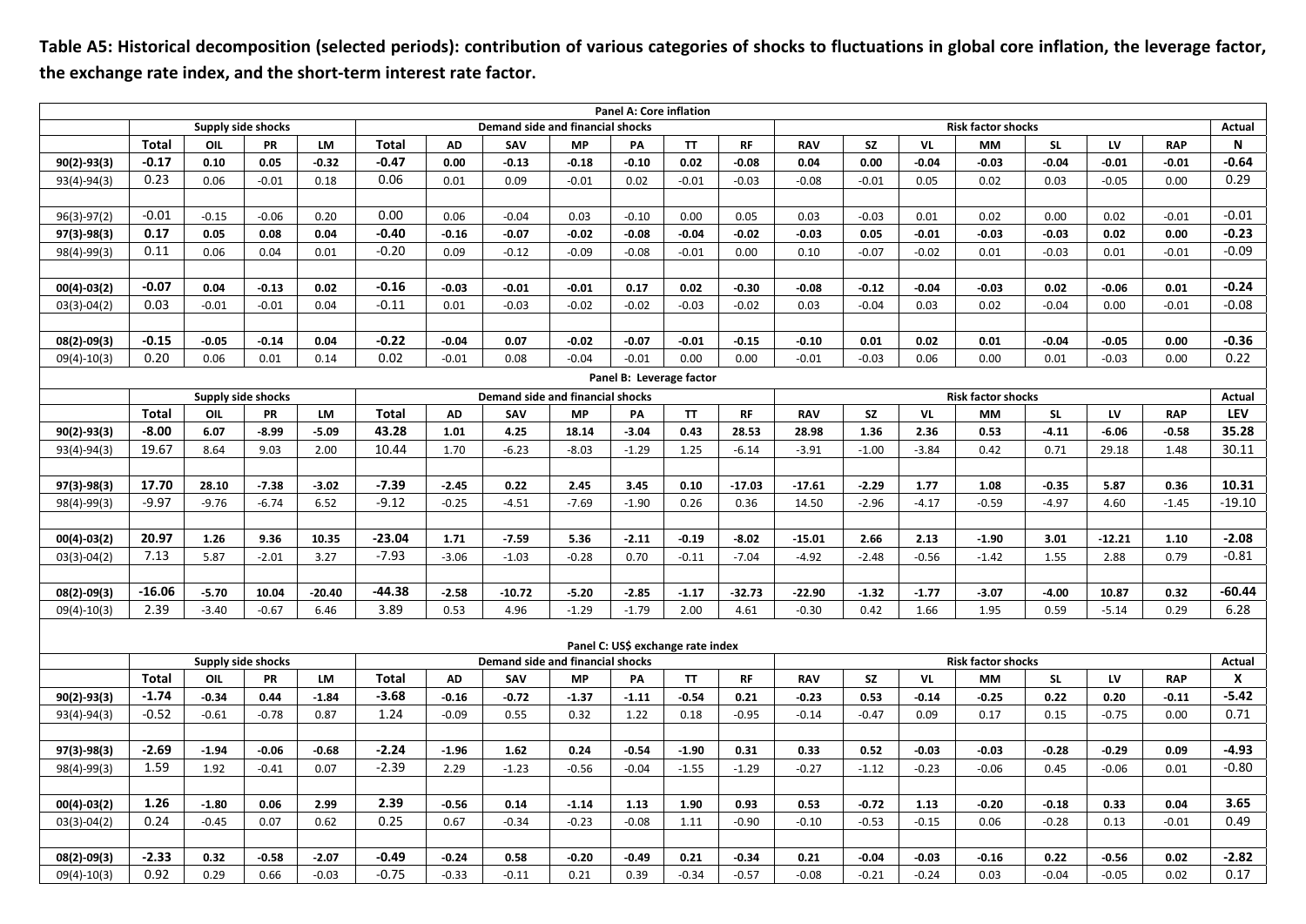**Table A5: Historical decomposition (selected periods): contribution of various categories of shocks to fluctuations in global core inflation, the leverage factor, the exchange rate index, and the short-term interest rate factor.**

| Panel A: Core inflation | | | | | | | | | | | | | | | | | | | |
|---|---|---|---|---|---|---|---|---|---|---|---|---|---|---|---|---|---|---|---|
| | Supply side shocks | | | | Demand side and financial shocks | | | | | | | Risk factor shocks | | | | | | | Actual |
| | Total | OIL | PR | LM | Total | AD | SAV | MP | PA | TT | RF | RAV | SZ | VL | MM | SL | LV | RAP | N |
| **90(2)-93(3)** | **-0.17** | **0.10** | **0.05** | **-0.32** | **-0.47** | **0.00** | **-0.13** | **-0.18** | **-0.10** | **0.02** | **-0.08** | **0.04** | **0.00** | **-0.04** | **-0.03** | **-0.04** | **-0.01** | **-0.01** | **-0.64** |
| 93(4)-94(3) | 0.23 | 0.06 | -0.01 | 0.18 | 0.06 | 0.01 | 0.09 | -0.01 | 0.02 | -0.01 | -0.03 | -0.08 | -0.01 | 0.05 | 0.02 | 0.03 | -0.05 | 0.00 | 0.29 |
| | | | | | | | | | | | | | | | | | | | |
| 96(3)-97(2) | -0.01 | -0.15 | -0.06 | 0.20 | 0.00 | 0.06 | -0.04 | 0.03 | -0.10 | 0.00 | 0.05 | 0.03 | -0.03 | 0.01 | 0.02 | 0.00 | 0.02 | -0.01 | -0.01 |
| **97(3)-98(3)** | **0.17** | **0.05** | **0.08** | **0.04** | **-0.40** | **-0.16** | **-0.07** | **-0.02** | **-0.08** | **-0.04** | **-0.02** | **-0.03** | **0.05** | **-0.01** | **-0.03** | **-0.03** | **0.02** | **0.00** | **-0.23** |
| 98(4)-99(3) | 0.11 | 0.06 | 0.04 | 0.01 | -0.20 | 0.09 | -0.12 | -0.09 | -0.08 | -0.01 | 0.00 | 0.10 | -0.07 | -0.02 | 0.01 | -0.03 | 0.01 | -0.01 | -0.09 |
| | | | | | | | | | | | | | | | | | | | |
| **00(4)-03(2)** | **-0.07** | **0.04** | **-0.13** | **0.02** | **-0.16** | **-0.03** | **-0.01** | **-0.01** | **0.17** | **0.02** | **-0.30** | **-0.08** | **-0.12** | **-0.04** | **-0.03** | **0.02** | **-0.06** | **0.01** | **-0.24** |
| 03(3)-04(2) | 0.03 | -0.01 | -0.01 | 0.04 | -0.11 | 0.01 | -0.03 | -0.02 | -0.02 | -0.03 | -0.02 | 0.03 | -0.04 | 0.03 | 0.02 | -0.04 | 0.00 | -0.01 | -0.08 |
| | | | | | | | | | | | | | | | | | | | |
| **08(2)-09(3)** | **-0.15** | **-0.05** | **-0.14** | **0.04** | **-0.22** | **-0.04** | **0.07** | **-0.02** | **-0.07** | **-0.01** | **-0.15** | **-0.10** | **0.01** | **0.02** | **0.01** | **-0.04** | **-0.05** | **0.00** | **-0.36** |
| 09(4)-10(3) | 0.20 | 0.06 | 0.01 | 0.14 | 0.02 | -0.01 | 0.08 | -0.04 | -0.01 | 0.00 | 0.00 | -0.01 | -0.03 | 0.06 | 0.00 | 0.01 | -0.03 | 0.00 | 0.22 |
| **Panel B: Leverage factor** | | | | | | | | | | | | | | | | | | | |
| | Supply side shocks | | | | Demand side and financial shocks | | | | | | | Risk factor shocks | | | | | | | Actual |
| | Total | OIL | PR | LM | Total | AD | SAV | MP | PA | TT | RF | RAV | SZ | VL | MM | SL | LV | RAP | LEV |
| **90(2)-93(3)** | **-8.00** | **6.07** | **-8.99** | **-5.09** | **43.28** | **1.01** | **4.25** | **18.14** | **-3.04** | **0.43** | **28.53** | **28.98** | **1.36** | **2.36** | **0.53** | **-4.11** | **-6.06** | **-0.58** | **35.28** |
| 93(4)-94(3) | 19.67 | 8.64 | 9.03 | 2.00 | 10.44 | 1.70 | -6.23 | -8.03 | -1.29 | 1.25 | -6.14 | -3.91 | -1.00 | -3.84 | 0.42 | 0.71 | 29.18 | 1.48 | 30.11 |
| | | | | | | | | | | | | | | | | | | | |
| **97(3)-98(3)** | **17.70** | **28.10** | **-7.38** | **-3.02** | **-7.39** | **-2.45** | **0.22** | **2.45** | **3.45** | **0.10** | **-17.03** | **-17.61** | **-2.29** | **1.77** | **1.08** | **-0.35** | **5.87** | **0.36** | **10.31** |
| 98(4)-99(3) | -9.97 | -9.76 | -6.74 | 6.52 | -9.12 | -0.25 | -4.51 | -7.69 | -1.90 | 0.26 | 0.36 | 14.50 | -2.96 | -4.17 | -0.59 | -4.97 | 4.60 | -1.45 | -19.10 |
| | | | | | | | | | | | | | | | | | | | |
| **00(4)-03(2)** | **20.97** | **1.26** | **9.36** | **10.35** | **-23.04** | **1.71** | **-7.59** | **5.36** | **-2.11** | **-0.19** | **-8.02** | **-15.01** | **2.66** | **2.13** | **-1.90** | **3.01** | **-12.21** | **1.10** | **-2.08** |
| 03(3)-04(2) | 7.13 | 5.87 | -2.01 | 3.27 | -7.93 | -3.06 | -1.03 | -0.28 | 0.70 | -0.11 | -7.04 | -4.92 | -2.48 | -0.56 | -1.42 | 1.55 | 2.88 | 0.79 | -0.81 |
| | | | | | | | | | | | | | | | | | | | |
| **08(2)-09(3)** | **-16.06** | **-5.70** | **10.04** | **-20.40** | **-44.38** | **-2.58** | **-10.72** | **-5.20** | **-2.85** | **-1.17** | **-32.73** | **-22.90** | **-1.32** | **-1.77** | **-3.07** | **-4.00** | **10.87** | **0.32** | **-60.44** |
| 09(4)-10(3) | 2.39 | -3.40 | -0.67 | 6.46 | 3.89 | 0.53 | 4.96 | -1.29 | -1.79 | 2.00 | 4.61 | -0.30 | 0.42 | 1.66 | 1.95 | 0.59 | -5.14 | 0.29 | 6.28 |
| **Panel C: US$ exchange rate index** | | | | | | | | | | | | | | | | | | | |
| | Supply side shocks | | | | Demand side and financial shocks | | | | | | | Risk factor shocks | | | | | | | Actual |
| | Total | OIL | PR | LM | Total | AD | SAV | MP | PA | TT | RF | RAV | SZ | VL | MM | SL | LV | RAP | X |
| **90(2)-93(3)** | **-1.74** | **-0.34** | **0.44** | **-1.84** | **-3.68** | **-0.16** | **-0.72** | **-1.37** | **-1.11** | **-0.54** | **0.21** | **-0.23** | **0.53** | **-0.14** | **-0.25** | **0.22** | **0.20** | **-0.11** | **-5.42** |
| 93(4)-94(3) | -0.52 | -0.61 | -0.78 | 0.87 | 1.24 | -0.09 | 0.55 | 0.32 | 1.22 | 0.18 | -0.95 | -0.14 | -0.47 | 0.09 | 0.17 | 0.15 | -0.75 | 0.00 | 0.71 |
| | | | | | | | | | | | | | | | | | | | |
| **97(3)-98(3)** | **-2.69** | **-1.94** | **-0.06** | **-0.68** | **-2.24** | **-1.96** | **1.62** | **0.24** | **-0.54** | **-1.90** | **0.31** | **0.33** | **0.52** | **-0.03** | **-0.03** | **-0.28** | **-0.29** | **0.09** | **-4.93** |
| 98(4)-99(3) | 1.59 | 1.92 | -0.41 | 0.07 | -2.39 | 2.29 | -1.23 | -0.56 | -0.04 | -1.55 | -1.29 | -0.27 | -1.12 | -0.23 | -0.06 | 0.45 | -0.06 | 0.01 | -0.80 |
| | | | | | | | | | | | | | | | | | | | |
| **00(4)-03(2)** | **1.26** | **-1.80** | **0.06** | **2.99** | **2.39** | **-0.56** | **0.14** | **-1.14** | **1.13** | **1.90** | **0.93** | **0.53** | **-0.72** | **1.13** | **-0.20** | **-0.18** | **0.33** | **0.04** | **3.65** |
| 03(3)-04(2) | 0.24 | -0.45 | 0.07 | 0.62 | 0.25 | 0.67 | -0.34 | -0.23 | -0.08 | 1.11 | -0.90 | -0.10 | -0.53 | -0.15 | 0.06 | -0.28 | 0.13 | -0.01 | 0.49 |
| | | | | | | | | | | | | | | | | | | | |
| **08(2)-09(3)** | **-2.33** | **0.32** | **-0.58** | **-2.07** | **-0.49** | **-0.24** | **0.58** | **-0.20** | **-0.49** | **0.21** | **-0.34** | **0.21** | **-0.04** | **-0.03** | **-0.16** | **0.22** | **-0.56** | **0.02** | **-2.82** |
| 09(4)-10(3) | 0.92 | 0.29 | 0.66 | -0.03 | -0.75 | -0.33 | -0.11 | 0.21 | 0.39 | -0.34 | -0.57 | -0.08 | -0.21 | -0.24 | 0.03 | -0.04 | -0.05 | 0.02 | 0.17 |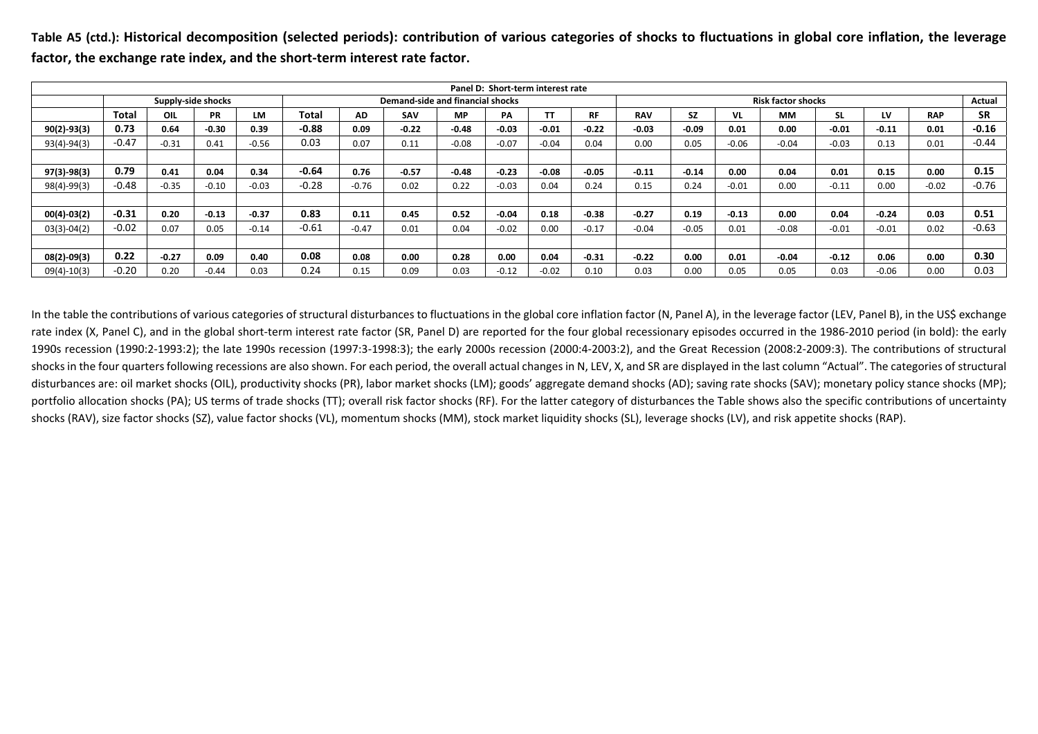**Table A5 (ctd.): Historical decomposition (selected periods): contribution of various categories of shocks to fluctuations in global core inflation, the leverage factor, the exchange rate index, and the short-term interest rate factor.**

| Panel D: Short-term interest rate | | | | | | | | | | | | | | | | | | | |
|---|---|---|---|---|---|---|---|---|---|---|---|---|---|---|---|---|---|---|---|
| | Supply-side shocks | | | | Demand-side and financial shocks | | | | | | | Risk factor shocks | | | | | | | Actual |
| | Total | OIL | PR | LM | Total | AD | SAV | MP | PA | TT | RF | RAV | SZ | VL | MM | SL | LV | RAP | SR |
| **90(2)-93(3)** | **0.73** | **0.64** | **-0.30** | **0.39** | **-0.88** | **0.09** | **-0.22** | **-0.48** | **-0.03** | **-0.01** | **-0.22** | **-0.03** | **-0.09** | **0.01** | **0.00** | **-0.01** | **-0.11** | **0.01** | **-0.16** |
| 93(4)-94(3) | -0.47 | -0.31 | 0.41 | -0.56 | 0.03 | 0.07 | 0.11 | -0.08 | -0.07 | -0.04 | 0.04 | 0.00 | 0.05 | -0.06 | -0.04 | -0.03 | 0.13 | 0.01 | -0.44 |
| | | | | | | | | | | | | | | | | | | | |
| **97(3)-98(3)** | **0.79** | **0.41** | **0.04** | **0.34** | **-0.64** | **0.76** | **-0.57** | **-0.48** | **-0.23** | **-0.08** | **-0.05** | **-0.11** | **-0.14** | **0.00** | **0.04** | **0.01** | **0.15** | **0.00** | **0.15** |
| 98(4)-99(3) | -0.48 | -0.35 | -0.10 | -0.03 | -0.28 | -0.76 | 0.02 | 0.22 | -0.03 | 0.04 | 0.24 | 0.15 | 0.24 | -0.01 | 0.00 | -0.11 | 0.00 | -0.02 | -0.76 |
| | | | | | | | | | | | | | | | | | | | |
| **00(4)-03(2)** | **-0.31** | **0.20** | **-0.13** | **-0.37** | **0.83** | **0.11** | **0.45** | **0.52** | **-0.04** | **0.18** | **-0.38** | **-0.27** | **0.19** | **-0.13** | **0.00** | **0.04** | **-0.24** | **0.03** | **0.51** |
| 03(3)-04(2) | -0.02 | 0.07 | 0.05 | -0.14 | -0.61 | -0.47 | 0.01 | 0.04 | -0.02 | 0.00 | -0.17 | -0.04 | -0.05 | 0.01 | -0.08 | -0.01 | -0.01 | 0.02 | -0.63 |
| | | | | | | | | | | | | | | | | | | | |
| **08(2)-09(3)** | **0.22** | **-0.27** | **0.09** | **0.40** | **0.08** | **0.08** | **0.00** | **0.28** | **0.00** | **0.04** | **-0.31** | **-0.22** | **0.00** | **0.01** | **-0.04** | **-0.12** | **0.06** | **0.00** | **0.30** |
| 09(4)-10(3) | -0.20 | 0.20 | -0.44 | 0.03 | 0.24 | 0.15 | 0.09 | 0.03 | -0.12 | -0.02 | 0.10 | 0.03 | 0.00 | 0.05 | 0.05 | 0.03 | -0.06 | 0.00 | 0.03 |

In the table the contributions of various categories of structural disturbances to fluctuations in the global core inflation factor (N, Panel A), in the leverage factor (LEV, Panel B), in the US$ exchange rate index (X, Panel C), and in the global short-term interest rate factor (SR, Panel D) are reported for the four global recessionary episodes occurred in the 1986-2010 period (in bold): the early 1990s recession (1990:2-1993:2); the late 1990s recession (1997:3-1998:3); the early 2000s recession (2000:4-2003:2), and the Great Recession (2008:2-2009:3). The contributions of structural shocks in the four quarters following recessions are also shown. For each period, the overall actual changes in N, LEV, X, and SR are displayed in the last column "Actual". The categories of structural disturbances are: oil market shocks (OIL), productivity shocks (PR), labor market shocks (LM); goods' aggregate demand shocks (AD); saving rate shocks (SAV); monetary policy stance shocks (MP); portfolio allocation shocks (PA); US terms of trade shocks (TT); overall risk factor shocks (RF). For the latter category of disturbances the Table shows also the specific contributions of uncertainty shocks (RAV), size factor shocks (SZ), value factor shocks (VL), momentum shocks (MM), stock market liquidity shocks (SL), leverage shocks (LV), and risk appetite shocks (RAP).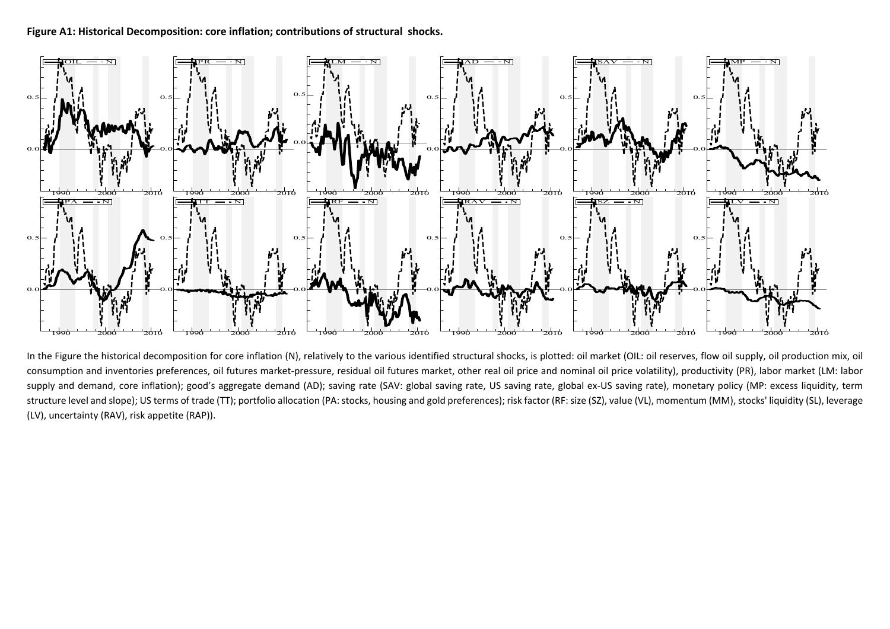**Figure A1: Historical Decomposition: core inflation; contributions of structural shocks.**

In the Figure the historical decomposition for core inflation (N), relatively to the various identified structural shocks, is plotted: oil market (OIL: oil reserves, flow oil supply, oil production mix, oil consumption and inventories preferences, oil futures market-pressure, residual oil futures market, other real oil price and nominal oil price volatility), productivity (PR), labor market (LM: labor supply and demand, core inflation); good's aggregate demand (AD); saving rate (SAV: global saving rate, US saving rate, global ex-US saving rate), monetary policy (MP: excess liquidity, term structure level and slope); US terms of trade (TT); portfolio allocation (PA: stocks, housing and gold preferences); risk factor (RF: size (SZ), value (VL), momentum (MM), stocks' liquidity (SL), leverage (LV), uncertainty (RAV), risk appetite (RAP)).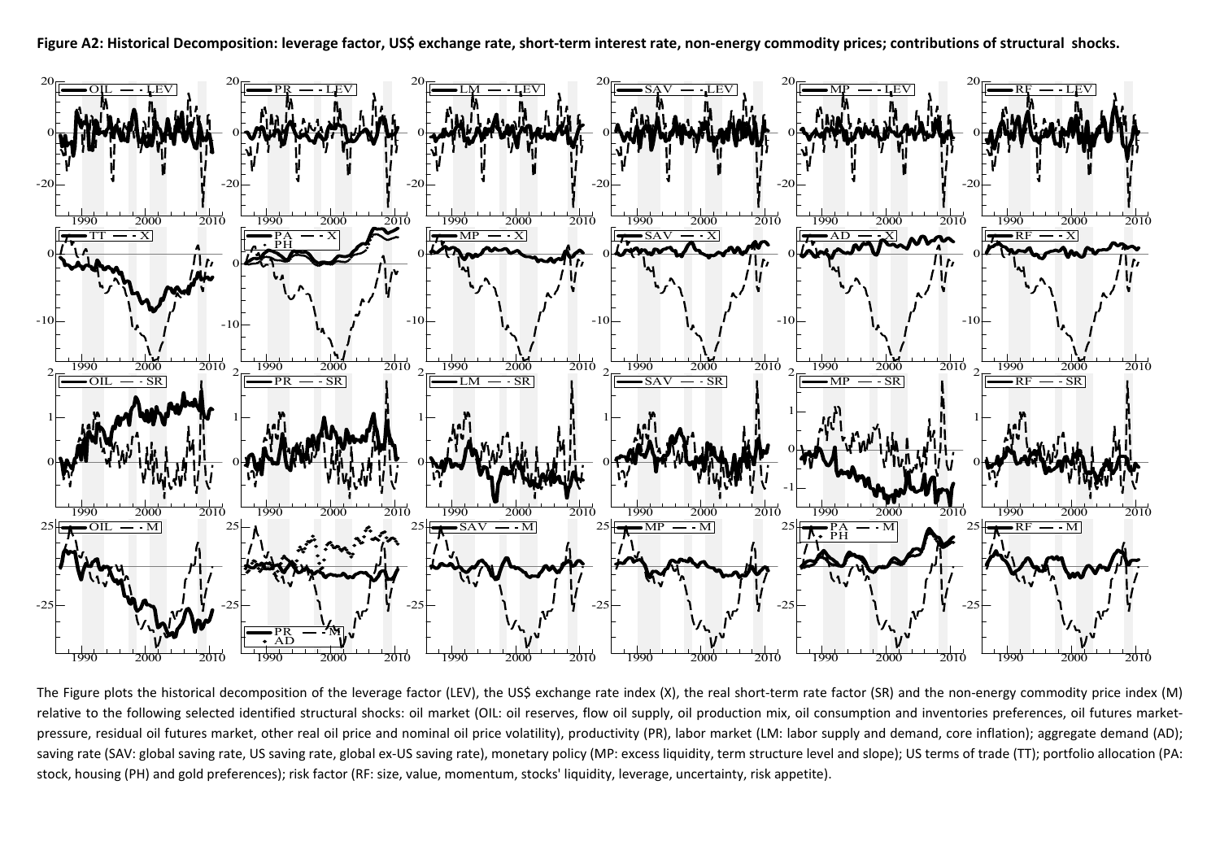**Figure A2: Historical Decomposition: leverage factor, US$ exchange rate, short-term interest rate, non-energy commodity prices; contributions of structural shocks.**

OIL LEV
PR LEV
LM LEV
SAV LEV
MP LEV
RF LEV

TT X
PA X PH
MP X
SAV X
AD X
RF X

OIL SR
PR SR
LM SR
SAV SR
MP SR
RF SR

OIL M
PR M AD
SAV M
MP M
PA M PH
RF M

The Figure plots the historical decomposition of the leverage factor (LEV), the US$ exchange rate index (X), the real short-term rate factor (SR) and the non-energy commodity price index (M) relative to the following selected identified structural shocks: oil market (OIL: oil reserves, flow oil supply, oil production mix, oil consumption and inventories preferences, oil futures market-pressure, residual oil futures market, other real oil price and nominal oil price volatility), productivity (PR), labor market (LM: labor supply and demand, core inflation); aggregate demand (AD); saving rate (SAV: global saving rate, US saving rate, global ex-US saving rate), monetary policy (MP: excess liquidity, term structure level and slope); US terms of trade (TT); portfolio allocation (PA: stock, housing (PH) and gold preferences); risk factor (RF: size, value, momentum, stocks' liquidity, leverage, uncertainty, risk appetite).